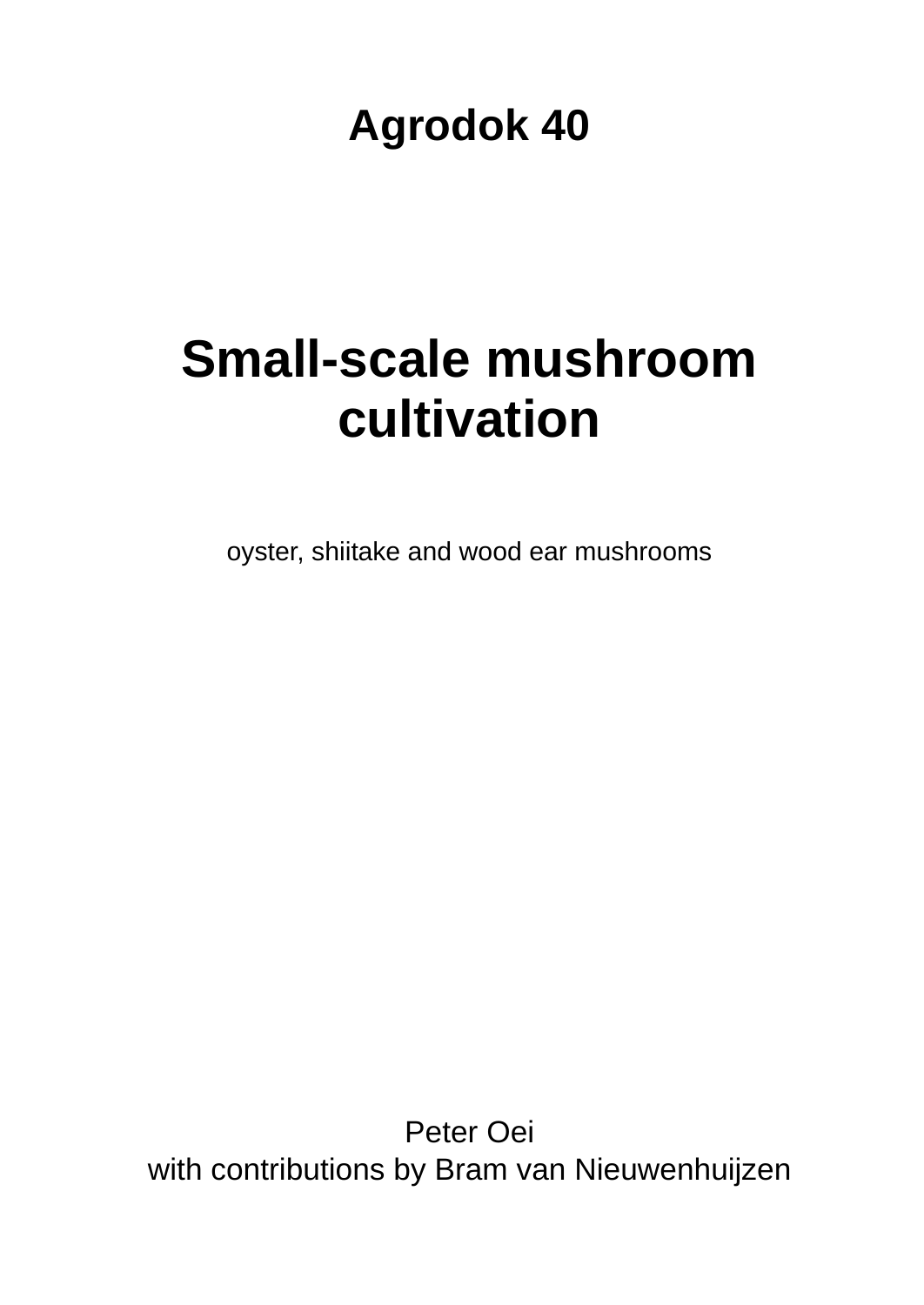# Agrodok 40

# Small-scale mushroom cultivation

oyster, shiitake and wood ear mushrooms

Peter Oei
with contributions by Bram van Nieuwenhuijzen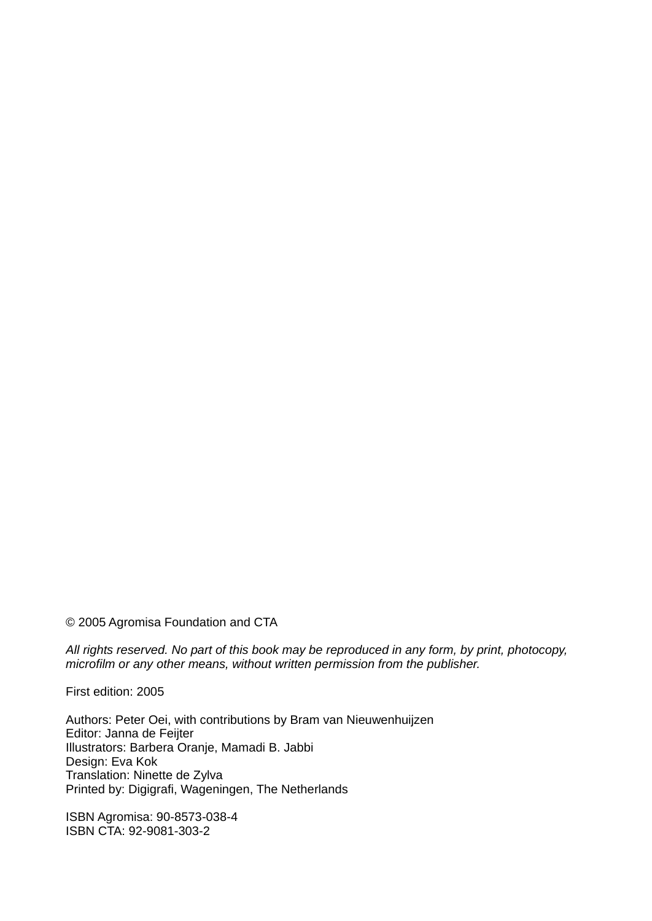© 2005 Agromisa Foundation and CTA

*All rights reserved. No part of this book may be reproduced in any form, by print, photocopy, microfilm or any other means, without written permission from the publisher.*

First edition: 2005

Authors: Peter Oei, with contributions by Bram van Nieuwenhuijzen
Editor: Janna de Feijter
Illustrators: Barbera Oranje, Mamadi B. Jabbi
Design: Eva Kok
Translation: Ninette de Zylva
Printed by: Digigrafi, Wageningen, The Netherlands

ISBN Agromisa: 90-8573-038-4
ISBN CTA: 92-9081-303-2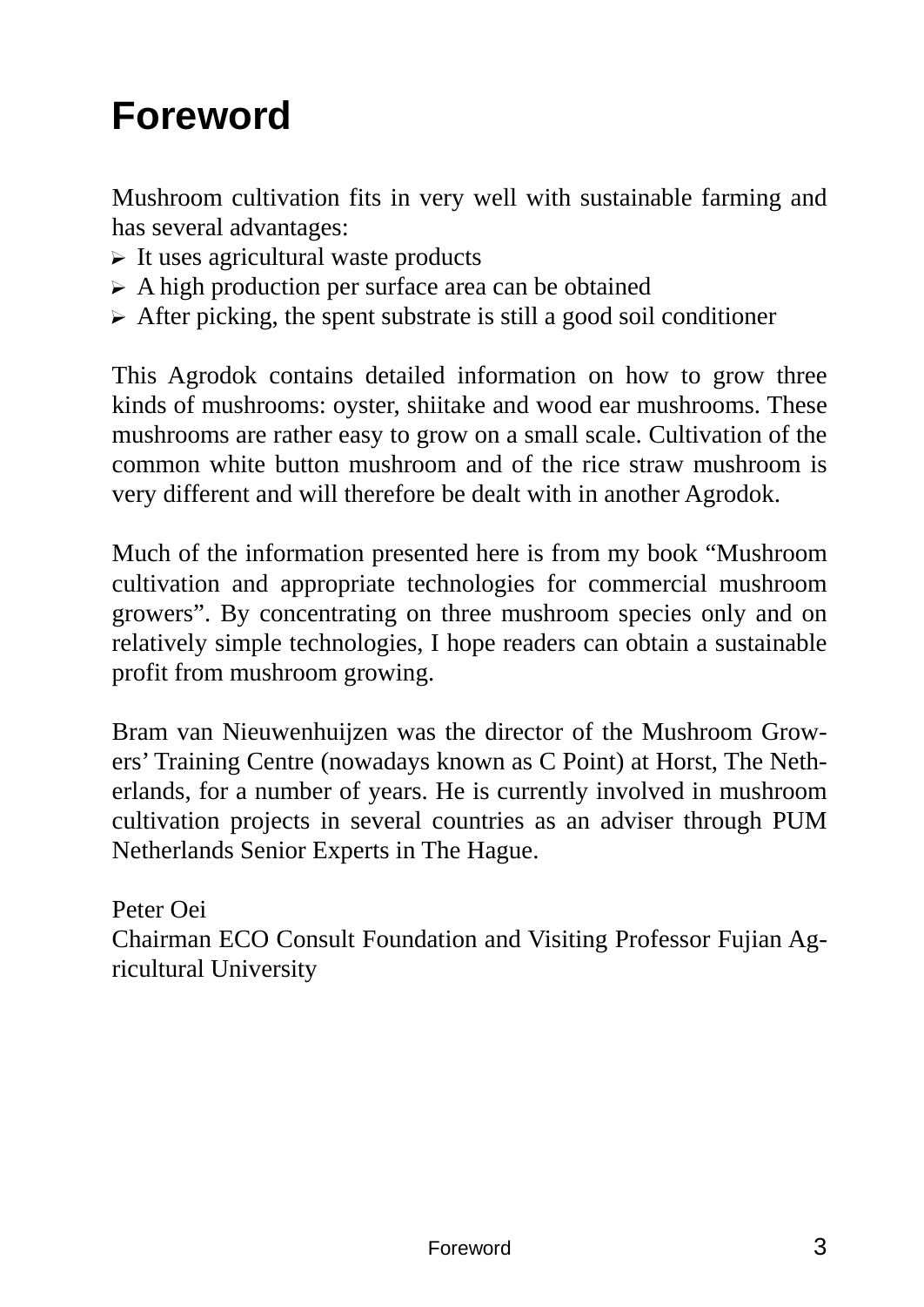# Foreword

Mushroom cultivation fits in very well with sustainable farming and has several advantages:

- It uses agricultural waste products
- A high production per surface area can be obtained
- After picking, the spent substrate is still a good soil conditioner

This Agrodok contains detailed information on how to grow three kinds of mushrooms: oyster, shiitake and wood ear mushrooms. These mushrooms are rather easy to grow on a small scale. Cultivation of the common white button mushroom and of the rice straw mushroom is very different and will therefore be dealt with in another Agrodok.

Much of the information presented here is from my book "Mushroom cultivation and appropriate technologies for commercial mushroom growers". By concentrating on three mushroom species only and on relatively simple technologies, I hope readers can obtain a sustainable profit from mushroom growing.

Bram van Nieuwenhuijzen was the director of the Mushroom Growers' Training Centre (nowadays known as C Point) at Horst, The Netherlands, for a number of years. He is currently involved in mushroom cultivation projects in several countries as an adviser through PUM Netherlands Senior Experts in The Hague.

Peter Oei
Chairman ECO Consult Foundation and Visiting Professor Fujian Agricultural University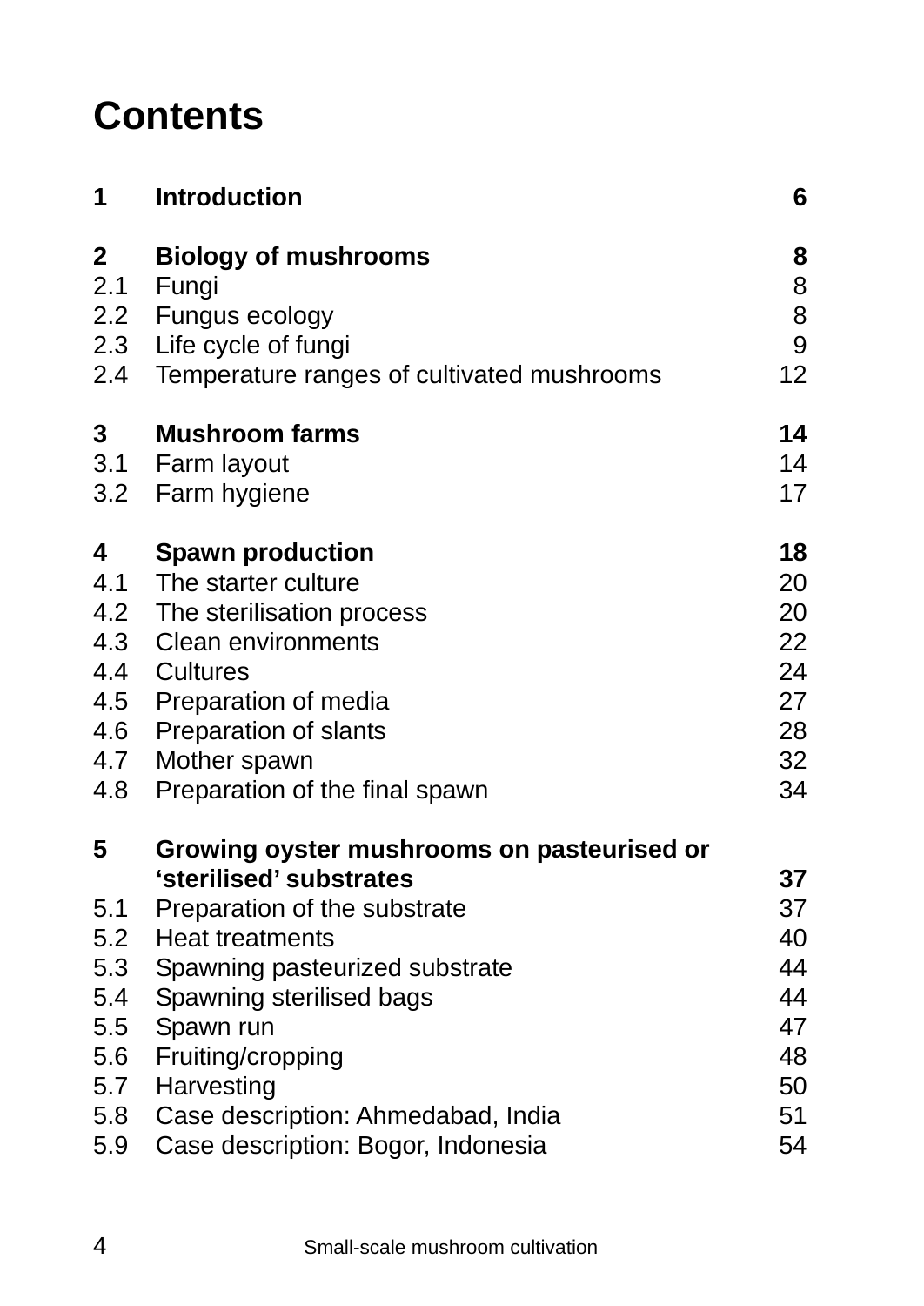# Contents

| | | |
|---|---|---|
| **1** | **Introduction** | **6** |
| **2** | **Biology of mushrooms** | **8** |
| 2.1 | Fungi | 8 |
| 2.2 | Fungus ecology | 8 |
| 2.3 | Life cycle of fungi | 9 |
| 2.4 | Temperature ranges of cultivated mushrooms | 12 |
| **3** | **Mushroom farms** | **14** |
| 3.1 | Farm layout | 14 |
| 3.2 | Farm hygiene | 17 |
| **4** | **Spawn production** | **18** |
| 4.1 | The starter culture | 20 |
| 4.2 | The sterilisation process | 20 |
| 4.3 | Clean environments | 22 |
| 4.4 | Cultures | 24 |
| 4.5 | Preparation of media | 27 |
| 4.6 | Preparation of slants | 28 |
| 4.7 | Mother spawn | 32 |
| 4.8 | Preparation of the final spawn | 34 |
| **5** | **Growing oyster mushrooms on pasteurised or 'sterilised' substrates** | **37** |
| 5.1 | Preparation of the substrate | 37 |
| 5.2 | Heat treatments | 40 |
| 5.3 | Spawning pasteurized substrate | 44 |
| 5.4 | Spawning sterilised bags | 44 |
| 5.5 | Spawn run | 47 |
| 5.6 | Fruiting/cropping | 48 |
| 5.7 | Harvesting | 50 |
| 5.8 | Case description: Ahmedabad, India | 51 |
| 5.9 | Case description: Bogor, Indonesia | 54 |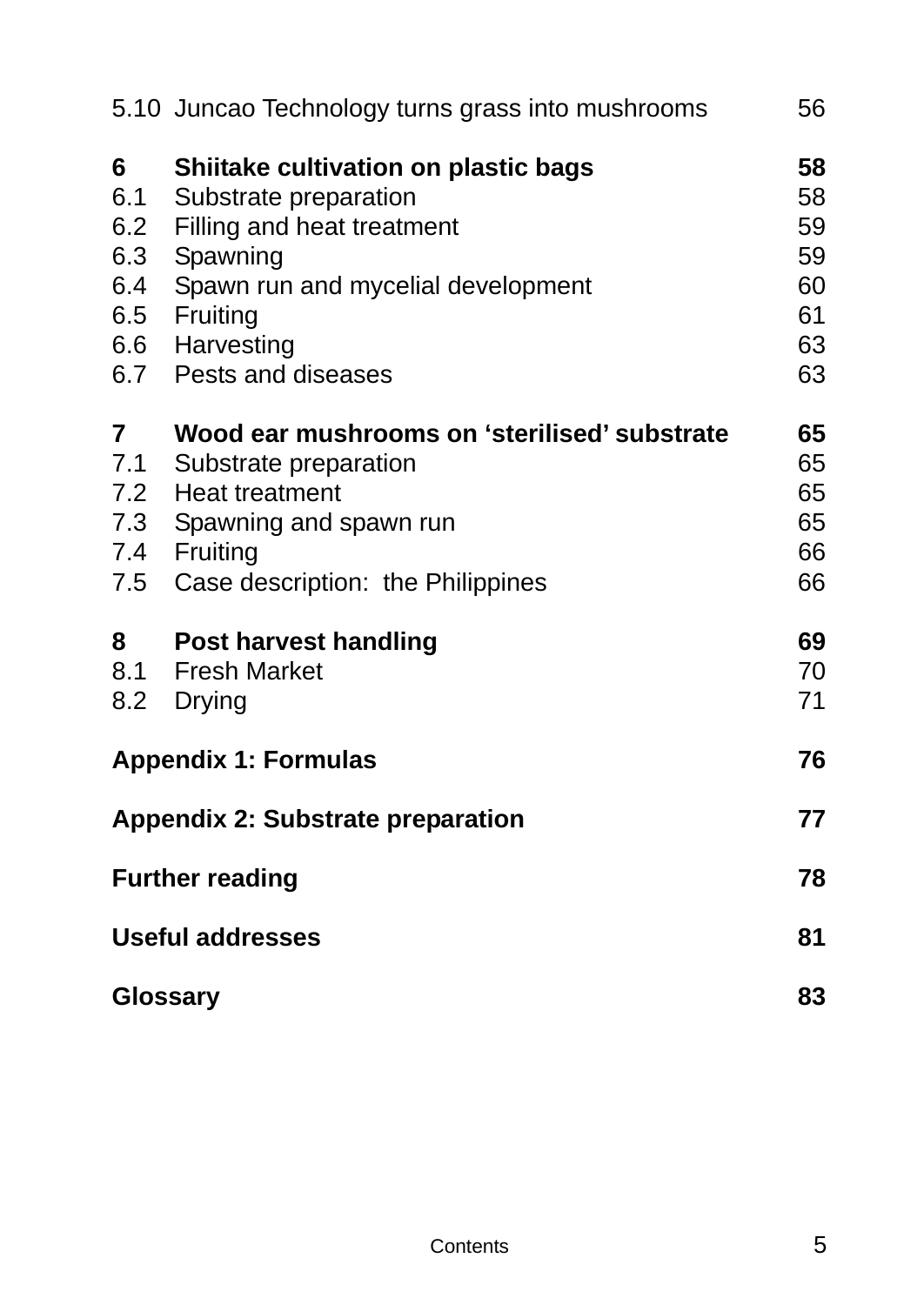| | | |
|---|---|---|
| 5.10 | Juncao Technology turns grass into mushrooms | 56 |
| **6** | **Shiitake cultivation on plastic bags** | **58** |
| 6.1 | Substrate preparation | 58 |
| 6.2 | Filling and heat treatment | 59 |
| 6.3 | Spawning | 59 |
| 6.4 | Spawn run and mycelial development | 60 |
| 6.5 | Fruiting | 61 |
| 6.6 | Harvesting | 63 |
| 6.7 | Pests and diseases | 63 |
| **7** | **Wood ear mushrooms on 'sterilised' substrate** | **65** |
| 7.1 | Substrate preparation | 65 |
| 7.2 | Heat treatment | 65 |
| 7.3 | Spawning and spawn run | 65 |
| 7.4 | Fruiting | 66 |
| 7.5 | Case description: the Philippines | 66 |
| **8** | **Post harvest handling** | **69** |
| 8.1 | Fresh Market | 70 |
| 8.2 | Drying | 71 |
| **Appendix 1: Formulas** | | **76** |
| **Appendix 2: Substrate preparation** | | **77** |
| **Further reading** | | **78** |
| **Useful addresses** | | **81** |
| **Glossary** | | **83** |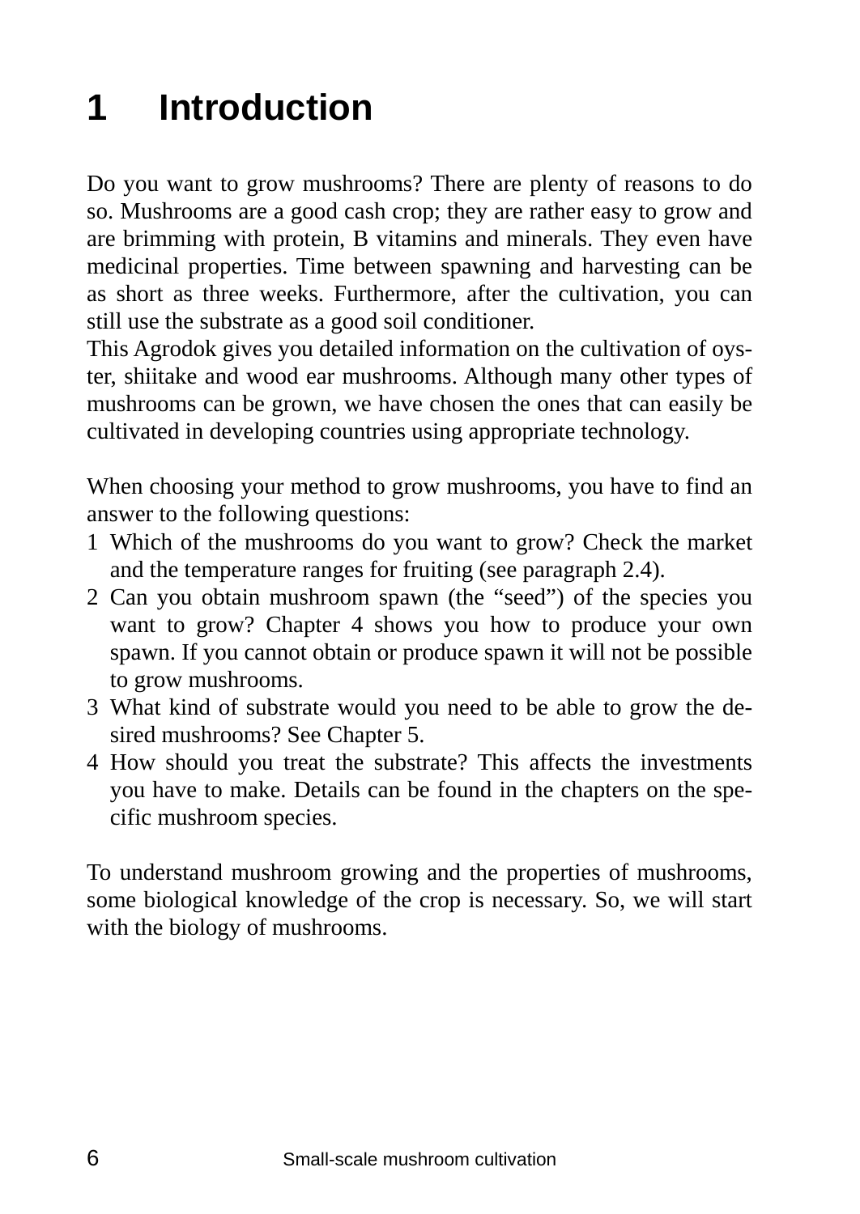# 1 Introduction

Do you want to grow mushrooms? There are plenty of reasons to do so. Mushrooms are a good cash crop; they are rather easy to grow and are brimming with protein, B vitamins and minerals. They even have medicinal properties. Time between spawning and harvesting can be as short as three weeks. Furthermore, after the cultivation, you can still use the substrate as a good soil conditioner.
This Agrodok gives you detailed information on the cultivation of oyster, shiitake and wood ear mushrooms. Although many other types of mushrooms can be grown, we have chosen the ones that can easily be cultivated in developing countries using appropriate technology.

When choosing your method to grow mushrooms, you have to find an answer to the following questions:

1. Which of the mushrooms do you want to grow? Check the market and the temperature ranges for fruiting (see paragraph 2.4).
2. Can you obtain mushroom spawn (the "seed") of the species you want to grow? Chapter 4 shows you how to produce your own spawn. If you cannot obtain or produce spawn it will not be possible to grow mushrooms.
3. What kind of substrate would you need to be able to grow the desired mushrooms? See Chapter 5.
4. How should you treat the substrate? This affects the investments you have to make. Details can be found in the chapters on the specific mushroom species.

To understand mushroom growing and the properties of mushrooms, some biological knowledge of the crop is necessary. So, we will start with the biology of mushrooms.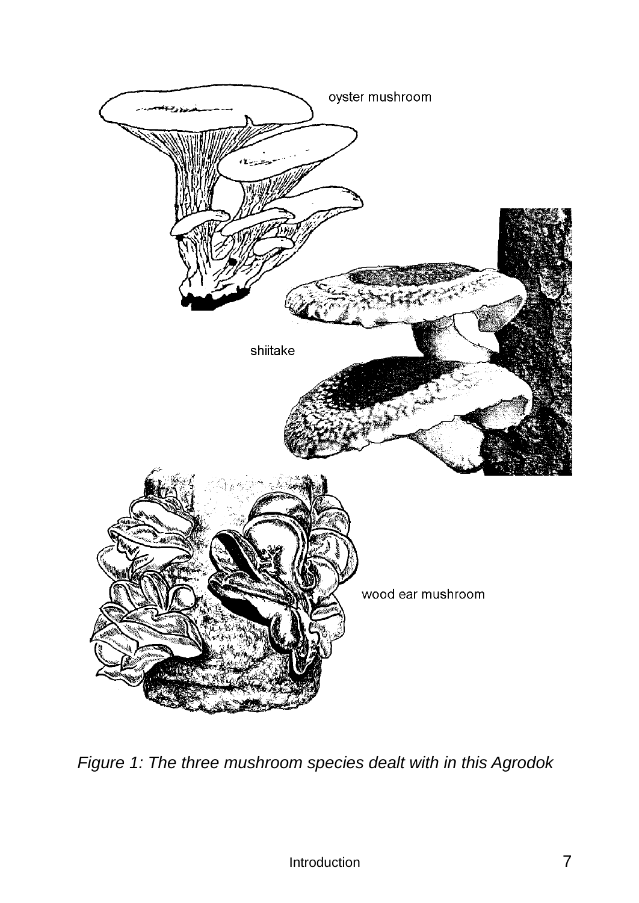*Figure 1: The three mushroom species dealt with in this Agrodok*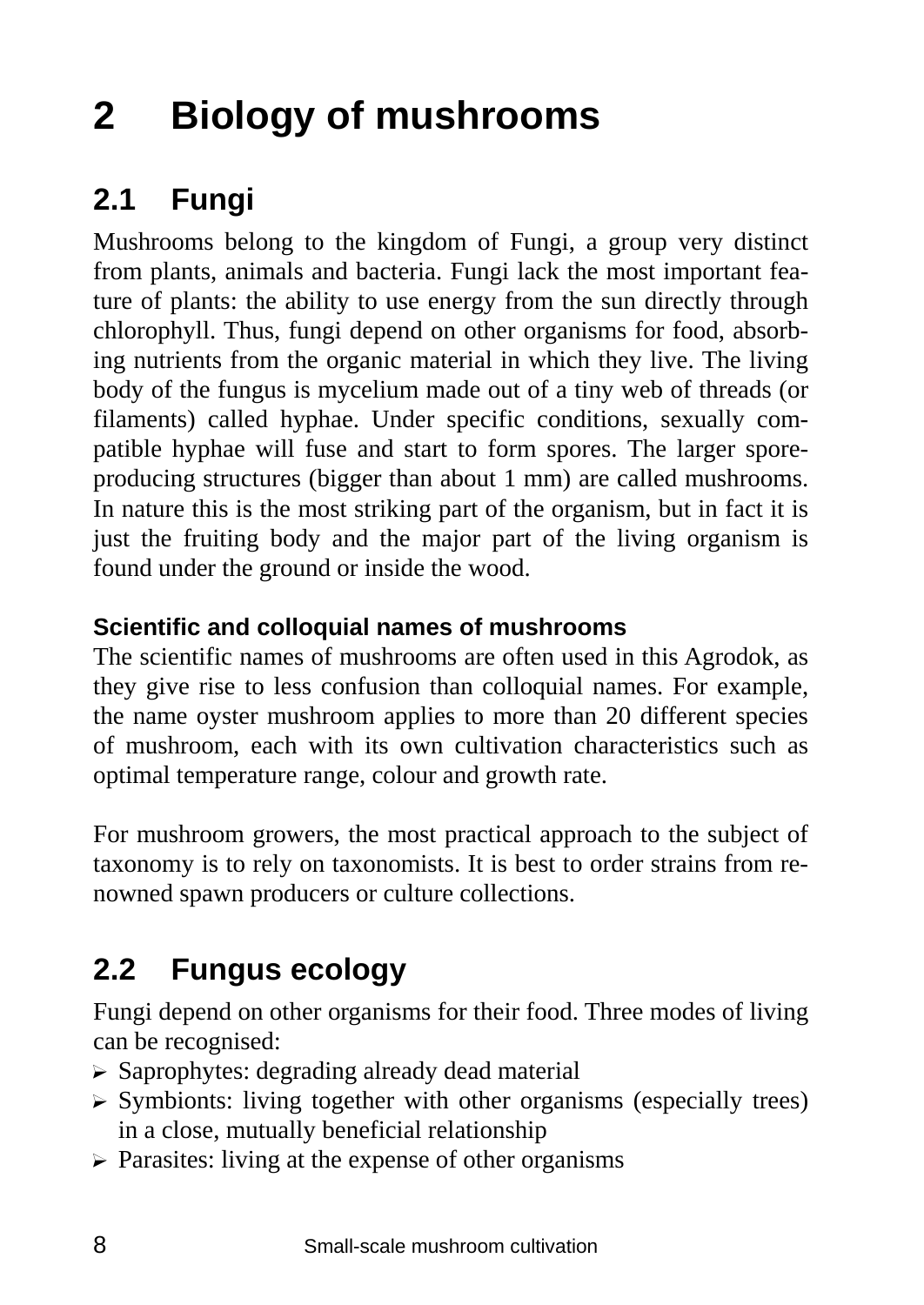# 2 Biology of mushrooms

## 2.1 Fungi

Mushrooms belong to the kingdom of Fungi, a group very distinct from plants, animals and bacteria. Fungi lack the most important feature of plants: the ability to use energy from the sun directly through chlorophyll. Thus, fungi depend on other organisms for food, absorbing nutrients from the organic material in which they live. The living body of the fungus is mycelium made out of a tiny web of threads (or filaments) called hyphae. Under specific conditions, sexually compatible hyphae will fuse and start to form spores. The larger spore-producing structures (bigger than about 1 mm) are called mushrooms. In nature this is the most striking part of the organism, but in fact it is just the fruiting body and the major part of the living organism is found under the ground or inside the wood.

#### Scientific and colloquial names of mushrooms

The scientific names of mushrooms are often used in this Agrodok, as they give rise to less confusion than colloquial names. For example, the name oyster mushroom applies to more than 20 different species of mushroom, each with its own cultivation characteristics such as optimal temperature range, colour and growth rate.

For mushroom growers, the most practical approach to the subject of taxonomy is to rely on taxonomists. It is best to order strains from renowned spawn producers or culture collections.

## 2.2 Fungus ecology

Fungi depend on other organisms for their food. Three modes of living can be recognised:

- Saprophytes: degrading already dead material
- Symbionts: living together with other organisms (especially trees) in a close, mutually beneficial relationship
- Parasites: living at the expense of other organisms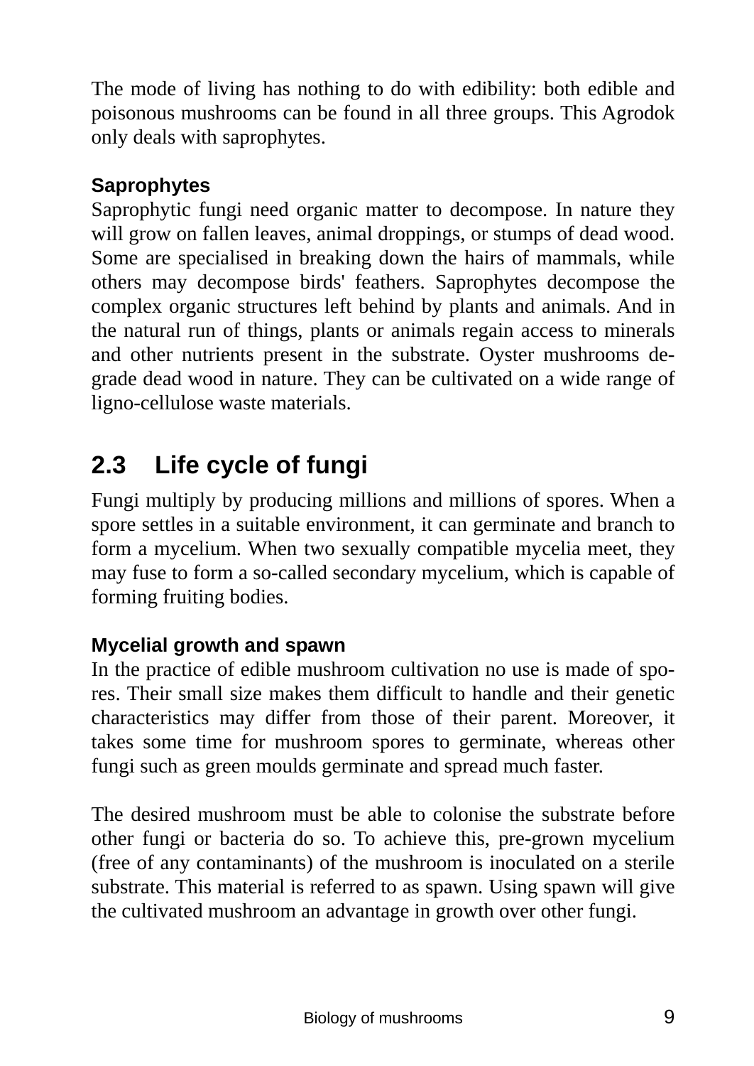The mode of living has nothing to do with edibility: both edible and poisonous mushrooms can be found in all three groups. This Agrodok only deals with saprophytes.

### Saprophytes

Saprophytic fungi need organic matter to decompose. In nature they will grow on fallen leaves, animal droppings, or stumps of dead wood. Some are specialised in breaking down the hairs of mammals, while others may decompose birds' feathers. Saprophytes decompose the complex organic structures left behind by plants and animals. And in the natural run of things, plants or animals regain access to minerals and other nutrients present in the substrate. Oyster mushrooms degrade dead wood in nature. They can be cultivated on a wide range of ligno-cellulose waste materials.

## 2.3 Life cycle of fungi

Fungi multiply by producing millions and millions of spores. When a spore settles in a suitable environment, it can germinate and branch to form a mycelium. When two sexually compatible mycelia meet, they may fuse to form a so-called secondary mycelium, which is capable of forming fruiting bodies.

### Mycelial growth and spawn

In the practice of edible mushroom cultivation no use is made of spores. Their small size makes them difficult to handle and their genetic characteristics may differ from those of their parent. Moreover, it takes some time for mushroom spores to germinate, whereas other fungi such as green moulds germinate and spread much faster.

The desired mushroom must be able to colonise the substrate before other fungi or bacteria do so. To achieve this, pre-grown mycelium (free of any contaminants) of the mushroom is inoculated on a sterile substrate. This material is referred to as spawn. Using spawn will give the cultivated mushroom an advantage in growth over other fungi.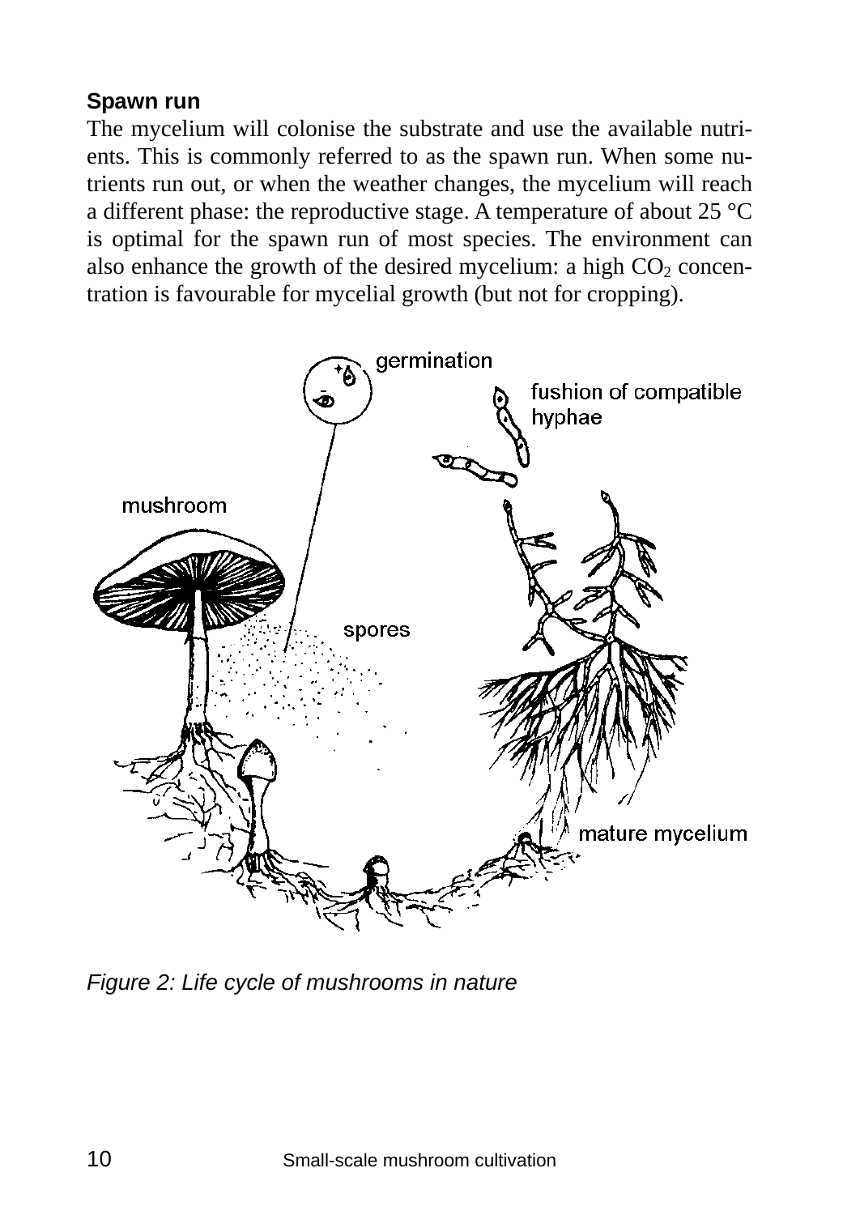**Spawn run**

The mycelium will colonise the substrate and use the available nutrients. This is commonly referred to as the spawn run. When some nutrients run out, or when the weather changes, the mycelium will reach a different phase: the reproductive stage. A temperature of about 25 °C is optimal for the spawn run of most species. The environment can also enhance the growth of the desired mycelium: a high $CO_2$ concentration is favourable for mycelial growth (but not for cropping).

*Figure 2: Life cycle of mushrooms in nature*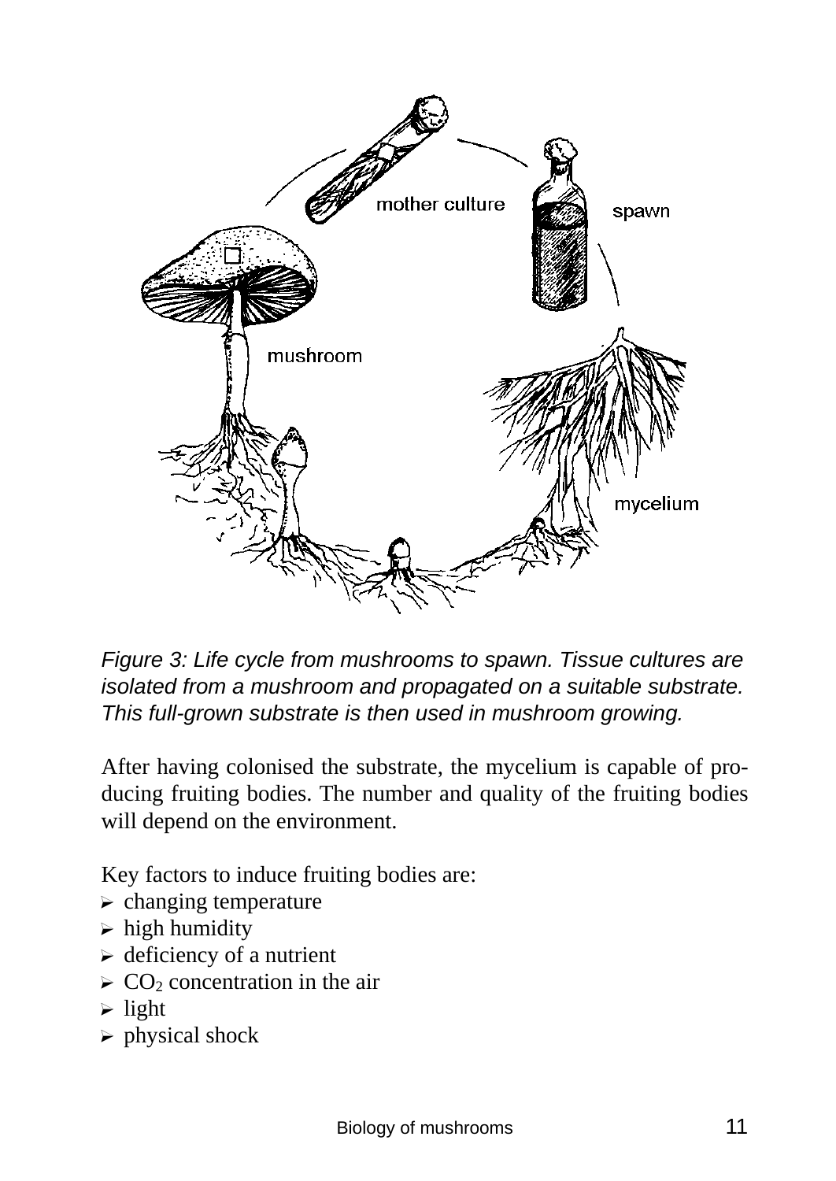*Figure 3: Life cycle from mushrooms to spawn. Tissue cultures are isolated from a mushroom and propagated on a suitable substrate. This full-grown substrate is then used in mushroom growing.*

After having colonised the substrate, the mycelium is capable of producing fruiting bodies. The number and quality of the fruiting bodies will depend on the environment.

Key factors to induce fruiting bodies are:

- changing temperature
- high humidity
- deficiency of a nutrient
- $CO_2$ concentration in the air
- light
- physical shock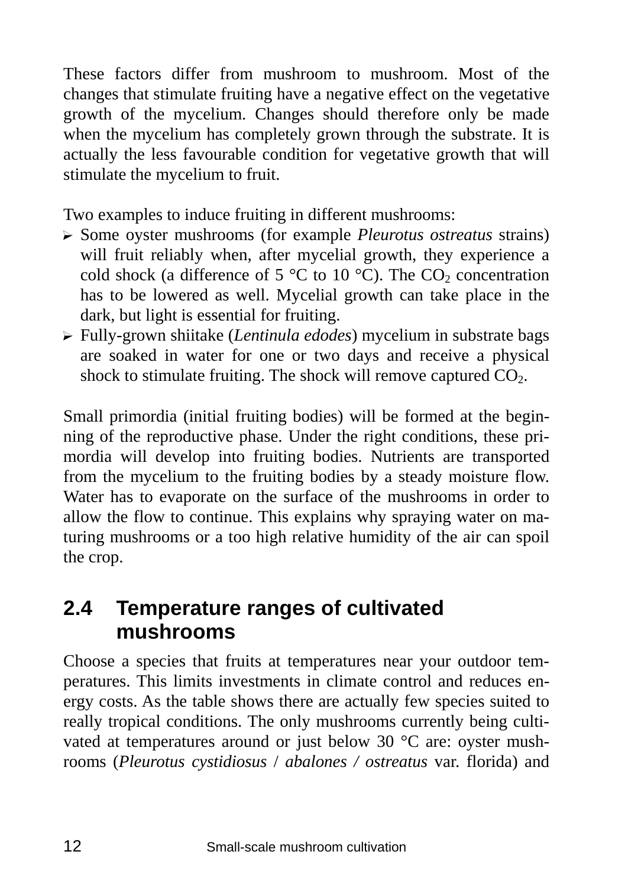These factors differ from mushroom to mushroom. Most of the changes that stimulate fruiting have a negative effect on the vegetative growth of the mycelium. Changes should therefore only be made when the mycelium has completely grown through the substrate. It is actually the less favourable condition for vegetative growth that will stimulate the mycelium to fruit.

Two examples to induce fruiting in different mushrooms:

- Some oyster mushrooms (for example *Pleurotus ostreatus* strains) will fruit reliably when, after mycelial growth, they experience a cold shock (a difference of 5 °C to 10 °C). The $CO_2$ concentration has to be lowered as well. Mycelial growth can take place in the dark, but light is essential for fruiting.
- Fully-grown shiitake (*Lentinula edodes*) mycelium in substrate bags are soaked in water for one or two days and receive a physical shock to stimulate fruiting. The shock will remove captured $CO_2$.

Small primordia (initial fruiting bodies) will be formed at the beginning of the reproductive phase. Under the right conditions, these primordia will develop into fruiting bodies. Nutrients are transported from the mycelium to the fruiting bodies by a steady moisture flow. Water has to evaporate on the surface of the mushrooms in order to allow the flow to continue. This explains why spraying water on maturing mushrooms or a too high relative humidity of the air can spoil the crop.

## 2.4 Temperature ranges of cultivated mushrooms

Choose a species that fruits at temperatures near your outdoor temperatures. This limits investments in climate control and reduces energy costs. As the table shows there are actually few species suited to really tropical conditions. The only mushrooms currently being cultivated at temperatures around or just below 30 °C are: oyster mushrooms (*Pleurotus cystidiosus* / *abalones / ostreatus* var. florida) and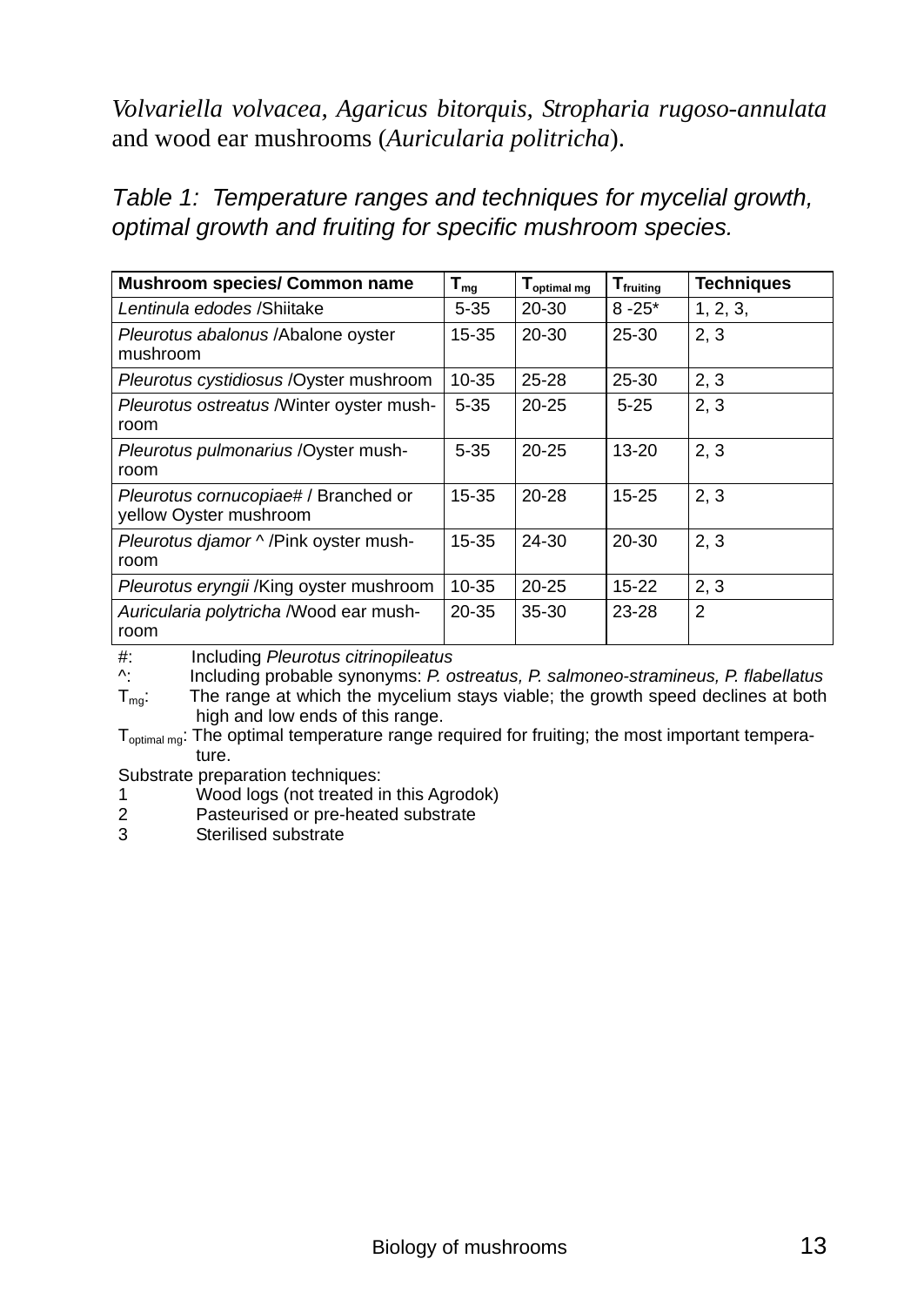*Volvariella volvacea*, *Agaricus bitorquis*, *Stropharia rugoso-annulata* and wood ear mushrooms (*Auricularia politricha*).

*Table 1: Temperature ranges and techniques for mycelial growth, optimal growth and fruiting for specific mushroom species.*

| Mushroom species/ Common name | $T_{mg}$ | $T_{optimal\ mg}$ | $T_{fruiting}$ | Techniques |
|---|---|---|---|---|
| *Lentinula edodes* /Shiitake | 5-35 | 20-30 | 8 -25* | 1, 2, 3, |
| *Pleurotus abalonus* /Abalone oyster mushroom | 15-35 | 20-30 | 25-30 | 2, 3 |
| *Pleurotus cystidiosus* /Oyster mushroom | 10-35 | 25-28 | 25-30 | 2, 3 |
| *Pleurotus ostreatus* /Winter oyster mushroom | 5-35 | 20-25 | 5-25 | 2, 3 |
| *Pleurotus pulmonarius* /Oyster mushroom | 5-35 | 20-25 | 13-20 | 2, 3 |
| *Pleurotus cornucopiae#* / Branched or yellow Oyster mushroom | 15-35 | 20-28 | 15-25 | 2, 3 |
| *Pleurotus djamor* ^ /Pink oyster mushroom | 15-35 | 24-30 | 20-30 | 2, 3 |
| *Pleurotus eryngii* /King oyster mushroom | 10-35 | 20-25 | 15-22 | 2, 3 |
| *Auricularia polytricha* /Wood ear mushroom | 20-35 | 35-30 | 23-28 | 2 |

#: Including *Pleurotus citrinopileatus*

^: Including probable synonyms: *P. ostreatus, P. salmoneo-stramineus, P. flabellatus*

$T_{mg}$: The range at which the mycelium stays viable; the growth speed declines at both high and low ends of this range.

$T_{optimal\ mg}$: The optimal temperature range required for fruiting; the most important temperature.

Substrate preparation techniques:

1 Wood logs (not treated in this Agrodok)

2 Pasteurised or pre-heated substrate

3 Sterilised substrate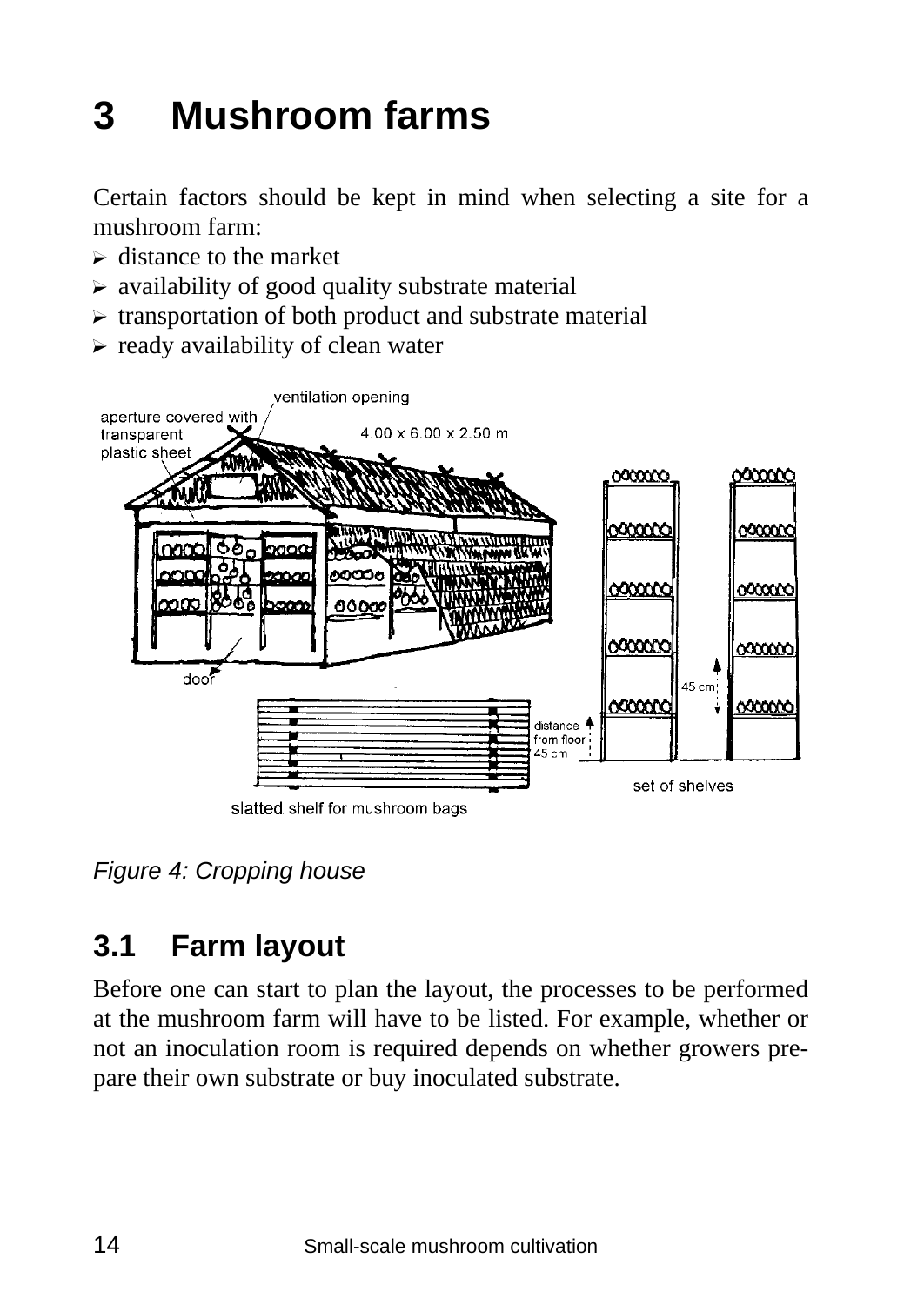# 3 Mushroom farms

Certain factors should be kept in mind when selecting a site for a mushroom farm:

- distance to the market
- availability of good quality substrate material
- transportation of both product and substrate material
- ready availability of clean water

ventilation opening

aperture covered with transparent plastic sheet

4.00 x 6.00 x 2.50 m

door

45 cm

distance from floor 45 cm

set of shelves

slatted shelf for mushroom bags

*Figure 4: Cropping house*

## 3.1 Farm layout

Before one can start to plan the layout, the processes to be performed at the mushroom farm will have to be listed. For example, whether or not an inoculation room is required depends on whether growers prepare their own substrate or buy inoculated substrate.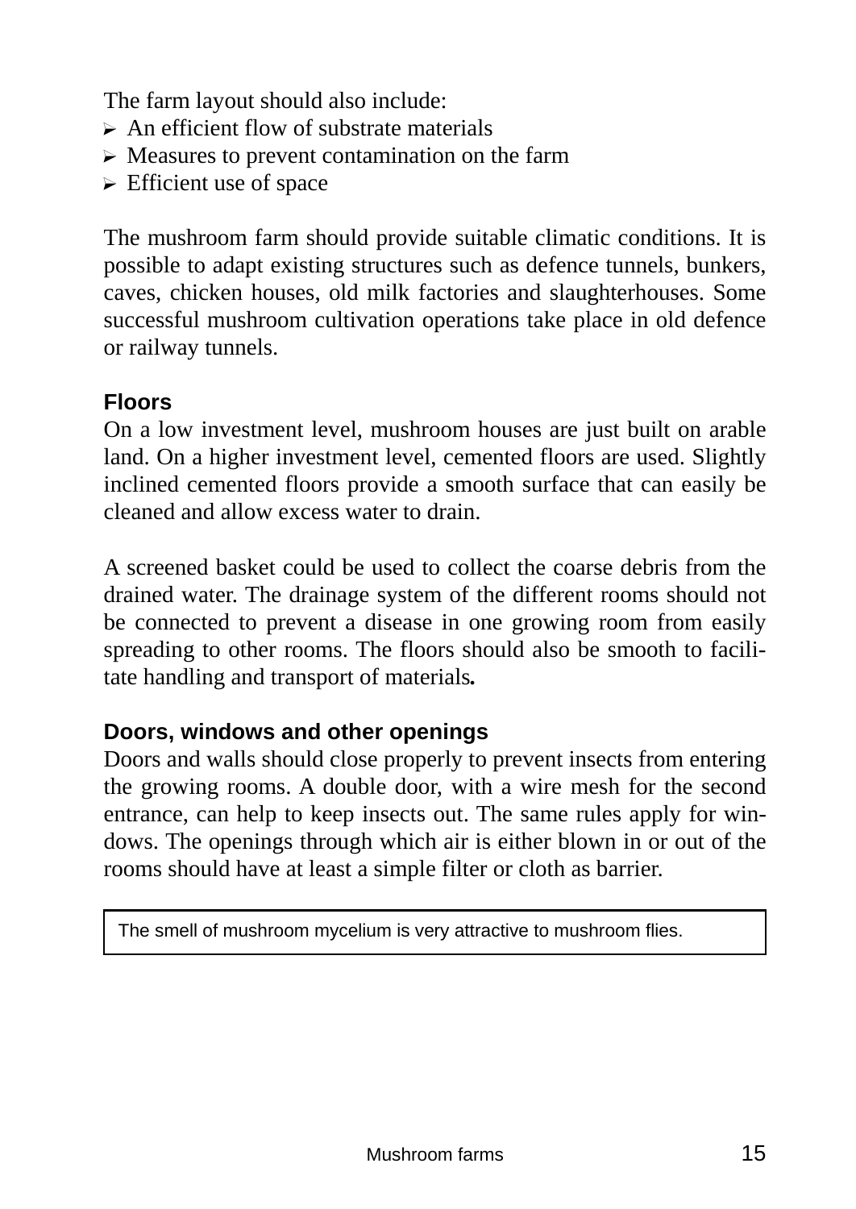The farm layout should also include:

- An efficient flow of substrate materials
- Measures to prevent contamination on the farm
- Efficient use of space

The mushroom farm should provide suitable climatic conditions. It is possible to adapt existing structures such as defence tunnels, bunkers, caves, chicken houses, old milk factories and slaughterhouses. Some successful mushroom cultivation operations take place in old defence or railway tunnels.

### Floors

On a low investment level, mushroom houses are just built on arable land. On a higher investment level, cemented floors are used. Slightly inclined cemented floors provide a smooth surface that can easily be cleaned and allow excess water to drain.

A screened basket could be used to collect the coarse debris from the drained water. The drainage system of the different rooms should not be connected to prevent a disease in one growing room from easily spreading to other rooms. The floors should also be smooth to facilitate handling and transport of materials.

### Doors, windows and other openings

Doors and walls should close properly to prevent insects from entering the growing rooms. A double door, with a wire mesh for the second entrance, can help to keep insects out. The same rules apply for windows. The openings through which air is either blown in or out of the rooms should have at least a simple filter or cloth as barrier.

> The smell of mushroom mycelium is very attractive to mushroom flies.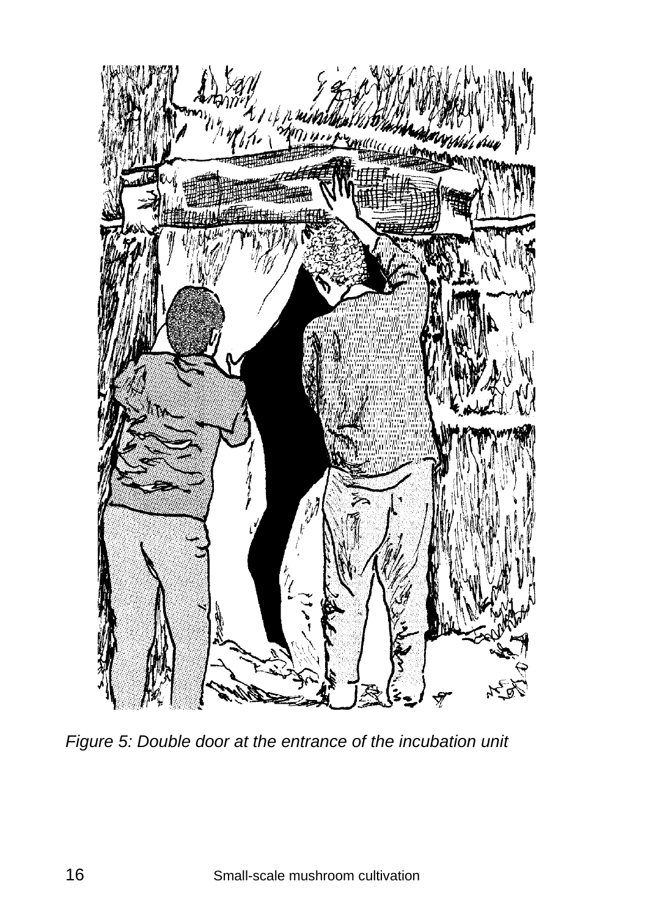*Figure 5: Double door at the entrance of the incubation unit*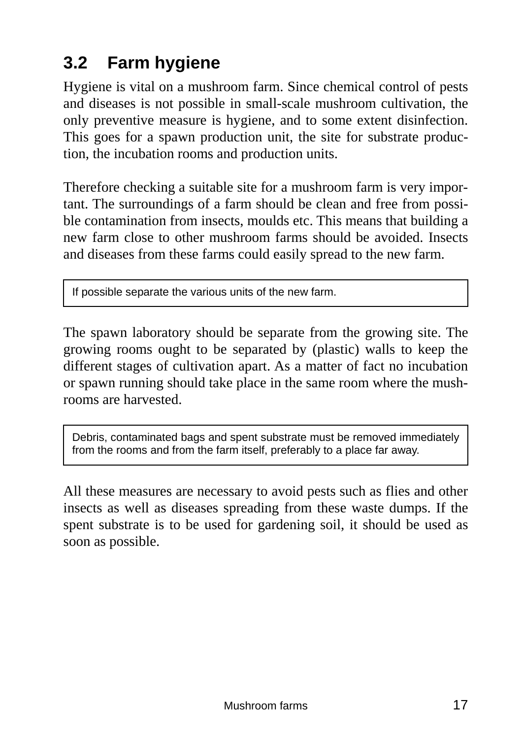## 3.2 Farm hygiene

Hygiene is vital on a mushroom farm. Since chemical control of pests and diseases is not possible in small-scale mushroom cultivation, the only preventive measure is hygiene, and to some extent disinfection. This goes for a spawn production unit, the site for substrate production, the incubation rooms and production units.

Therefore checking a suitable site for a mushroom farm is very important. The surroundings of a farm should be clean and free from possible contamination from insects, moulds etc. This means that building a new farm close to other mushroom farms should be avoided. Insects and diseases from these farms could easily spread to the new farm.

> If possible separate the various units of the new farm.

The spawn laboratory should be separate from the growing site. The growing rooms ought to be separated by (plastic) walls to keep the different stages of cultivation apart. As a matter of fact no incubation or spawn running should take place in the same room where the mushrooms are harvested.

> Debris, contaminated bags and spent substrate must be removed immediately from the rooms and from the farm itself, preferably to a place far away.

All these measures are necessary to avoid pests such as flies and other insects as well as diseases spreading from these waste dumps. If the spent substrate is to be used for gardening soil, it should be used as soon as possible.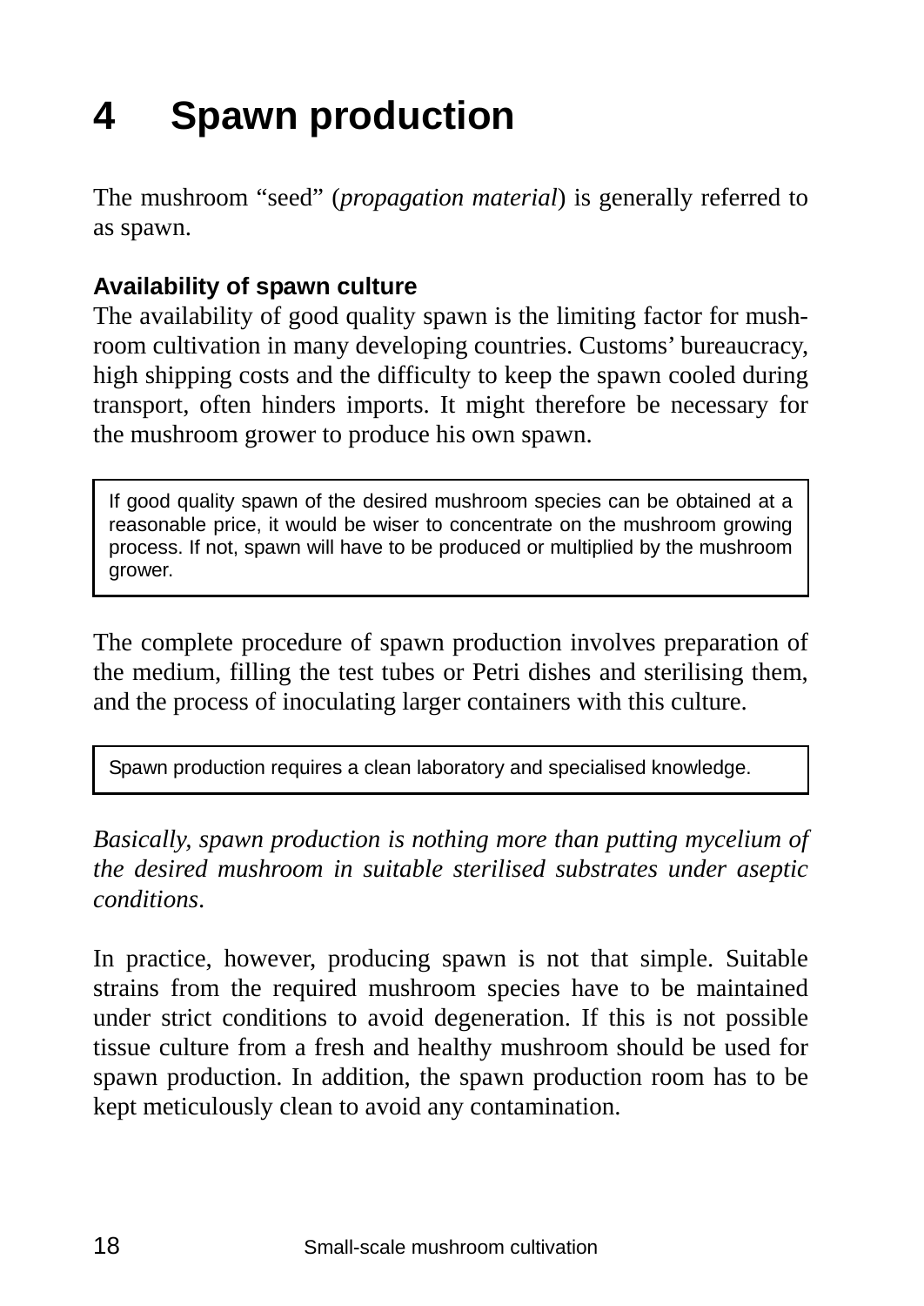# 4 Spawn production

The mushroom "seed" (*propagation material*) is generally referred to as spawn.

**Availability of spawn culture**

The availability of good quality spawn is the limiting factor for mushroom cultivation in many developing countries. Customs' bureaucracy, high shipping costs and the difficulty to keep the spawn cooled during transport, often hinders imports. It might therefore be necessary for the mushroom grower to produce his own spawn.

> If good quality spawn of the desired mushroom species can be obtained at a reasonable price, it would be wiser to concentrate on the mushroom growing process. If not, spawn will have to be produced or multiplied by the mushroom grower.

The complete procedure of spawn production involves preparation of the medium, filling the test tubes or Petri dishes and sterilising them, and the process of inoculating larger containers with this culture.

> Spawn production requires a clean laboratory and specialised knowledge.

*Basically, spawn production is nothing more than putting mycelium of the desired mushroom in suitable sterilised substrates under aseptic conditions.*

In practice, however, producing spawn is not that simple. Suitable strains from the required mushroom species have to be maintained under strict conditions to avoid degeneration. If this is not possible tissue culture from a fresh and healthy mushroom should be used for spawn production. In addition, the spawn production room has to be kept meticulously clean to avoid any contamination.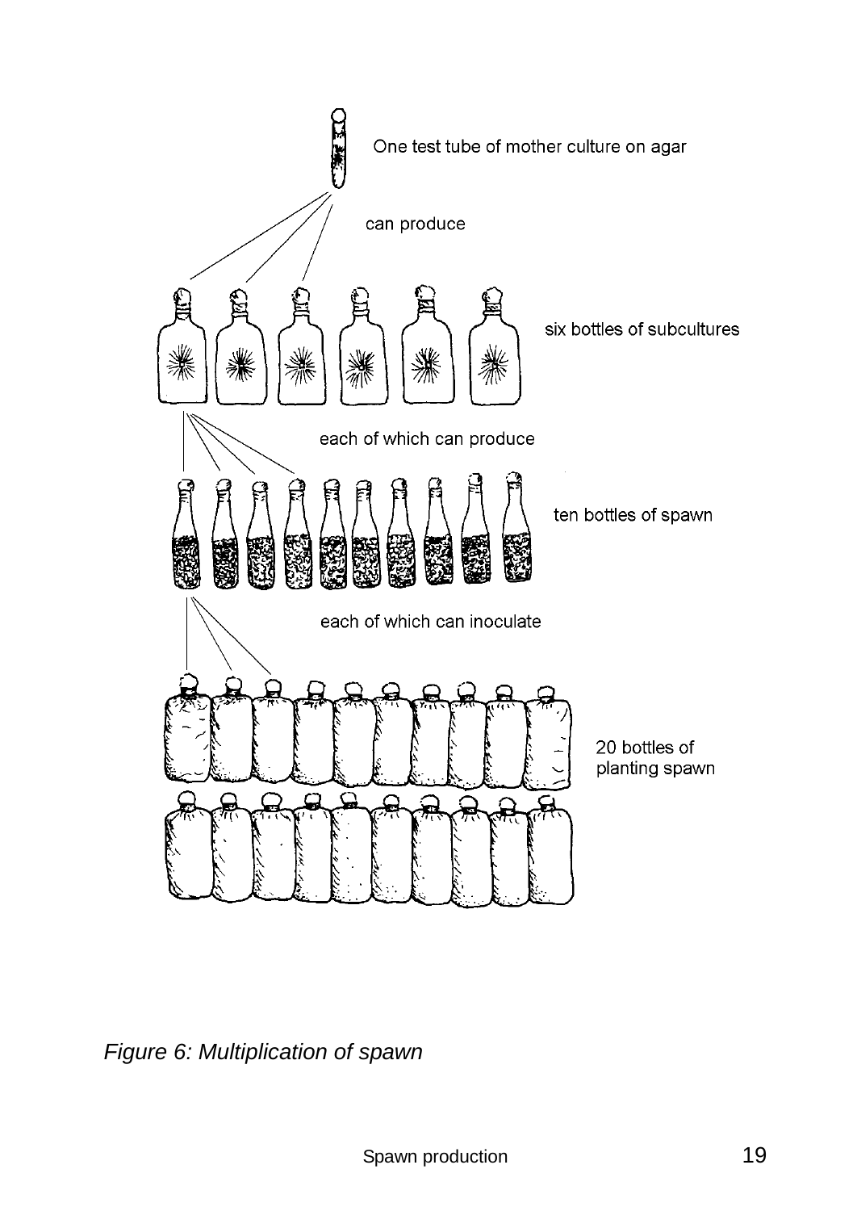One test tube of mother culture on agar

can produce

six bottles of subcultures

each of which can produce

ten bottles of spawn

each of which can inoculate

20 bottles of planting spawn

*Figure 6: Multiplication of spawn*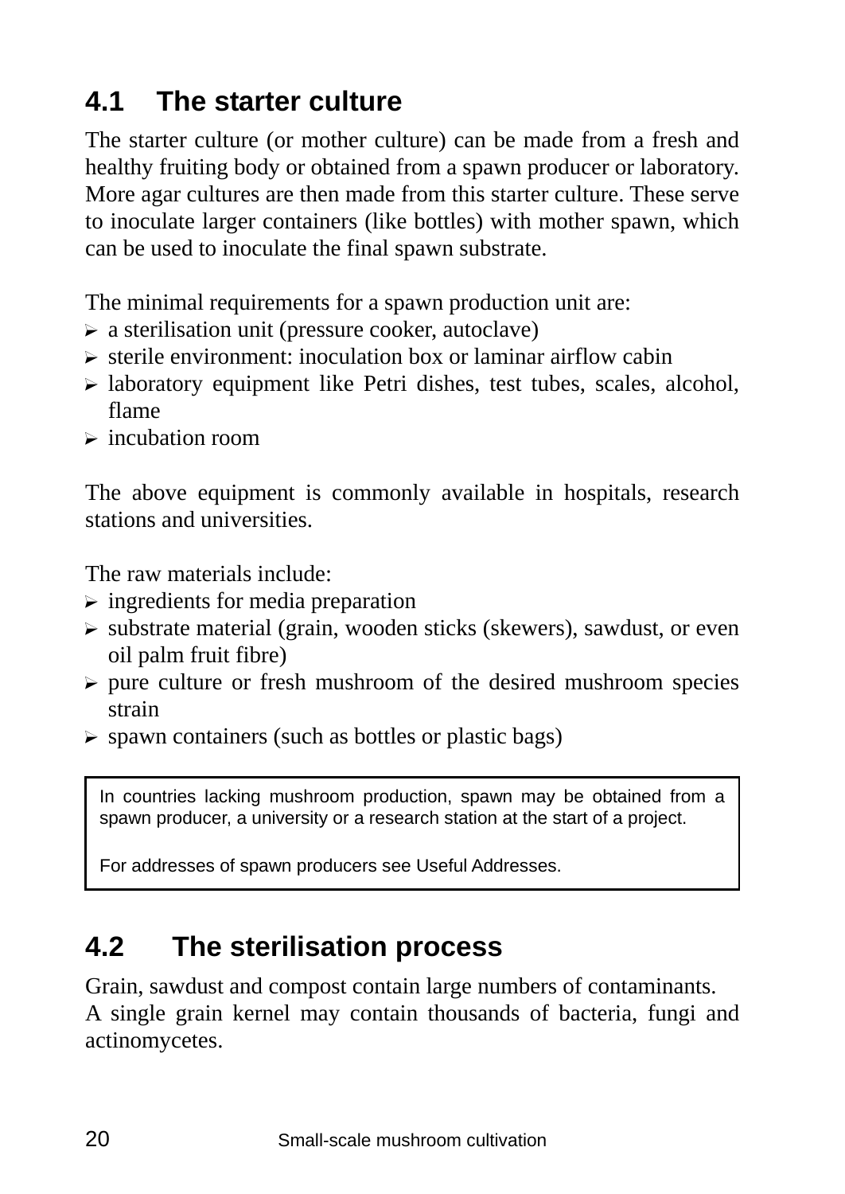## 4.1 The starter culture

The starter culture (or mother culture) can be made from a fresh and healthy fruiting body or obtained from a spawn producer or laboratory. More agar cultures are then made from this starter culture. These serve to inoculate larger containers (like bottles) with mother spawn, which can be used to inoculate the final spawn substrate.

The minimal requirements for a spawn production unit are:

- a sterilisation unit (pressure cooker, autoclave)
- sterile environment: inoculation box or laminar airflow cabin
- laboratory equipment like Petri dishes, test tubes, scales, alcohol, flame
- incubation room

The above equipment is commonly available in hospitals, research stations and universities.

The raw materials include:

- ingredients for media preparation
- substrate material (grain, wooden sticks (skewers), sawdust, or even oil palm fruit fibre)
- pure culture or fresh mushroom of the desired mushroom species strain
- spawn containers (such as bottles or plastic bags)

> In countries lacking mushroom production, spawn may be obtained from a spawn producer, a university or a research station at the start of a project.
>
> For addresses of spawn producers see Useful Addresses.

## 4.2 The sterilisation process

Grain, sawdust and compost contain large numbers of contaminants.
A single grain kernel may contain thousands of bacteria, fungi and actinomycetes.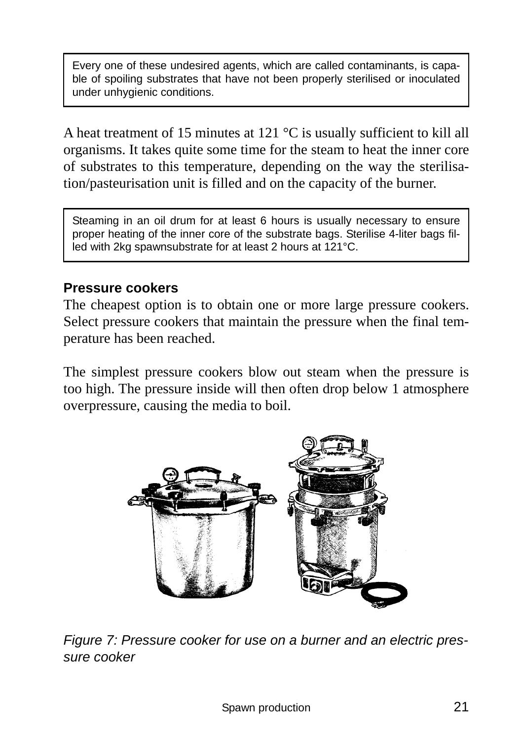> Every one of these undesired agents, which are called contaminants, is capable of spoiling substrates that have not been properly sterilised or inoculated under unhygienic conditions.

A heat treatment of 15 minutes at 121 °C is usually sufficient to kill all organisms. It takes quite some time for the steam to heat the inner core of substrates to this temperature, depending on the way the sterilisation/pasteurisation unit is filled and on the capacity of the burner.

> Steaming in an oil drum for at least 6 hours is usually necessary to ensure proper heating of the inner core of the substrate bags. Sterilise 4-liter bags filled with 2kg spawnsubstrate for at least 2 hours at 121°C.

**Pressure cookers**

The cheapest option is to obtain one or more large pressure cookers. Select pressure cookers that maintain the pressure when the final temperature has been reached.

The simplest pressure cookers blow out steam when the pressure is too high. The pressure inside will then often drop below 1 atmosphere overpressure, causing the media to boil.

*Figure 7: Pressure cooker for use on a burner and an electric pressure cooker*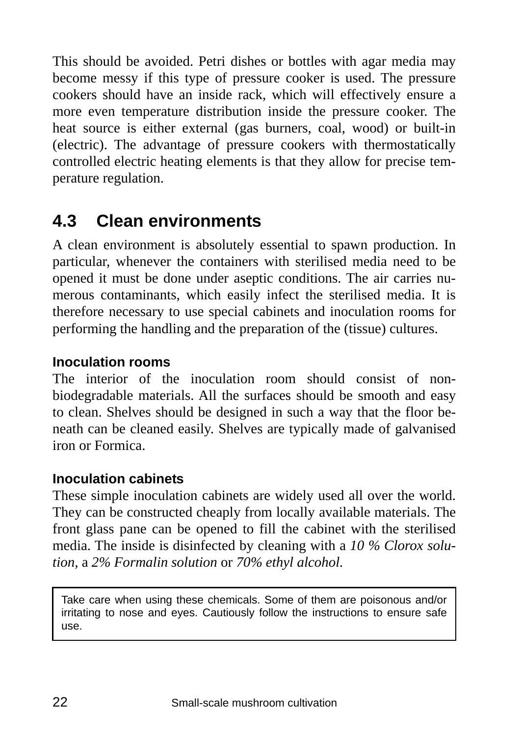This should be avoided. Petri dishes or bottles with agar media may become messy if this type of pressure cooker is used. The pressure cookers should have an inside rack, which will effectively ensure a more even temperature distribution inside the pressure cooker. The heat source is either external (gas burners, coal, wood) or built-in (electric). The advantage of pressure cookers with thermostatically controlled electric heating elements is that they allow for precise temperature regulation.

## 4.3 Clean environments

A clean environment is absolutely essential to spawn production. In particular, whenever the containers with sterilised media need to be opened it must be done under aseptic conditions. The air carries numerous contaminants, which easily infect the sterilised media. It is therefore necessary to use special cabinets and inoculation rooms for performing the handling and the preparation of the (tissue) cultures.

### Inoculation rooms

The interior of the inoculation room should consist of non-biodegradable materials. All the surfaces should be smooth and easy to clean. Shelves should be designed in such a way that the floor beneath can be cleaned easily. Shelves are typically made of galvanised iron or Formica.

### Inoculation cabinets

These simple inoculation cabinets are widely used all over the world. They can be constructed cheaply from locally available materials. The front glass pane can be opened to fill the cabinet with the sterilised media. The inside is disinfected by cleaning with a *10 % Clorox solution*, a *2% Formalin solution* or *70% ethyl alcohol*.

> Take care when using these chemicals. Some of them are poisonous and/or irritating to nose and eyes. Cautiously follow the instructions to ensure safe use.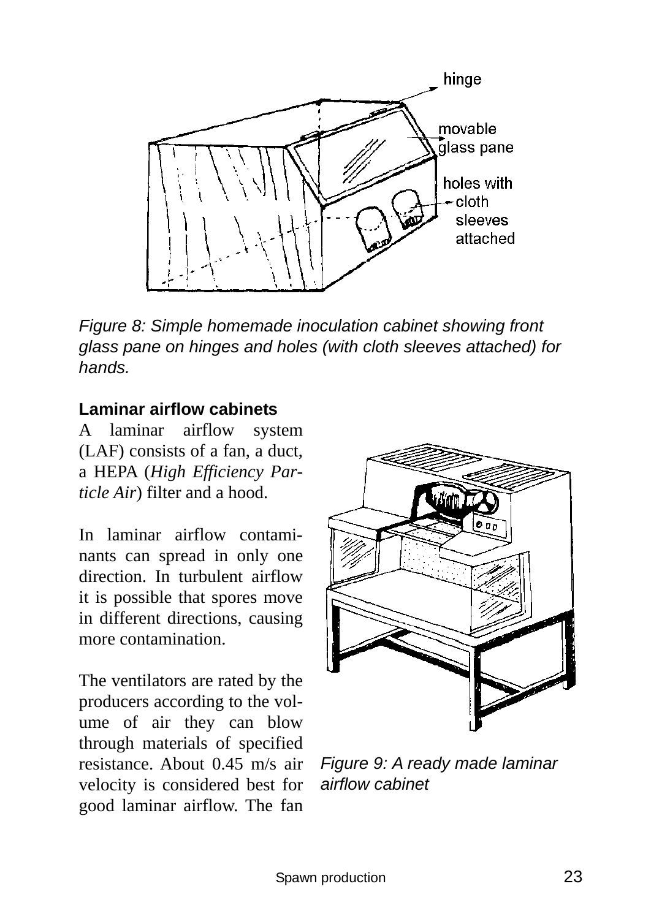Figure 8: Simple homemade inoculation cabinet showing front glass pane on hinges and holes (with cloth sleeves attached) for hands.

### Laminar airflow cabinets

A laminar airflow system (LAF) consists of a fan, a duct, a HEPA (*High Efficiency Particle Air*) filter and a hood.

In laminar airflow contaminants can spread in only one direction. In turbulent airflow it is possible that spores move in different directions, causing more contamination.

The ventilators are rated by the producers according to the volume of air they can blow through materials of specified resistance. About 0.45 m/s air velocity is considered best for good laminar airflow. The fan

Figure 9: A ready made laminar airflow cabinet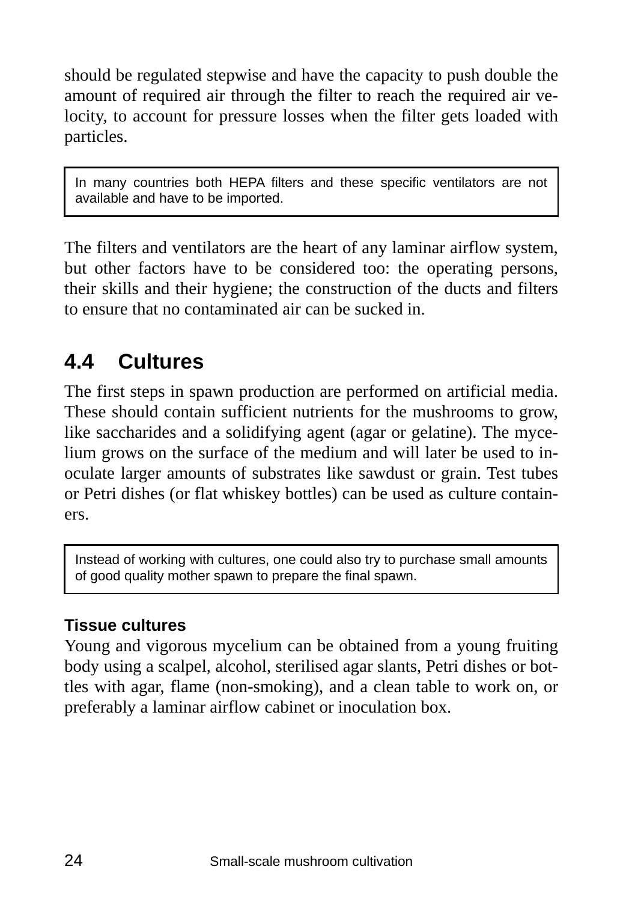should be regulated stepwise and have the capacity to push double the amount of required air through the filter to reach the required air velocity, to account for pressure losses when the filter gets loaded with particles.

> In many countries both HEPA filters and these specific ventilators are not available and have to be imported.

The filters and ventilators are the heart of any laminar airflow system, but other factors have to be considered too: the operating persons, their skills and their hygiene; the construction of the ducts and filters to ensure that no contaminated air can be sucked in.

## 4.4 Cultures

The first steps in spawn production are performed on artificial media. These should contain sufficient nutrients for the mushrooms to grow, like saccharides and a solidifying agent (agar or gelatine). The mycelium grows on the surface of the medium and will later be used to inoculate larger amounts of substrates like sawdust or grain. Test tubes or Petri dishes (or flat whiskey bottles) can be used as culture containers.

> Instead of working with cultures, one could also try to purchase small amounts of good quality mother spawn to prepare the final spawn.

**Tissue cultures**

Young and vigorous mycelium can be obtained from a young fruiting body using a scalpel, alcohol, sterilised agar slants, Petri dishes or bottles with agar, flame (non-smoking), and a clean table to work on, or preferably a laminar airflow cabinet or inoculation box.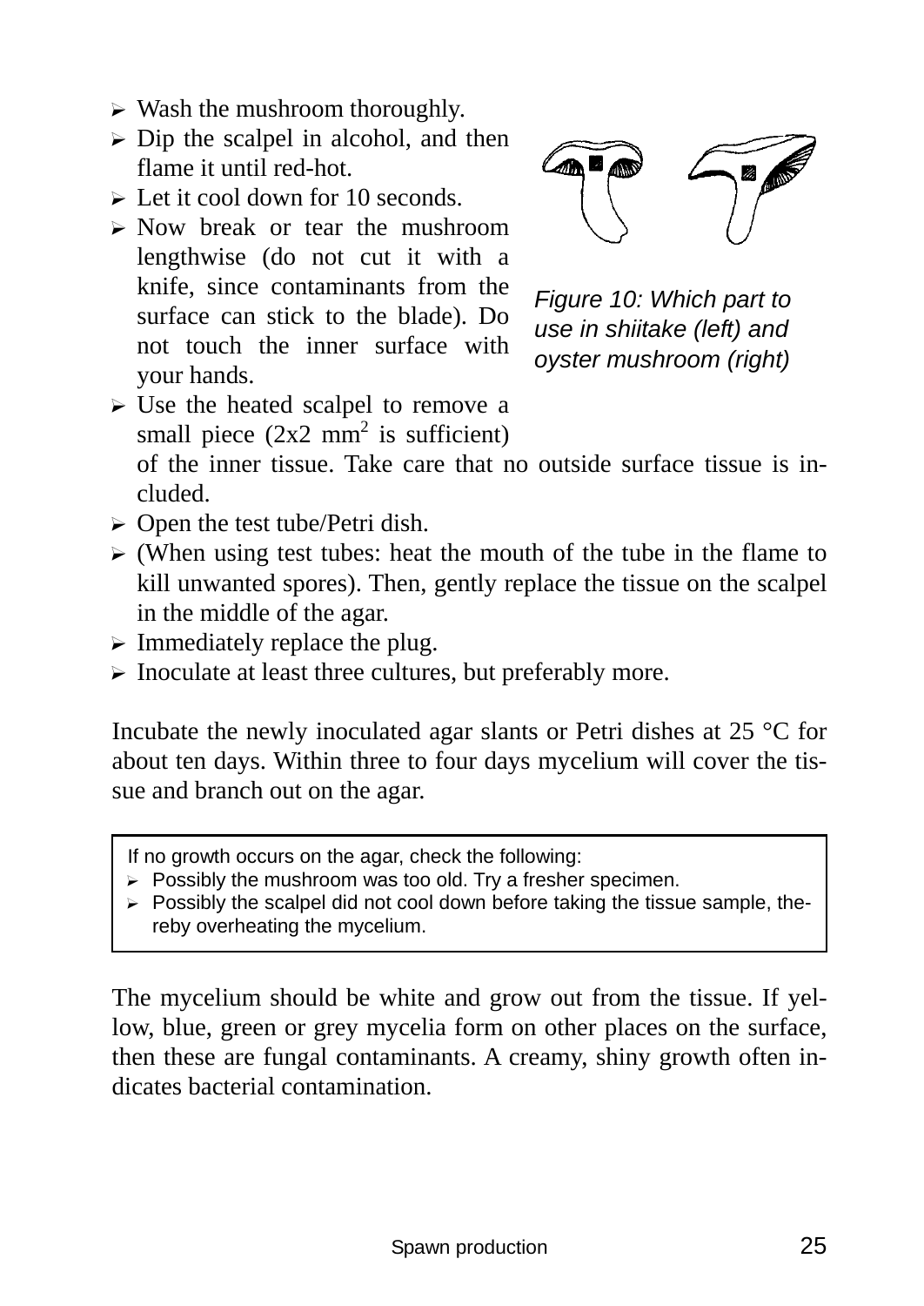- Wash the mushroom thoroughly.
- Dip the scalpel in alcohol, and then flame it until red-hot.
- Let it cool down for 10 seconds.
- Now break or tear the mushroom lengthwise (do not cut it with a knife, since contaminants from the surface can stick to the blade). Do not touch the inner surface with your hands.
- Use the heated scalpel to remove a small piece (2x2 $mm^2$ is sufficient) of the inner tissue. Take care that no outside surface tissue is included.
- Open the test tube/Petri dish.
- (When using test tubes: heat the mouth of the tube in the flame to kill unwanted spores). Then, gently replace the tissue on the scalpel in the middle of the agar.
- Immediately replace the plug.
- Inoculate at least three cultures, but preferably more.

*Figure 10: Which part to use in shiitake (left) and oyster mushroom (right)*

Incubate the newly inoculated agar slants or Petri dishes at 25 °C for about ten days. Within three to four days mycelium will cover the tissue and branch out on the agar.

> If no growth occurs on the agar, check the following:
> - Possibly the mushroom was too old. Try a fresher specimen.
> - Possibly the scalpel did not cool down before taking the tissue sample, thereby overheating the mycelium.

The mycelium should be white and grow out from the tissue. If yellow, blue, green or grey mycelia form on other places on the surface, then these are fungal contaminants. A creamy, shiny growth often indicates bacterial contamination.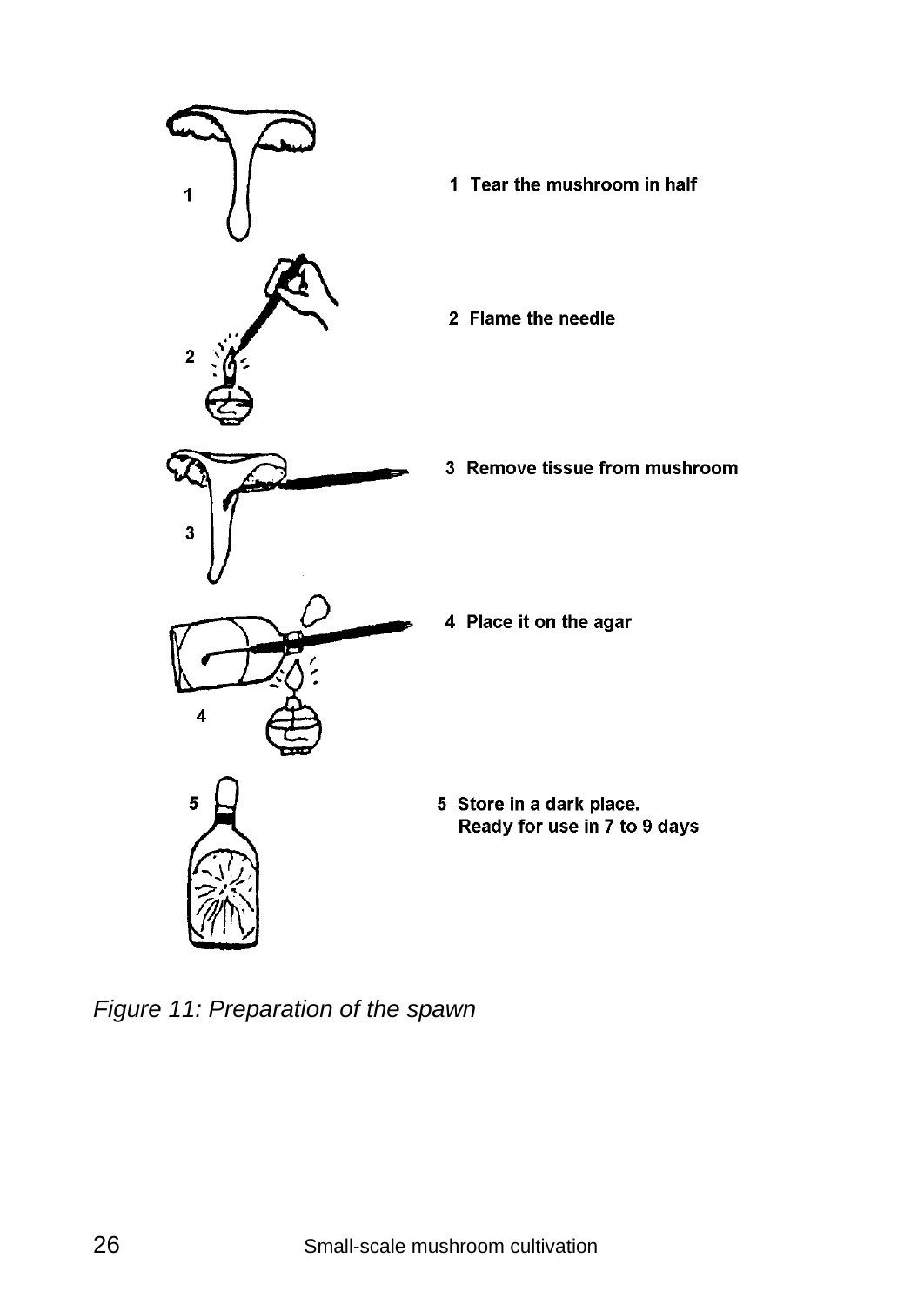1 Tear the mushroom in half

2 Flame the needle

3 Remove tissue from mushroom

4 Place it on the agar

5 Store in a dark place.
Ready for use in 7 to 9 days

*Figure 11: Preparation of the spawn*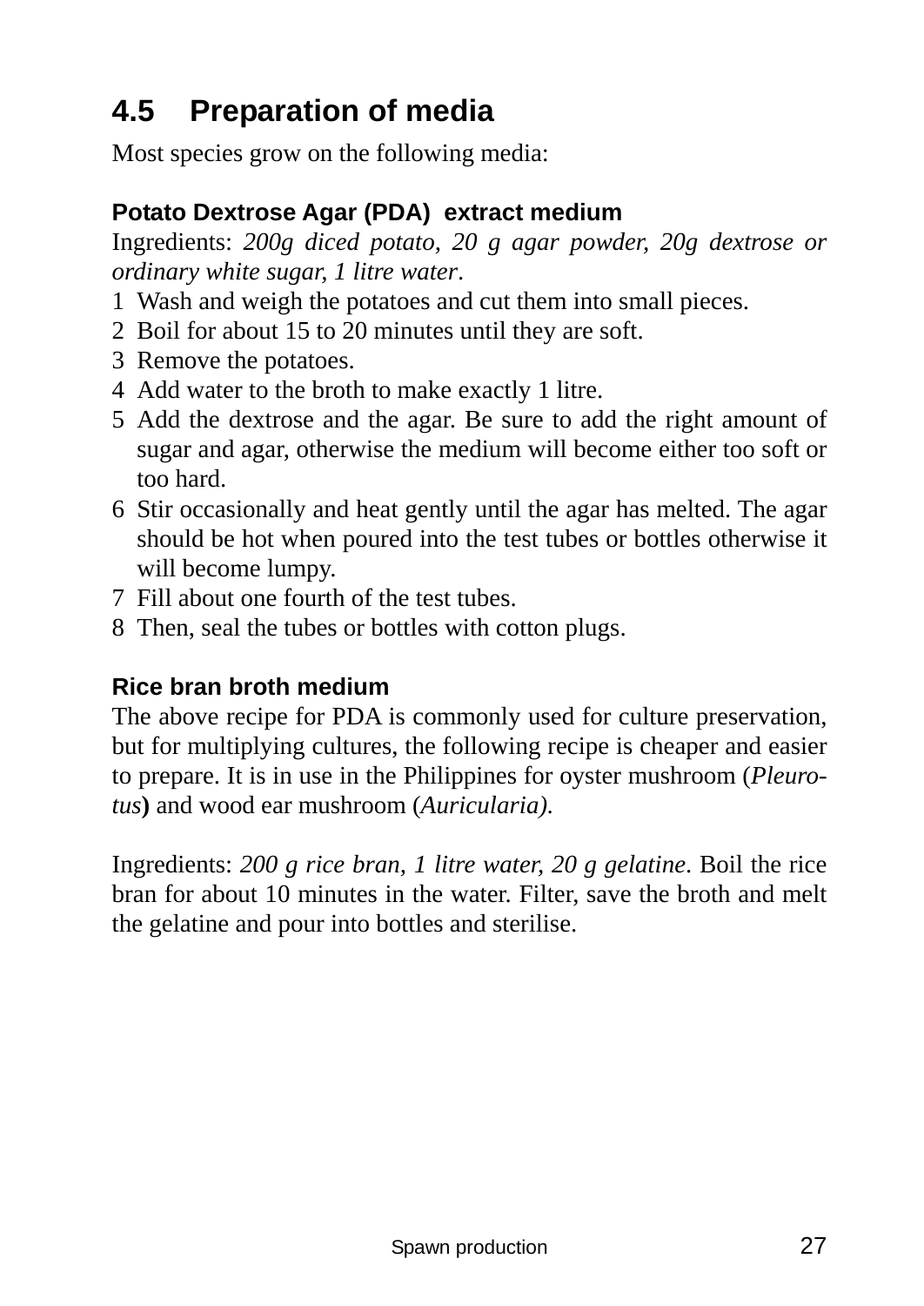## 4.5 Preparation of media

Most species grow on the following media:

### Potato Dextrose Agar (PDA) extract medium

Ingredients: *200g diced potato, 20 g agar powder, 20g dextrose or ordinary white sugar, 1 litre water*.

1. Wash and weigh the potatoes and cut them into small pieces.
2. Boil for about 15 to 20 minutes until they are soft.
3. Remove the potatoes.
4. Add water to the broth to make exactly 1 litre.
5. Add the dextrose and the agar. Be sure to add the right amount of sugar and agar, otherwise the medium will become either too soft or too hard.
6. Stir occasionally and heat gently until the agar has melted. The agar should be hot when poured into the test tubes or bottles otherwise it will become lumpy.
7. Fill about one fourth of the test tubes.
8. Then, seal the tubes or bottles with cotton plugs.

### Rice bran broth medium

The above recipe for PDA is commonly used for culture preservation, but for multiplying cultures, the following recipe is cheaper and easier to prepare. It is in use in the Philippines for oyster mushroom (*Pleurotus*) and wood ear mushroom (*Auricularia).*

Ingredients: *200 g rice bran, 1 litre water, 20 g gelatine*. Boil the rice bran for about 10 minutes in the water. Filter, save the broth and melt the gelatine and pour into bottles and sterilise.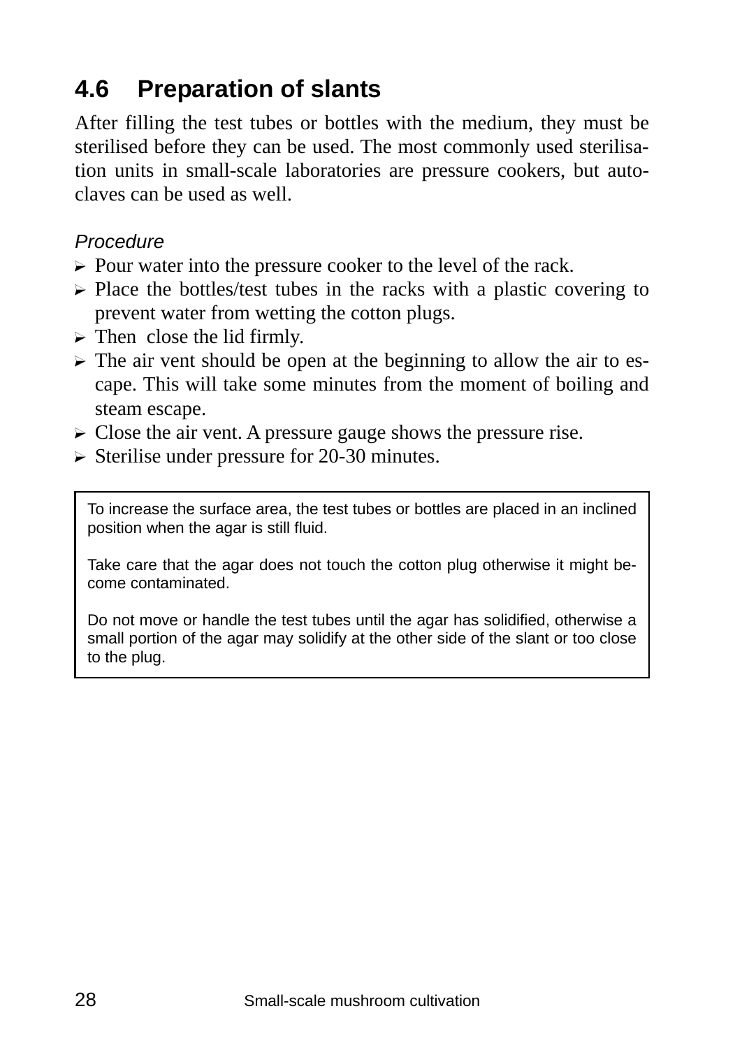## 4.6 Preparation of slants

After filling the test tubes or bottles with the medium, they must be sterilised before they can be used. The most commonly used sterilisation units in small-scale laboratories are pressure cookers, but autoclaves can be used as well.

*Procedure*

- Pour water into the pressure cooker to the level of the rack.
- Place the bottles/test tubes in the racks with a plastic covering to prevent water from wetting the cotton plugs.
- Then close the lid firmly.
- The air vent should be open at the beginning to allow the air to escape. This will take some minutes from the moment of boiling and steam escape.
- Close the air vent. A pressure gauge shows the pressure rise.
- Sterilise under pressure for 20-30 minutes.

> To increase the surface area, the test tubes or bottles are placed in an inclined position when the agar is still fluid.
>
> Take care that the agar does not touch the cotton plug otherwise it might become contaminated.
>
> Do not move or handle the test tubes until the agar has solidified, otherwise a small portion of the agar may solidify at the other side of the slant or too close to the plug.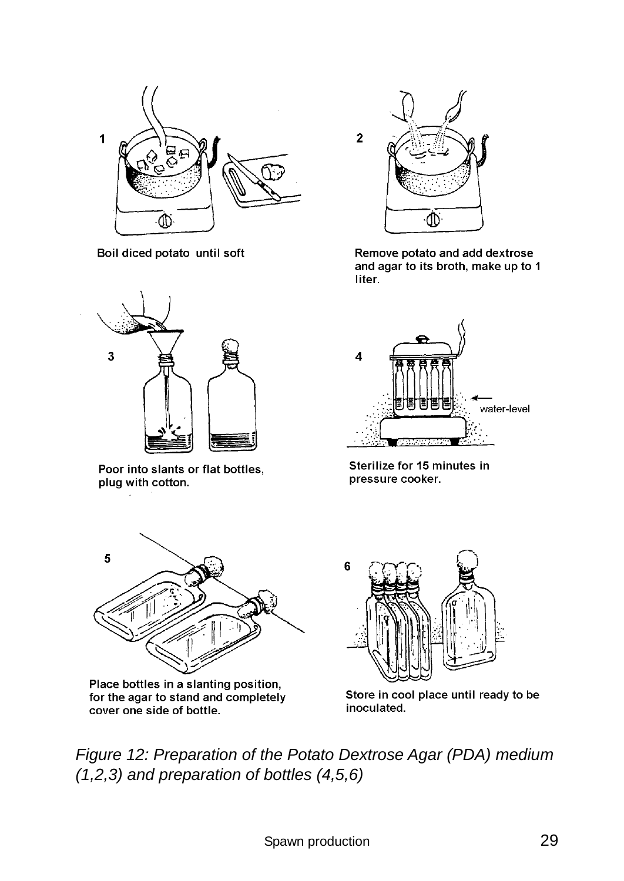1

Boil diced potato until soft

2

Remove potato and add dextrose and agar to its broth, make up to 1 liter.

3

Poor into slants or flat bottles, plug with cotton.

4

water-level

Sterilize for 15 minutes in pressure cooker.

5

Place bottles in a slanting position, for the agar to stand and completely cover one side of bottle.

6

Store in cool place until ready to be inoculated.

*Figure 12: Preparation of the Potato Dextrose Agar (PDA) medium (1,2,3) and preparation of bottles (4,5,6)*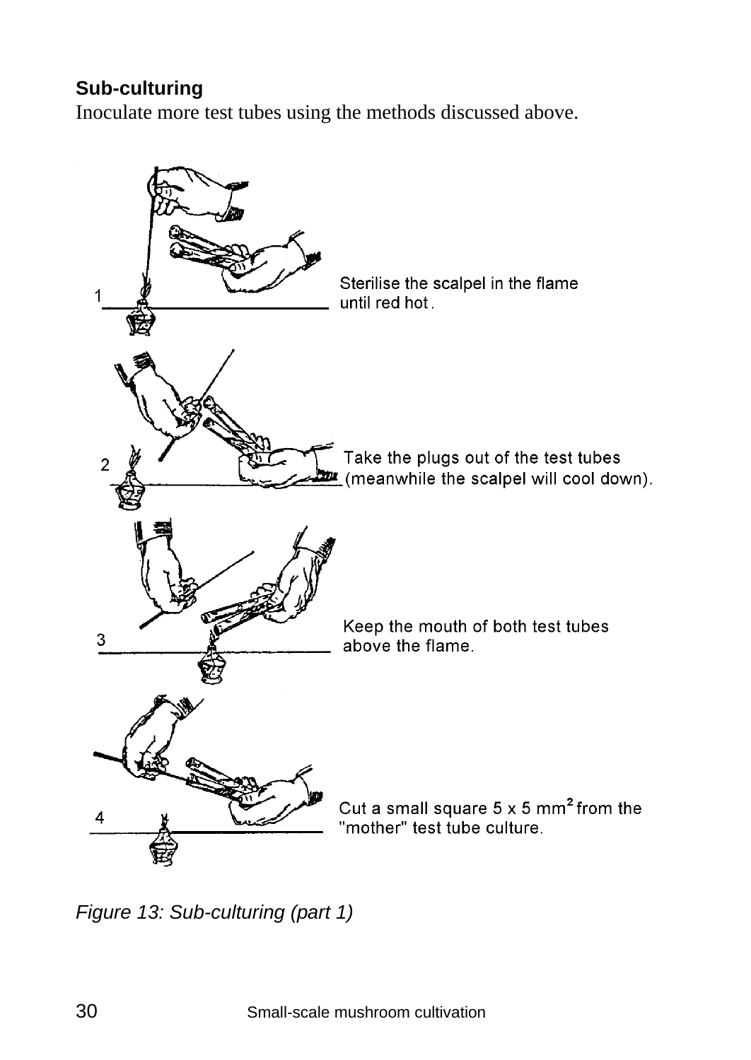**Sub-culturing**

Inoculate more test tubes using the methods discussed above.

1 Sterilise the scalpel in the flame until red hot.

2 Take the plugs out of the test tubes (meanwhile the scalpel will cool down).

3 Keep the mouth of both test tubes above the flame.

4 Cut a small square 5 x 5 $mm^2$ from the "mother" test tube culture.

*Figure 13: Sub-culturing (part 1)*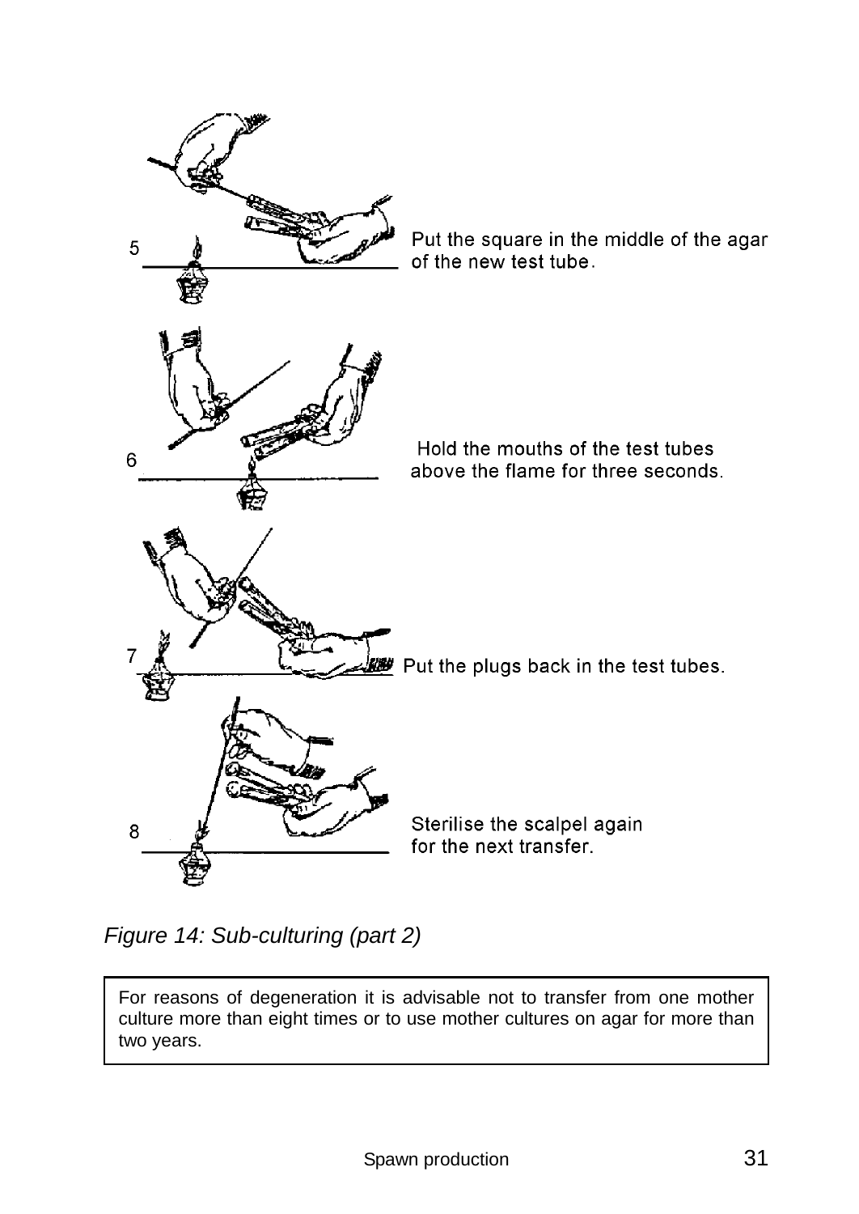5 Put the square in the middle of the agar of the new test tube.

6 Hold the mouths of the test tubes above the flame for three seconds.

7 Put the plugs back in the test tubes.

8 Sterilise the scalpel again for the next transfer.

*Figure 14: Sub-culturing (part 2)*

For reasons of degeneration it is advisable not to transfer from one mother culture more than eight times or to use mother cultures on agar for more than two years.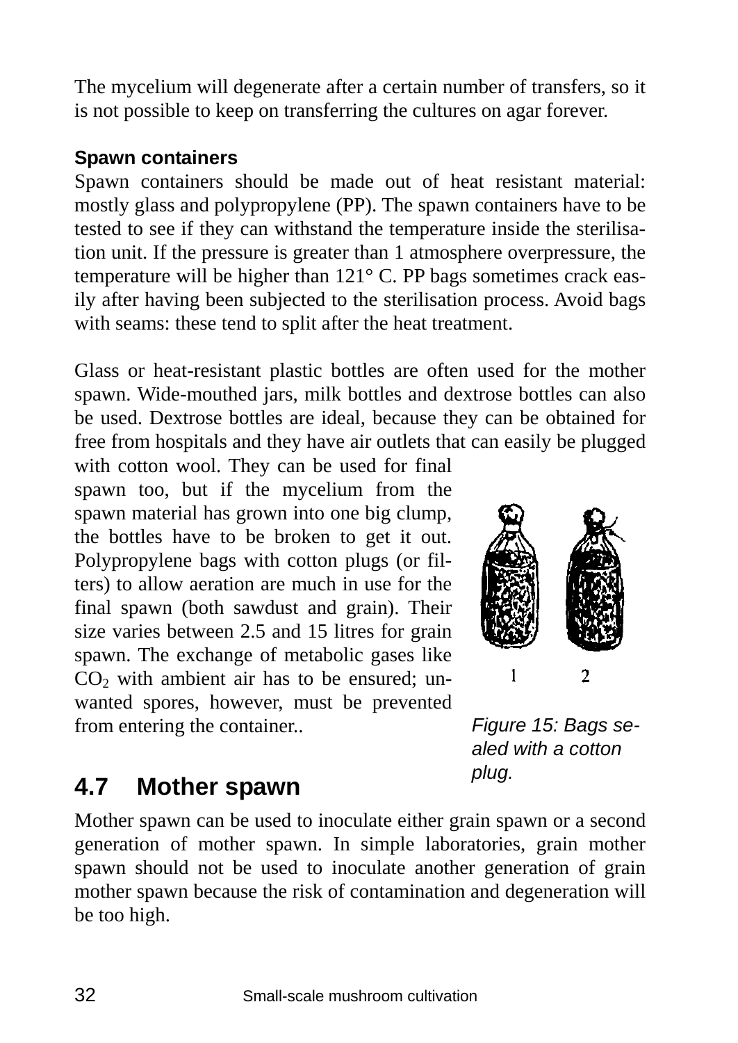The mycelium will degenerate after a certain number of transfers, so it is not possible to keep on transferring the cultures on agar forever.

### Spawn containers

Spawn containers should be made out of heat resistant material: mostly glass and polypropylene (PP). The spawn containers have to be tested to see if they can withstand the temperature inside the sterilisation unit. If the pressure is greater than 1 atmosphere overpressure, the temperature will be higher than 121° C. PP bags sometimes crack easily after having been subjected to the sterilisation process. Avoid bags with seams: these tend to split after the heat treatment.

Glass or heat-resistant plastic bottles are often used for the mother spawn. Wide-mouthed jars, milk bottles and dextrose bottles can also be used. Dextrose bottles are ideal, because they can be obtained for free from hospitals and they have air outlets that can easily be plugged with cotton wool. They can be used for final spawn too, but if the mycelium from the spawn material has grown into one big clump, the bottles have to be broken to get it out. Polypropylene bags with cotton plugs (or filters) to allow aeration are much in use for the final spawn (both sawdust and grain). Their size varies between 2.5 and 15 litres for grain spawn. The exchange of metabolic gases like $CO_2$ with ambient air has to be ensured; unwanted spores, however, must be prevented from entering the container..

*Figure 15: Bags sealed with a cotton plug.*

## 4.7 Mother spawn

Mother spawn can be used to inoculate either grain spawn or a second generation of mother spawn. In simple laboratories, grain mother spawn should not be used to inoculate another generation of grain mother spawn because the risk of contamination and degeneration will be too high.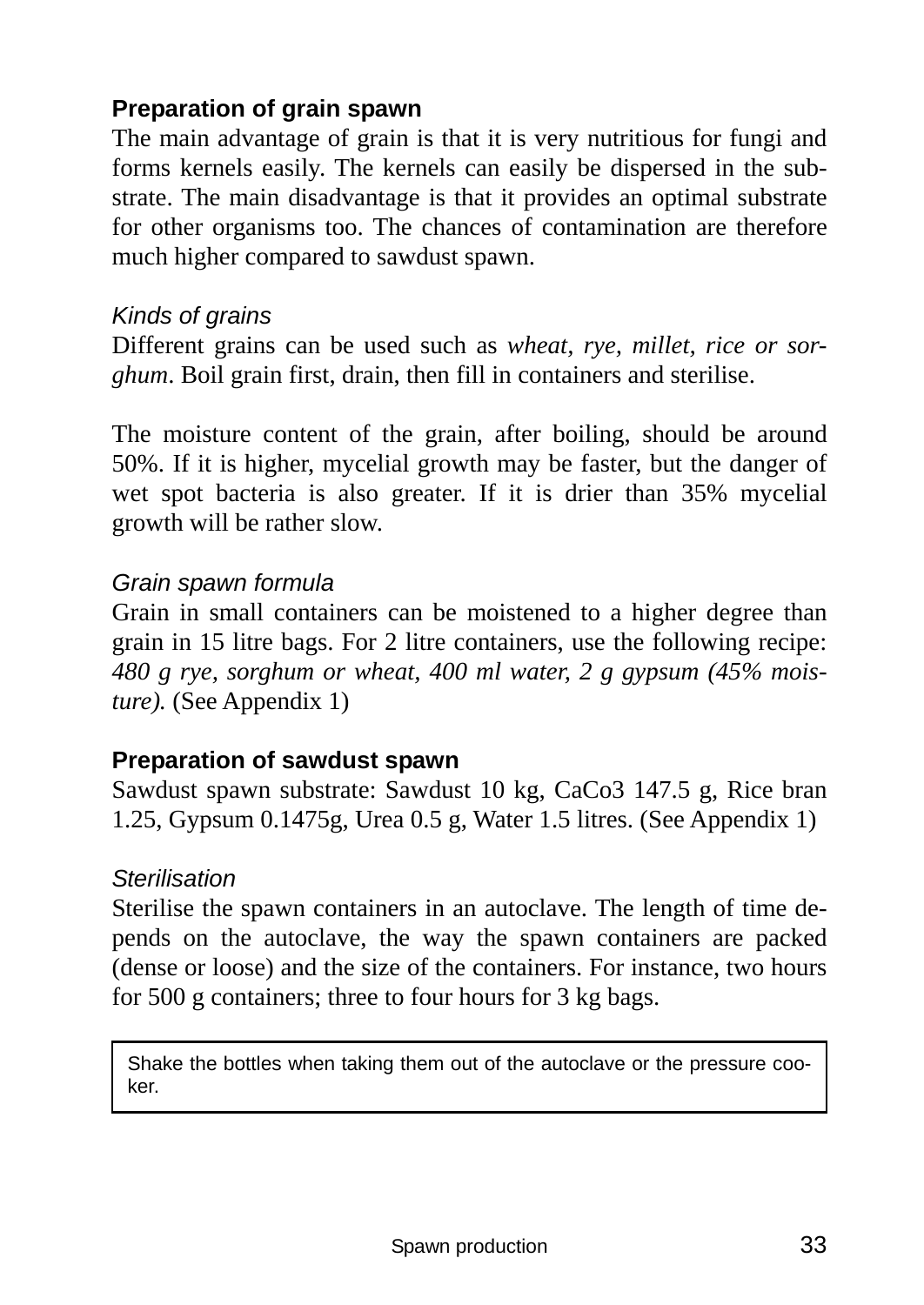## Preparation of grain spawn

The main advantage of grain is that it is very nutritious for fungi and forms kernels easily. The kernels can easily be dispersed in the substrate. The main disadvantage is that it provides an optimal substrate for other organisms too. The chances of contamination are therefore much higher compared to sawdust spawn.

### *Kinds of grains*

Different grains can be used such as *wheat, rye, millet, rice or sorghum*. Boil grain first, drain, then fill in containers and sterilise.

The moisture content of the grain, after boiling, should be around 50%. If it is higher, mycelial growth may be faster, but the danger of wet spot bacteria is also greater. If it is drier than 35% mycelial growth will be rather slow.

### *Grain spawn formula*

Grain in small containers can be moistened to a higher degree than grain in 15 litre bags. For 2 litre containers, use the following recipe: *480 g rye, sorghum or wheat, 400 ml water, 2 g gypsum (45% moisture).* (See Appendix 1)

## Preparation of sawdust spawn

Sawdust spawn substrate: Sawdust 10 kg, $CaCo_3$ 147.5 g, Rice bran 1.25, Gypsum 0.1475g, Urea 0.5 g, Water 1.5 litres. (See Appendix 1)

### *Sterilisation*

Sterilise the spawn containers in an autoclave. The length of time depends on the autoclave, the way the spawn containers are packed (dense or loose) and the size of the containers. For instance, two hours for 500 g containers; three to four hours for 3 kg bags.

> Shake the bottles when taking them out of the autoclave or the pressure cooker.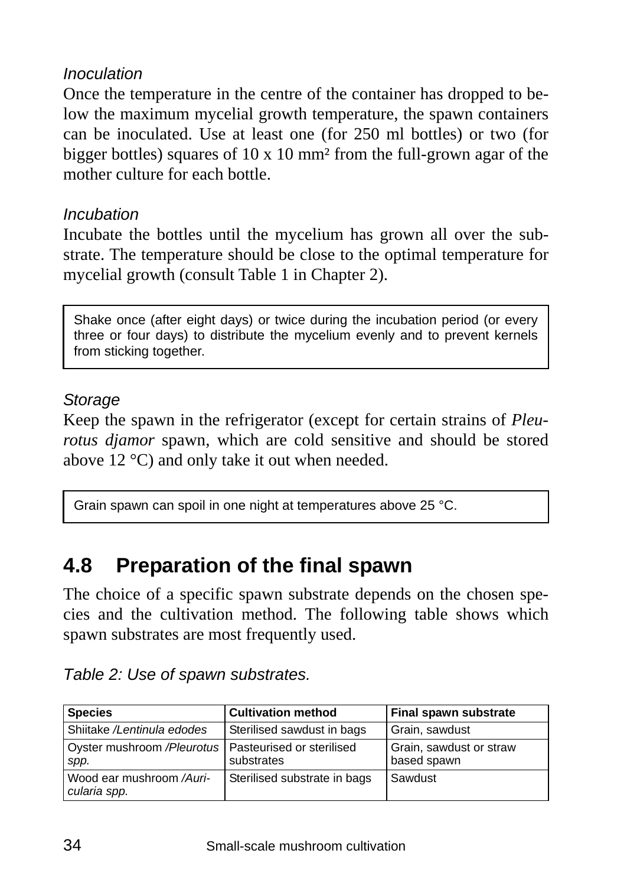*Inoculation*

Once the temperature in the centre of the container has dropped to below the maximum mycelial growth temperature, the spawn containers can be inoculated. Use at least one (for 250 ml bottles) or two (for bigger bottles) squares of 10 x 10 mm² from the full-grown agar of the mother culture for each bottle.

*Incubation*

Incubate the bottles until the mycelium has grown all over the substrate. The temperature should be close to the optimal temperature for mycelial growth (consult Table 1 in Chapter 2).

> Shake once (after eight days) or twice during the incubation period (or every three or four days) to distribute the mycelium evenly and to prevent kernels from sticking together.

*Storage*

Keep the spawn in the refrigerator (except for certain strains of *Pleurotus djamor* spawn, which are cold sensitive and should be stored above 12 °C) and only take it out when needed.

> Grain spawn can spoil in one night at temperatures above 25 °C.

## 4.8 Preparation of the final spawn

The choice of a specific spawn substrate depends on the chosen species and the cultivation method. The following table shows which spawn substrates are most frequently used.

*Table 2: Use of spawn substrates.*

| Species | Cultivation method | Final spawn substrate |
|---|---|---|
| Shiitake */Lentinula edodes* | Sterilised sawdust in bags | Grain, sawdust |
| Oyster mushroom */Pleurotus spp.* | Pasteurised or sterilised substrates | Grain, sawdust or straw based spawn |
| Wood ear mushroom */Auricularia spp.* | Sterilised substrate in bags | Sawdust |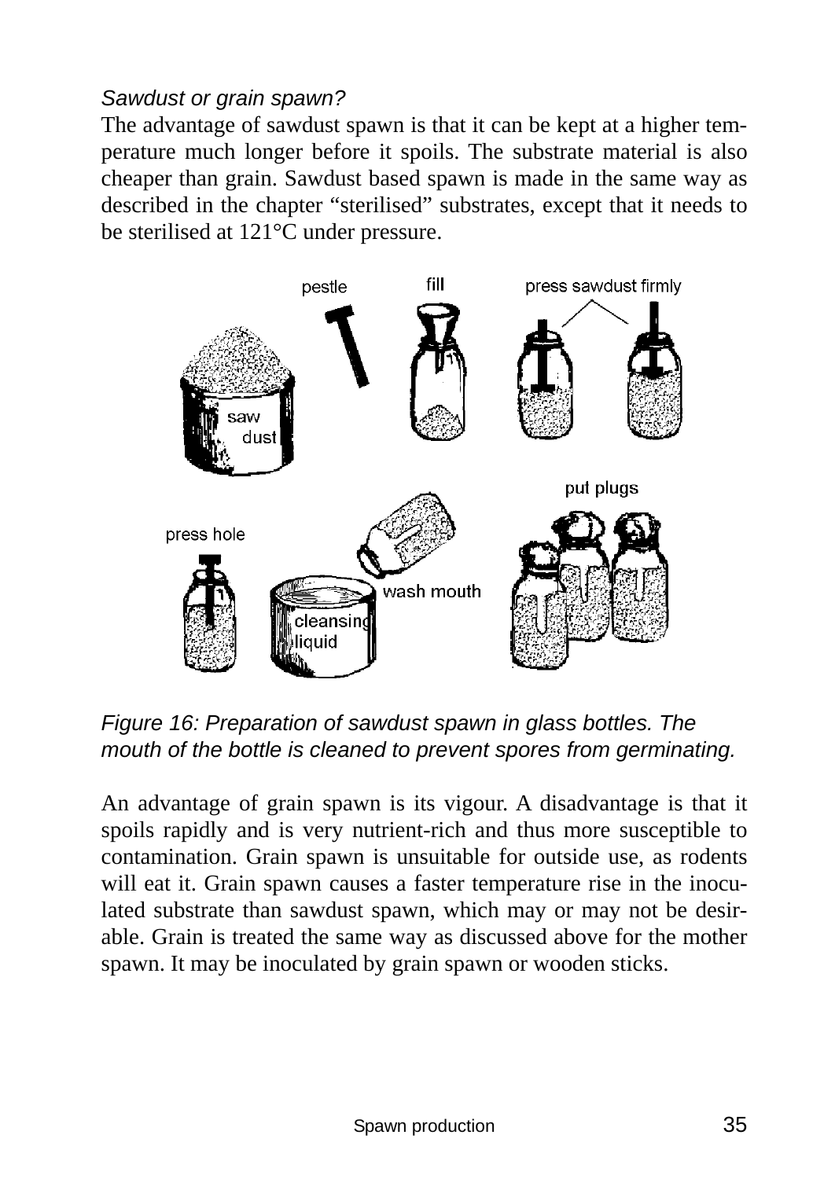*Sawdust or grain spawn?*

The advantage of sawdust spawn is that it can be kept at a higher temperature much longer before it spoils. The substrate material is also cheaper than grain. Sawdust based spawn is made in the same way as described in the chapter “sterilised” substrates, except that it needs to be sterilised at 121°C under pressure.

*Figure 16: Preparation of sawdust spawn in glass bottles. The mouth of the bottle is cleaned to prevent spores from germinating.*

An advantage of grain spawn is its vigour. A disadvantage is that it spoils rapidly and is very nutrient-rich and thus more susceptible to contamination. Grain spawn is unsuitable for outside use, as rodents will eat it. Grain spawn causes a faster temperature rise in the inoculated substrate than sawdust spawn, which may or may not be desirable. Grain is treated the same way as discussed above for the mother spawn. It may be inoculated by grain spawn or wooden sticks.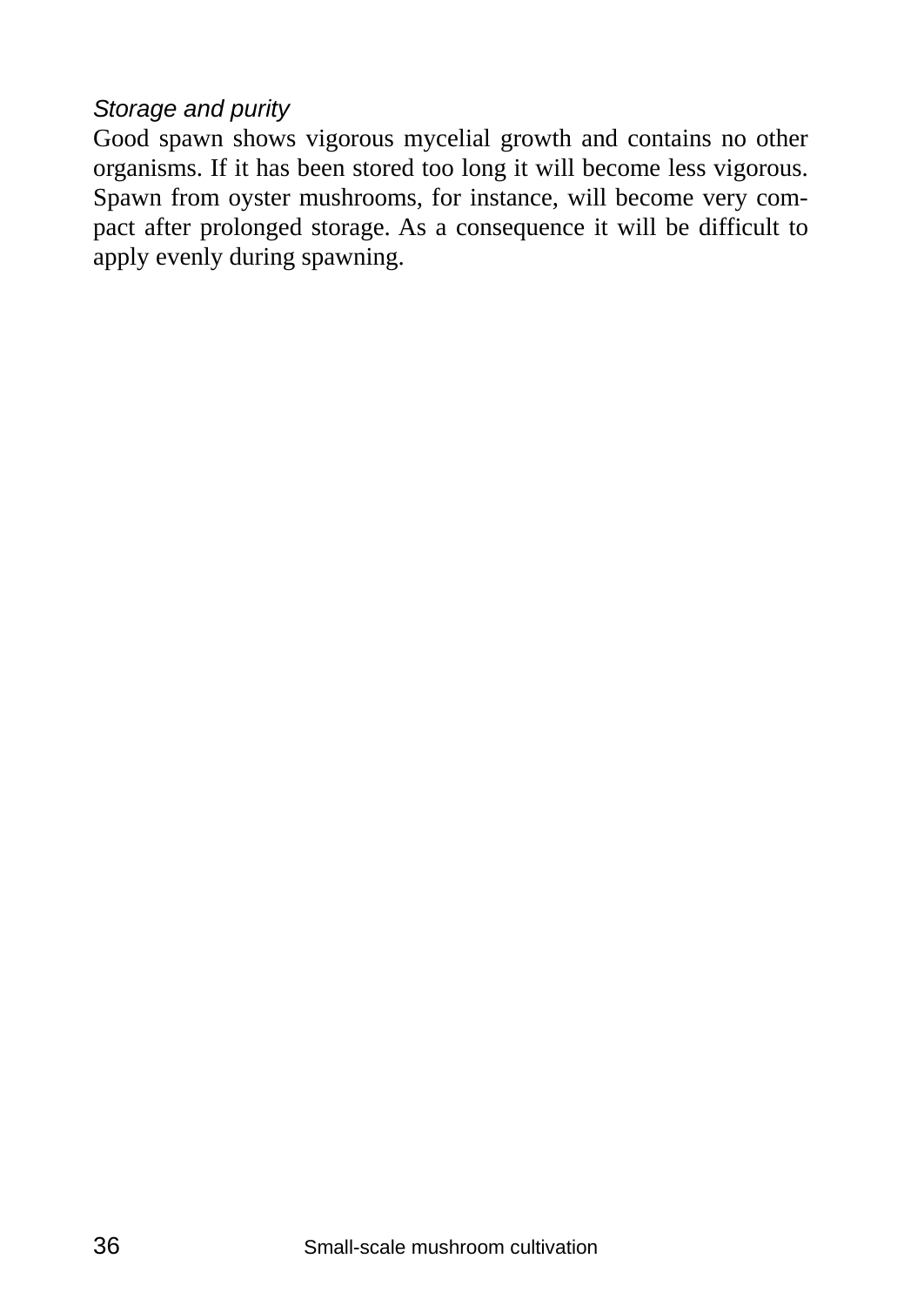*Storage and purity*

Good spawn shows vigorous mycelial growth and contains no other organisms. If it has been stored too long it will become less vigorous. Spawn from oyster mushrooms, for instance, will become very compact after prolonged storage. As a consequence it will be difficult to apply evenly during spawning.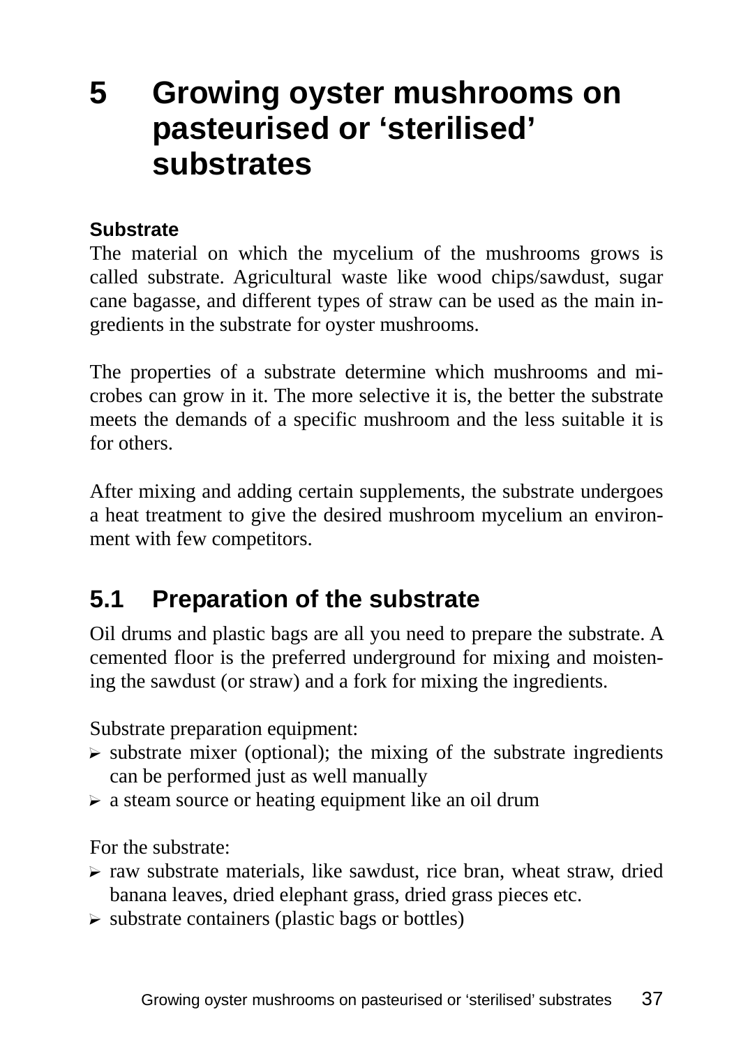# 5 Growing oyster mushrooms on pasteurised or 'sterilised' substrates

**Substrate**

The material on which the mycelium of the mushrooms grows is called substrate. Agricultural waste like wood chips/sawdust, sugar cane bagasse, and different types of straw can be used as the main ingredients in the substrate for oyster mushrooms.

The properties of a substrate determine which mushrooms and microbes can grow in it. The more selective it is, the better the substrate meets the demands of a specific mushroom and the less suitable it is for others.

After mixing and adding certain supplements, the substrate undergoes a heat treatment to give the desired mushroom mycelium an environment with few competitors.

## 5.1 Preparation of the substrate

Oil drums and plastic bags are all you need to prepare the substrate. A cemented floor is the preferred underground for mixing and moistening the sawdust (or straw) and a fork for mixing the ingredients.

Substrate preparation equipment:

- substrate mixer (optional); the mixing of the substrate ingredients can be performed just as well manually
- a steam source or heating equipment like an oil drum

For the substrate:

- raw substrate materials, like sawdust, rice bran, wheat straw, dried banana leaves, dried elephant grass, dried grass pieces etc.
- substrate containers (plastic bags or bottles)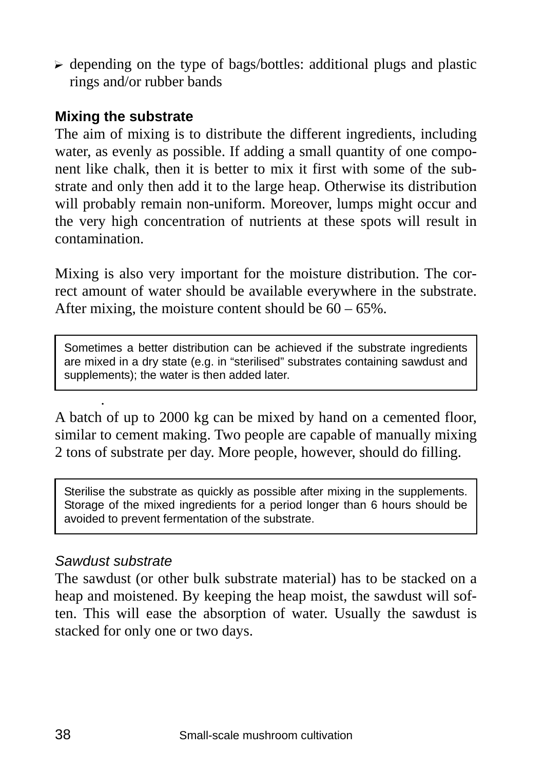- depending on the type of bags/bottles: additional plugs and plastic rings and/or rubber bands

### Mixing the substrate

The aim of mixing is to distribute the different ingredients, including water, as evenly as possible. If adding a small quantity of one component like chalk, then it is better to mix it first with some of the substrate and only then add it to the large heap. Otherwise its distribution will probably remain non-uniform. Moreover, lumps might occur and the very high concentration of nutrients at these spots will result in contamination.

Mixing is also very important for the moisture distribution. The correct amount of water should be available everywhere in the substrate. After mixing, the moisture content should be 60 – 65%.

> Sometimes a better distribution can be achieved if the substrate ingredients are mixed in a dry state (e.g. in "sterilised" substrates containing sawdust and supplements); the water is then added later.

A batch of up to 2000 kg can be mixed by hand on a cemented floor, similar to cement making. Two people are capable of manually mixing 2 tons of substrate per day. More people, however, should do filling.

> Sterilise the substrate as quickly as possible after mixing in the supplements. Storage of the mixed ingredients for a period longer than 6 hours should be avoided to prevent fermentation of the substrate.

*Sawdust substrate*

The sawdust (or other bulk substrate material) has to be stacked on a heap and moistened. By keeping the heap moist, the sawdust will soften. This will ease the absorption of water. Usually the sawdust is stacked for only one or two days.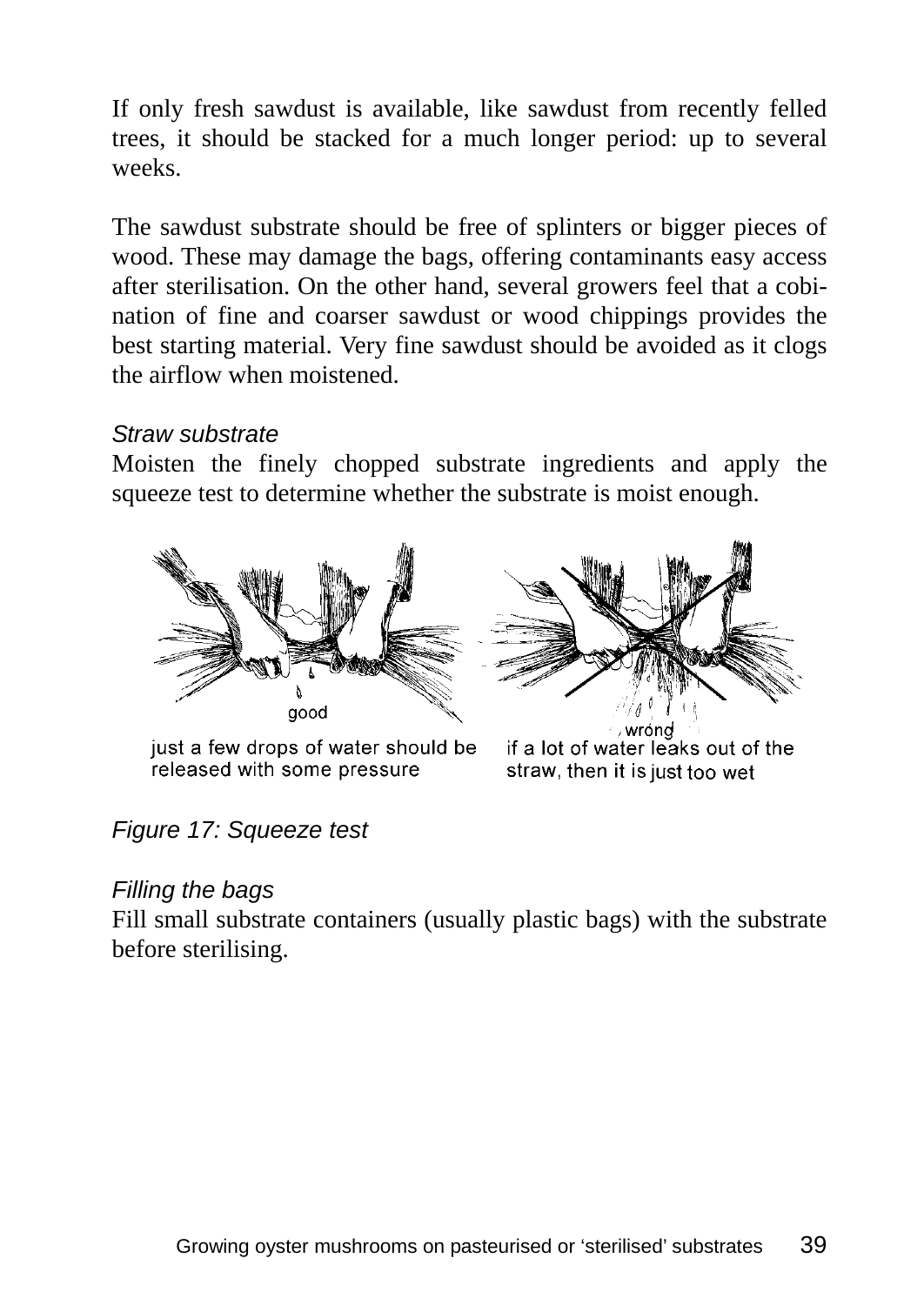If only fresh sawdust is available, like sawdust from recently felled trees, it should be stacked for a much longer period: up to several weeks.

The sawdust substrate should be free of splinters or bigger pieces of wood. These may damage the bags, offering contaminants easy access after sterilisation. On the other hand, several growers feel that a cobi-nation of fine and coarser sawdust or wood chippings provides the best starting material. Very fine sawdust should be avoided as it clogs the airflow when moistened.

*Straw substrate*

Moisten the finely chopped substrate ingredients and apply the squeeze test to determine whether the substrate is moist enough.

good

just a few drops of water should be released with some pressure

wrong

if a lot of water leaks out of the straw, then it is just too wet

*Figure 17: Squeeze test*

*Filling the bags*

Fill small substrate containers (usually plastic bags) with the substrate before sterilising.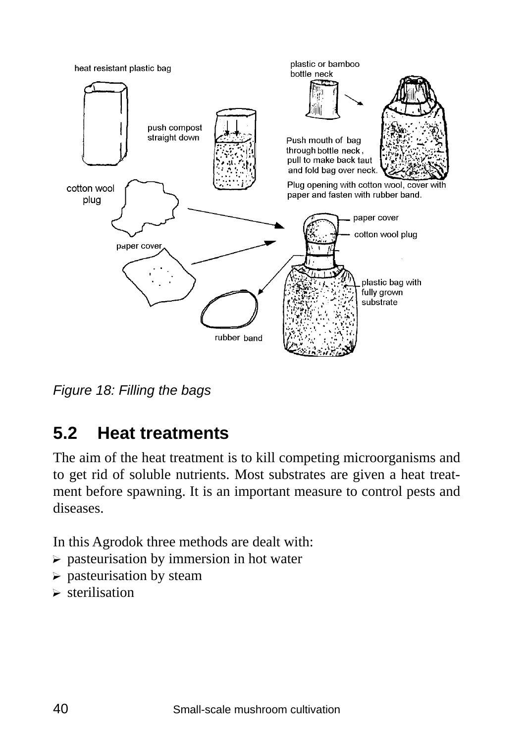*Figure 18: Filling the bags*

## 5.2 Heat treatments

The aim of the heat treatment is to kill competing microorganisms and to get rid of soluble nutrients. Most substrates are given a heat treatment before spawning. It is an important measure to control pests and diseases.

In this Agrodok three methods are dealt with:

- pasteurisation by immersion in hot water
- pasteurisation by steam
- sterilisation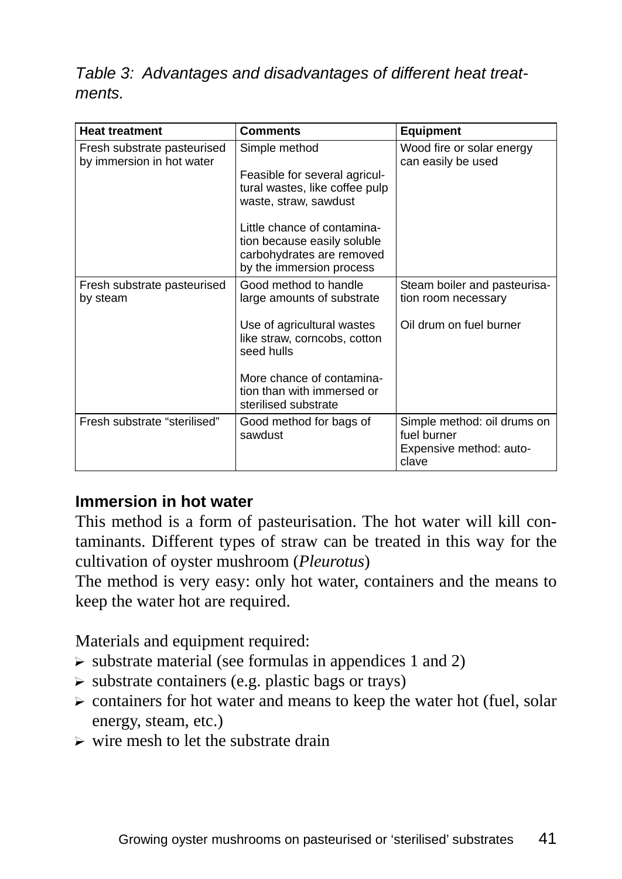*Table 3: Advantages and disadvantages of different heat treatments.*

| Heat treatment | Comments | Equipment |
| --- | --- | --- |
| Fresh substrate pasteurised by immersion in hot water | Simple method<br><br>Feasible for several agricultural wastes, like coffee pulp waste, straw, sawdust<br><br>Little chance of contamination because easily soluble carbohydrates are removed by the immersion process | Wood fire or solar energy can easily be used |
| Fresh substrate pasteurised by steam | Good method to handle large amounts of substrate<br><br>Use of agricultural wastes like straw, corncobs, cotton seed hulls<br><br>More chance of contamination than with immersed or sterilised substrate | Steam boiler and pasteurisation room necessary<br><br>Oil drum on fuel burner |
| Fresh substrate “sterilised” | Good method for bags of sawdust | Simple method: oil drums on fuel burner<br>Expensive method: autoclave |

**Immersion in hot water**

This method is a form of pasteurisation. The hot water will kill contaminants. Different types of straw can be treated in this way for the cultivation of oyster mushroom (*Pleurotus*)

The method is very easy: only hot water, containers and the means to keep the water hot are required.

Materials and equipment required:

- substrate material (see formulas in appendices 1 and 2)
- substrate containers (e.g. plastic bags or trays)
- containers for hot water and means to keep the water hot (fuel, solar energy, steam, etc.)
- wire mesh to let the substrate drain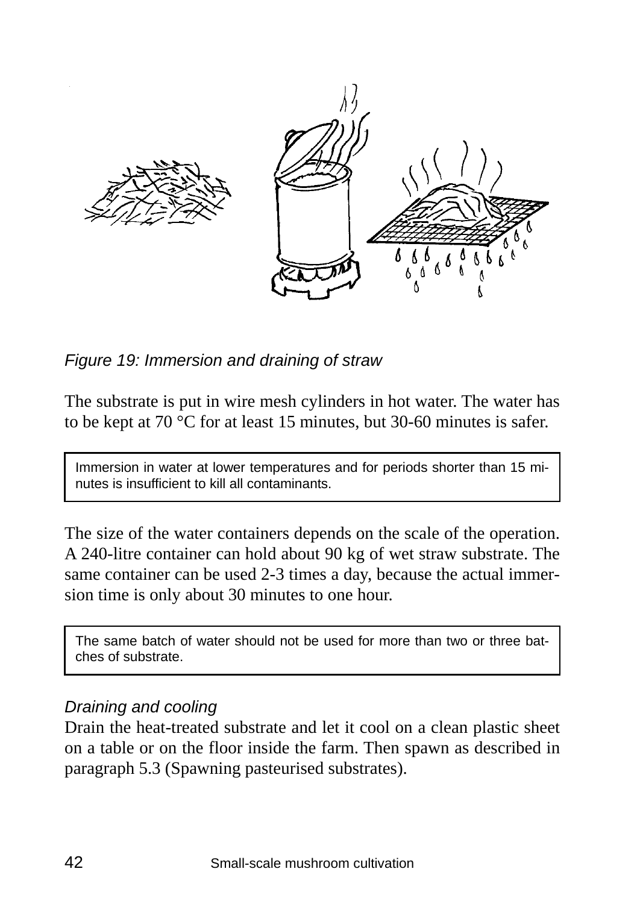*Figure 19: Immersion and draining of straw*

The substrate is put in wire mesh cylinders in hot water. The water has to be kept at 70 °C for at least 15 minutes, but 30-60 minutes is safer.

> Immersion in water at lower temperatures and for periods shorter than 15 minutes is insufficient to kill all contaminants.

The size of the water containers depends on the scale of the operation. A 240-litre container can hold about 90 kg of wet straw substrate. The same container can be used 2-3 times a day, because the actual immersion time is only about 30 minutes to one hour.

> The same batch of water should not be used for more than two or three batches of substrate.

*Draining and cooling*

Drain the heat-treated substrate and let it cool on a clean plastic sheet on a table or on the floor inside the farm. Then spawn as described in paragraph 5.3 (Spawning pasteurised substrates).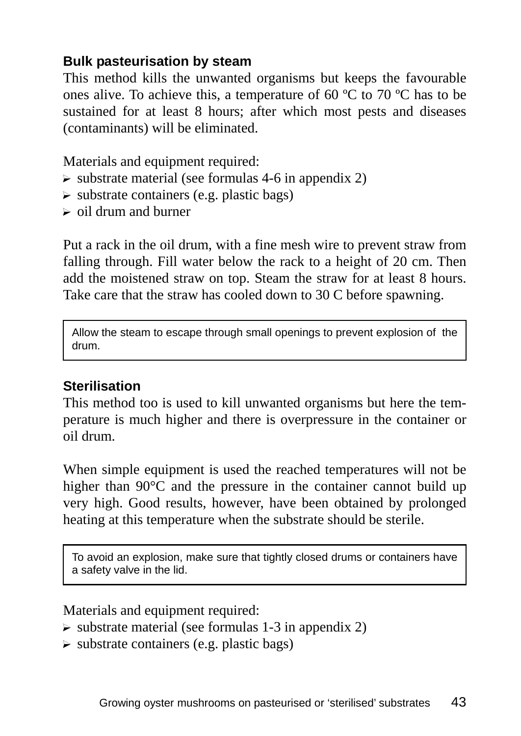### Bulk pasteurisation by steam

This method kills the unwanted organisms but keeps the favourable ones alive. To achieve this, a temperature of 60 ºC to 70 ºC has to be sustained for at least 8 hours; after which most pests and diseases (contaminants) will be eliminated.

Materials and equipment required:

- substrate material (see formulas 4-6 in appendix 2)
- substrate containers (e.g. plastic bags)
- oil drum and burner

Put a rack in the oil drum, with a fine mesh wire to prevent straw from falling through. Fill water below the rack to a height of 20 cm. Then add the moistened straw on top. Steam the straw for at least 8 hours. Take care that the straw has cooled down to 30 C before spawning.

> Allow the steam to escape through small openings to prevent explosion of the drum.

### Sterilisation

This method too is used to kill unwanted organisms but here the temperature is much higher and there is overpressure in the container or oil drum.

When simple equipment is used the reached temperatures will not be higher than 90°C and the pressure in the container cannot build up very high. Good results, however, have been obtained by prolonged heating at this temperature when the substrate should be sterile.

> To avoid an explosion, make sure that tightly closed drums or containers have a safety valve in the lid.

Materials and equipment required:

- substrate material (see formulas 1-3 in appendix 2)
- substrate containers (e.g. plastic bags)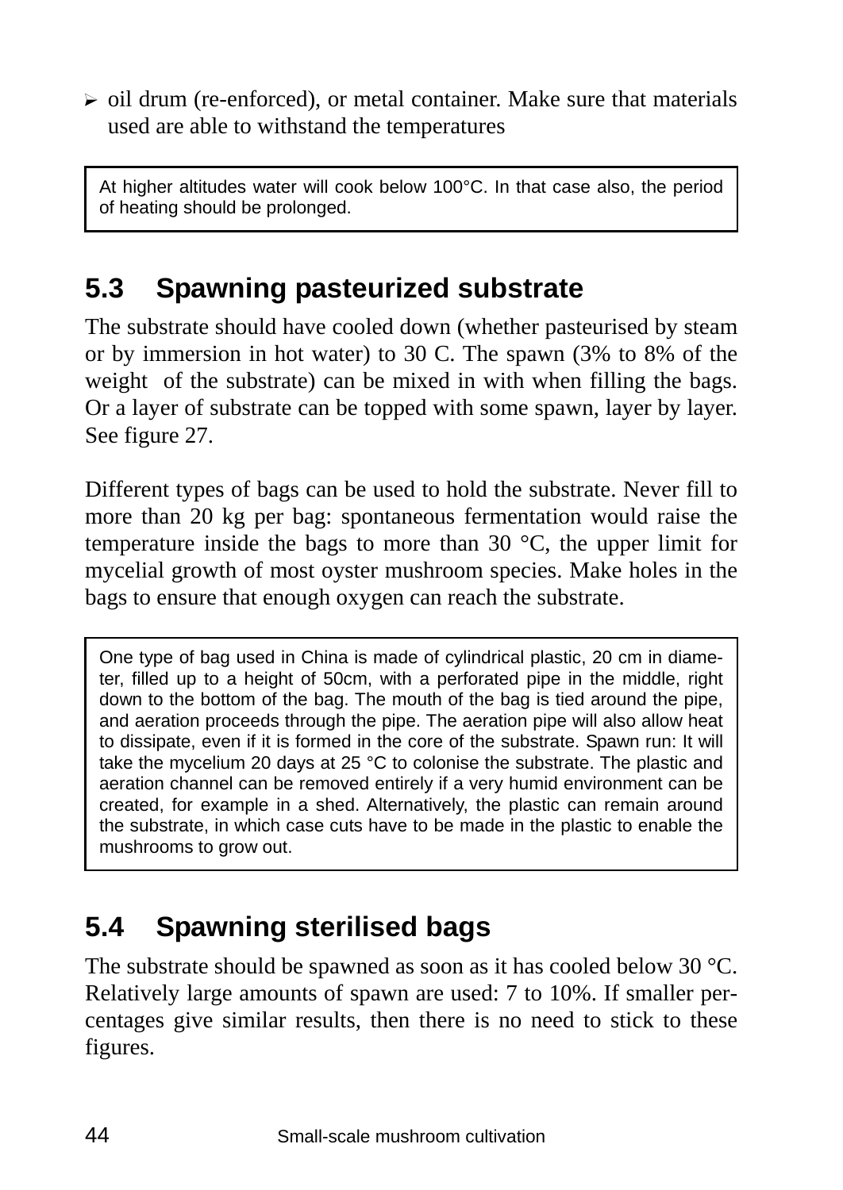- oil drum (re-enforced), or metal container. Make sure that materials used are able to withstand the temperatures

> At higher altitudes water will cook below 100°C. In that case also, the period of heating should be prolonged.

## 5.3 Spawning pasteurized substrate

The substrate should have cooled down (whether pasteurised by steam or by immersion in hot water) to 30 C. The spawn (3% to 8% of the weight of the substrate) can be mixed in with when filling the bags. Or a layer of substrate can be topped with some spawn, layer by layer. See figure 27.

Different types of bags can be used to hold the substrate. Never fill to more than 20 kg per bag: spontaneous fermentation would raise the temperature inside the bags to more than 30 °C, the upper limit for mycelial growth of most oyster mushroom species. Make holes in the bags to ensure that enough oxygen can reach the substrate.

> One type of bag used in China is made of cylindrical plastic, 20 cm in diameter, filled up to a height of 50cm, with a perforated pipe in the middle, right down to the bottom of the bag. The mouth of the bag is tied around the pipe, and aeration proceeds through the pipe. The aeration pipe will also allow heat to dissipate, even if it is formed in the core of the substrate. Spawn run: It will take the mycelium 20 days at 25 °C to colonise the substrate. The plastic and aeration channel can be removed entirely if a very humid environment can be created, for example in a shed. Alternatively, the plastic can remain around the substrate, in which case cuts have to be made in the plastic to enable the mushrooms to grow out.

## 5.4 Spawning sterilised bags

The substrate should be spawned as soon as it has cooled below 30 °C. Relatively large amounts of spawn are used: 7 to 10%. If smaller percentages give similar results, then there is no need to stick to these figures.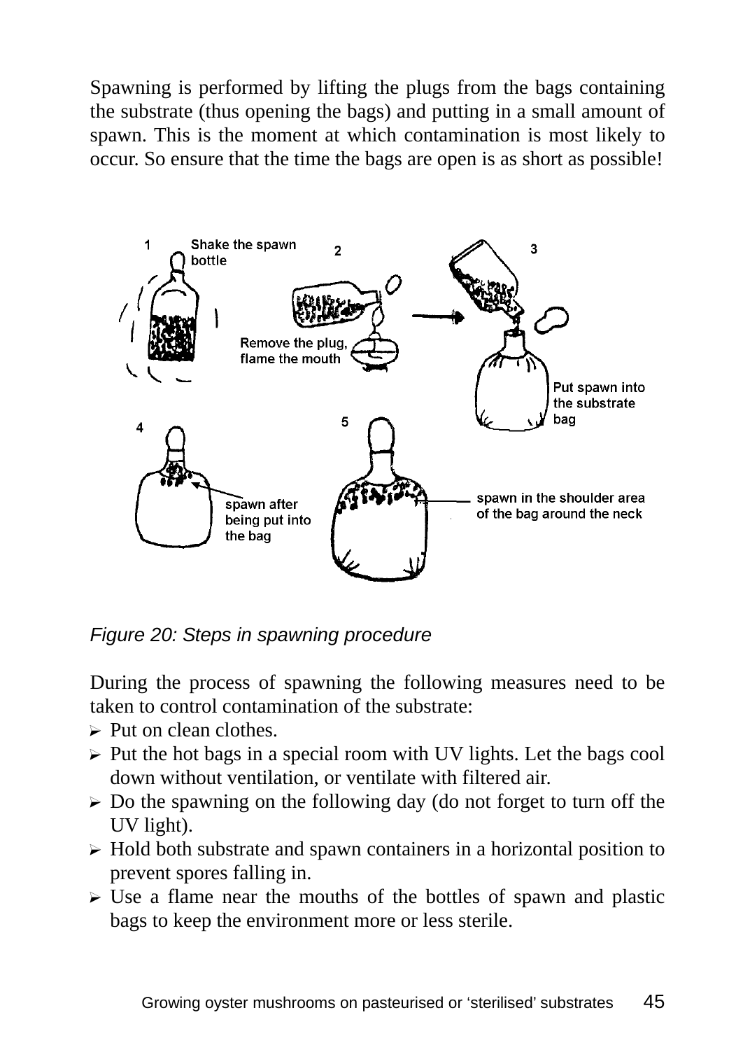Spawning is performed by lifting the plugs from the bags containing the substrate (thus opening the bags) and putting in a small amount of spawn. This is the moment at which contamination is most likely to occur. So ensure that the time the bags are open is as short as possible!

*Figure 20: Steps in spawning procedure*

During the process of spawning the following measures need to be taken to control contamination of the substrate:

- Put on clean clothes.
- Put the hot bags in a special room with UV lights. Let the bags cool down without ventilation, or ventilate with filtered air.
- Do the spawning on the following day (do not forget to turn off the UV light).
- Hold both substrate and spawn containers in a horizontal position to prevent spores falling in.
- Use a flame near the mouths of the bottles of spawn and plastic bags to keep the environment more or less sterile.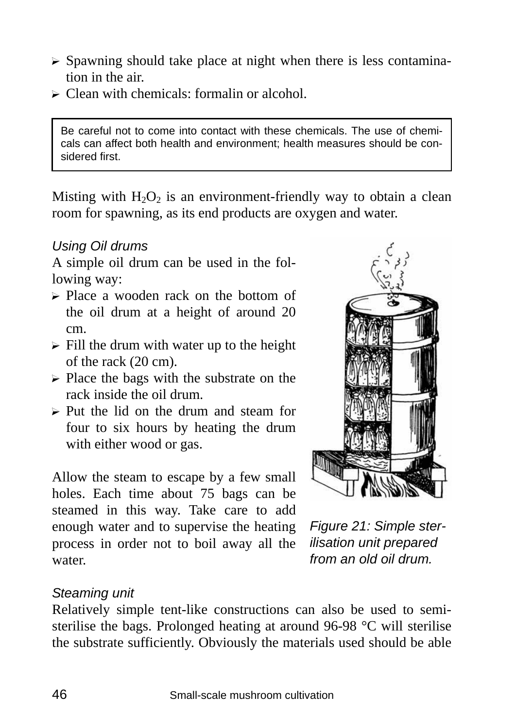- Spawning should take place at night when there is less contamination in the air.
- Clean with chemicals: formalin or alcohol.

> Be careful not to come into contact with these chemicals. The use of chemicals can affect both health and environment; health measures should be considered first.

Misting with $H_2O_2$ is an environment-friendly way to obtain a clean room for spawning, as its end products are oxygen and water.

*Using Oil drums*

A simple oil drum can be used in the following way:

- Place a wooden rack on the bottom of the oil drum at a height of around 20 cm.
- Fill the drum with water up to the height of the rack (20 cm).
- Place the bags with the substrate on the rack inside the oil drum.
- Put the lid on the drum and steam for four to six hours by heating the drum with either wood or gas.

Allow the steam to escape by a few small holes. Each time about 75 bags can be steamed in this way. Take care to add enough water and to supervise the heating process in order not to boil away all the water.

*Figure 21: Simple sterilisation unit prepared from an old oil drum.*

*Steaming unit*

Relatively simple tent-like constructions can also be used to semi-sterilise the bags. Prolonged heating at around 96-98 °C will sterilise the substrate sufficiently. Obviously the materials used should be able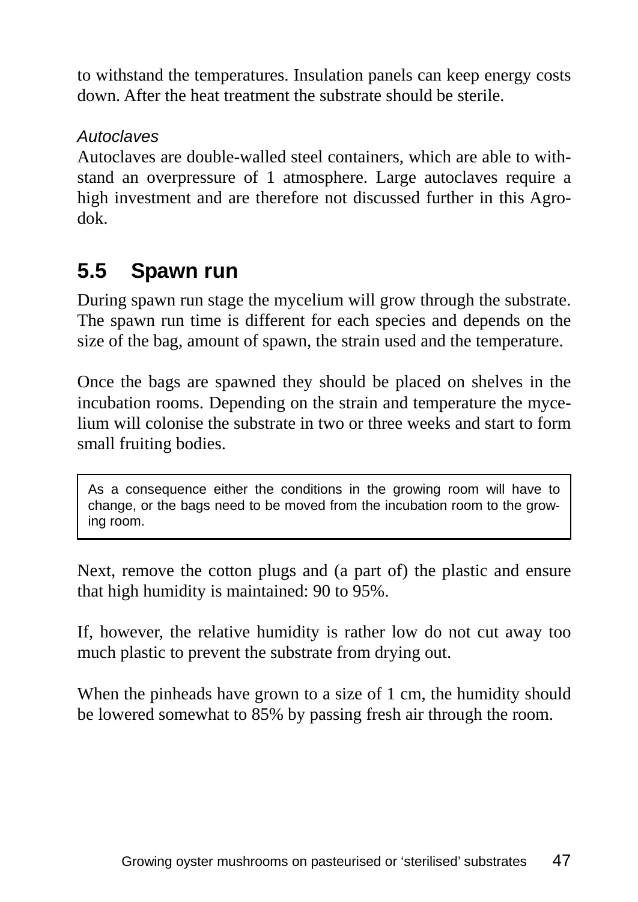to withstand the temperatures. Insulation panels can keep energy costs down. After the heat treatment the substrate should be sterile.

*Autoclaves*

Autoclaves are double-walled steel containers, which are able to withstand an overpressure of 1 atmosphere. Large autoclaves require a high investment and are therefore not discussed further in this Agrodok.

## 5.5 Spawn run

During spawn run stage the mycelium will grow through the substrate. The spawn run time is different for each species and depends on the size of the bag, amount of spawn, the strain used and the temperature.

Once the bags are spawned they should be placed on shelves in the incubation rooms. Depending on the strain and temperature the mycelium will colonise the substrate in two or three weeks and start to form small fruiting bodies.

> As a consequence either the conditions in the growing room will have to change, or the bags need to be moved from the incubation room to the growing room.

Next, remove the cotton plugs and (a part of) the plastic and ensure that high humidity is maintained: 90 to 95%.

If, however, the relative humidity is rather low do not cut away too much plastic to prevent the substrate from drying out.

When the pinheads have grown to a size of 1 cm, the humidity should be lowered somewhat to 85% by passing fresh air through the room.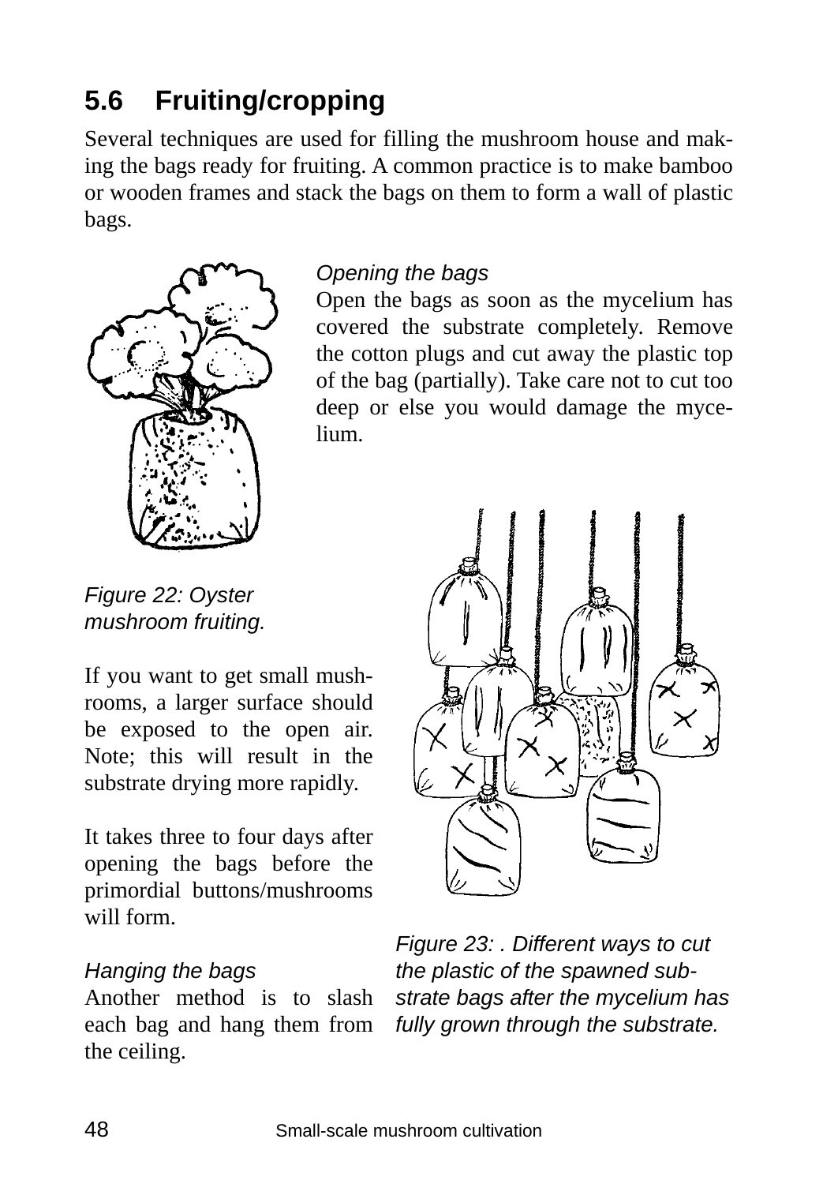## 5.6 Fruiting/cropping

Several techniques are used for filling the mushroom house and making the bags ready for fruiting. A common practice is to make bamboo or wooden frames and stack the bags on them to form a wall of plastic bags.

*Opening the bags*

Open the bags as soon as the mycelium has covered the substrate completely. Remove the cotton plugs and cut away the plastic top of the bag (partially). Take care not to cut too deep or else you would damage the mycelium.

*Figure 22: Oyster mushroom fruiting.*

If you want to get small mushrooms, a larger surface should be exposed to the open air. Note; this will result in the substrate drying more rapidly.

It takes three to four days after opening the bags before the primordial buttons/mushrooms will form.

*Hanging the bags*

Another method is to slash each bag and hang them from the ceiling.

*Figure 23: . Different ways to cut the plastic of the spawned substrate bags after the mycelium has fully grown through the substrate.*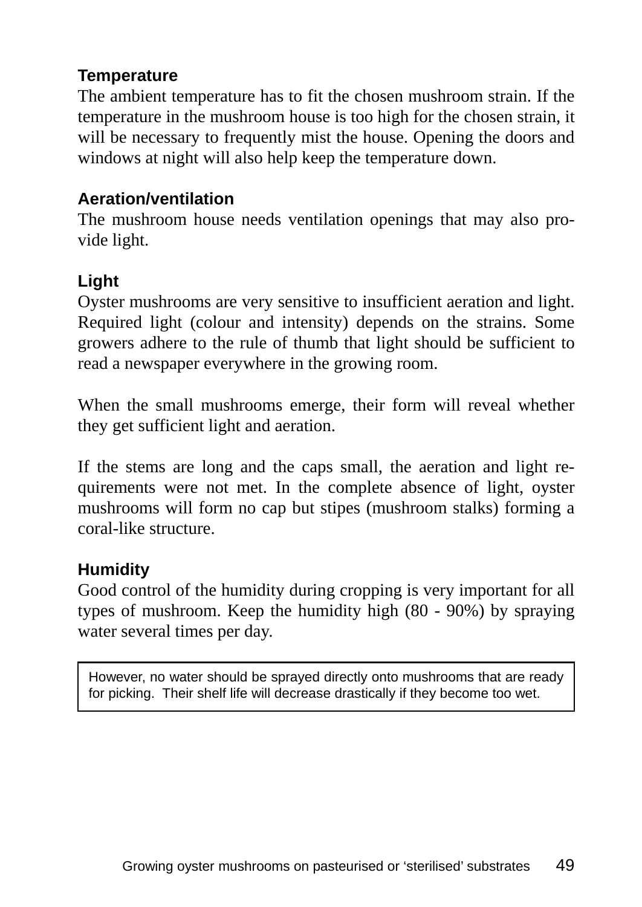### Temperature

The ambient temperature has to fit the chosen mushroom strain. If the temperature in the mushroom house is too high for the chosen strain, it will be necessary to frequently mist the house. Opening the doors and windows at night will also help keep the temperature down.

### Aeration/ventilation

The mushroom house needs ventilation openings that may also provide light.

### Light

Oyster mushrooms are very sensitive to insufficient aeration and light. Required light (colour and intensity) depends on the strains. Some growers adhere to the rule of thumb that light should be sufficient to read a newspaper everywhere in the growing room.

When the small mushrooms emerge, their form will reveal whether they get sufficient light and aeration.

If the stems are long and the caps small, the aeration and light requirements were not met. In the complete absence of light, oyster mushrooms will form no cap but stipes (mushroom stalks) forming a coral-like structure.

### Humidity

Good control of the humidity during cropping is very important for all types of mushroom. Keep the humidity high (80 - 90%) by spraying water several times per day.

> However, no water should be sprayed directly onto mushrooms that are ready for picking. Their shelf life will decrease drastically if they become too wet.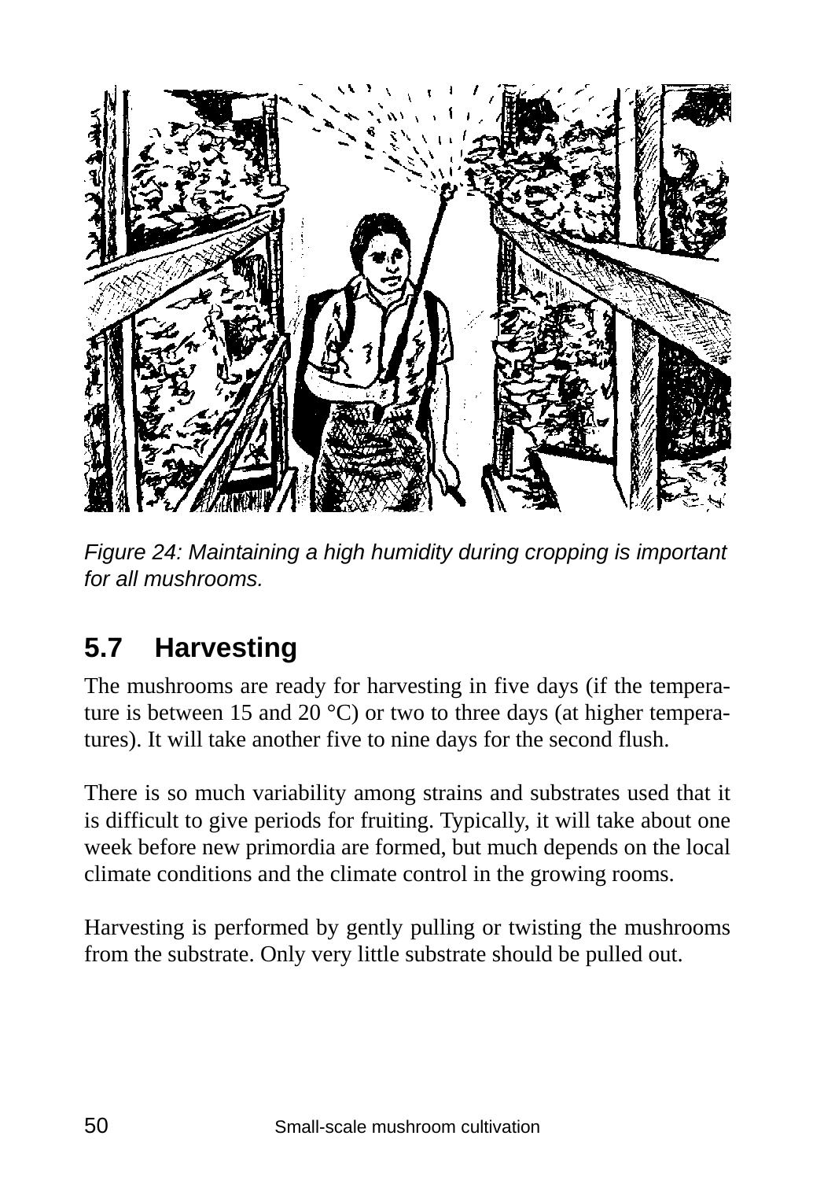*Figure 24: Maintaining a high humidity during cropping is important for all mushrooms.*

## 5.7 Harvesting

The mushrooms are ready for harvesting in five days (if the temperature is between 15 and 20 °C) or two to three days (at higher temperatures). It will take another five to nine days for the second flush.

There is so much variability among strains and substrates used that it is difficult to give periods for fruiting. Typically, it will take about one week before new primordia are formed, but much depends on the local climate conditions and the climate control in the growing rooms.

Harvesting is performed by gently pulling or twisting the mushrooms from the substrate. Only very little substrate should be pulled out.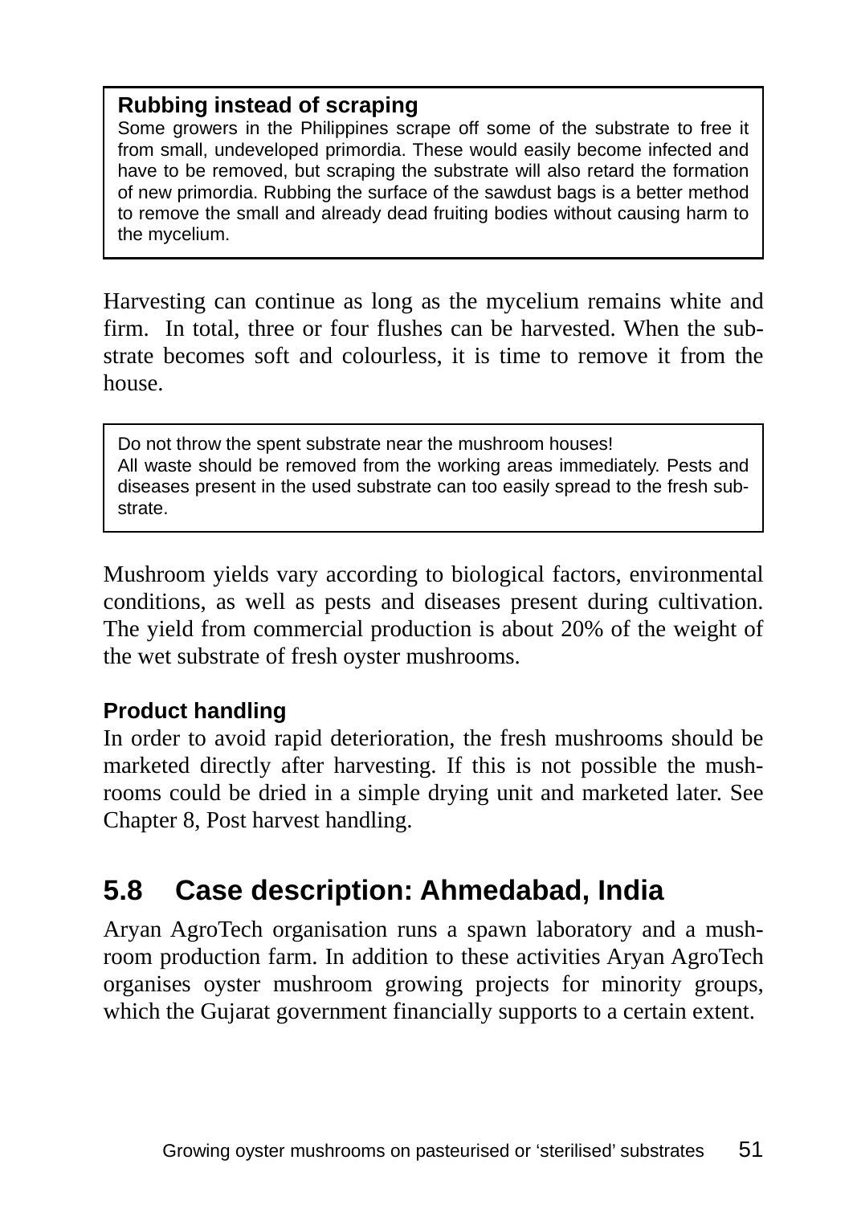> **Rubbing instead of scraping**
> Some growers in the Philippines scrape off some of the substrate to free it from small, undeveloped primordia. These would easily become infected and have to be removed, but scraping the substrate will also retard the formation of new primordia. Rubbing the surface of the sawdust bags is a better method to remove the small and already dead fruiting bodies without causing harm to the mycelium.

Harvesting can continue as long as the mycelium remains white and firm. In total, three or four flushes can be harvested. When the substrate becomes soft and colourless, it is time to remove it from the house.

> Do not throw the spent substrate near the mushroom houses!
> All waste should be removed from the working areas immediately. Pests and diseases present in the used substrate can too easily spread to the fresh substrate.

Mushroom yields vary according to biological factors, environmental conditions, as well as pests and diseases present during cultivation. The yield from commercial production is about 20% of the weight of the wet substrate of fresh oyster mushrooms.

**Product handling**

In order to avoid rapid deterioration, the fresh mushrooms should be marketed directly after harvesting. If this is not possible the mushrooms could be dried in a simple drying unit and marketed later. See Chapter 8, Post harvest handling.

## 5.8 Case description: Ahmedabad, India

Aryan AgroTech organisation runs a spawn laboratory and a mushroom production farm. In addition to these activities Aryan AgroTech organises oyster mushroom growing projects for minority groups, which the Gujarat government financially supports to a certain extent.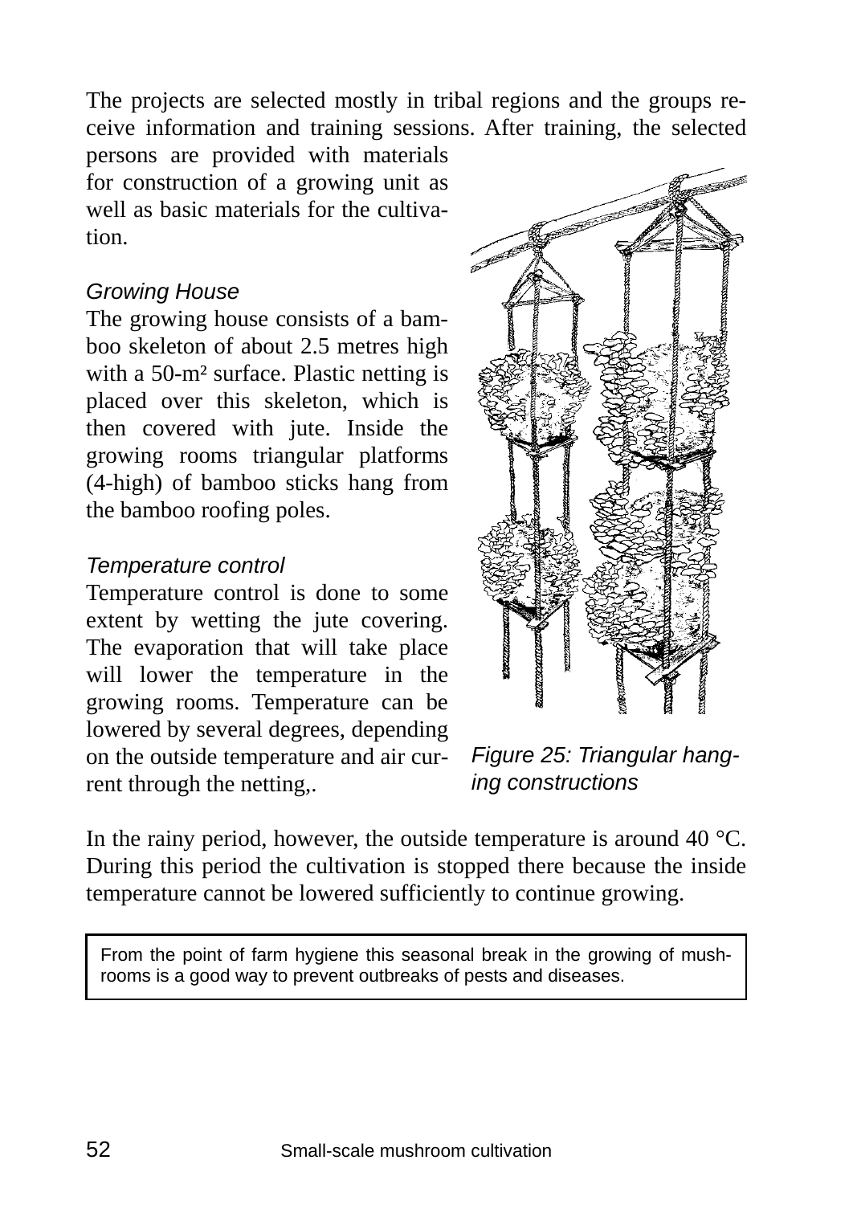The projects are selected mostly in tribal regions and the groups receive information and training sessions. After training, the selected persons are provided with materials for construction of a growing unit as well as basic materials for the cultivation.

*Growing House*

The growing house consists of a bamboo skeleton of about 2.5 metres high with a 50-m² surface. Plastic netting is placed over this skeleton, which is then covered with jute. Inside the growing rooms triangular platforms (4-high) of bamboo sticks hang from the bamboo roofing poles.

*Temperature control*

Temperature control is done to some extent by wetting the jute covering. The evaporation that will take place will lower the temperature in the growing rooms. Temperature can be lowered by several degrees, depending on the outside temperature and air current through the netting,.

*Figure 25: Triangular hanging constructions*

In the rainy period, however, the outside temperature is around 40 °C. During this period the cultivation is stopped there because the inside temperature cannot be lowered sufficiently to continue growing.

> From the point of farm hygiene this seasonal break in the growing of mushrooms is a good way to prevent outbreaks of pests and diseases.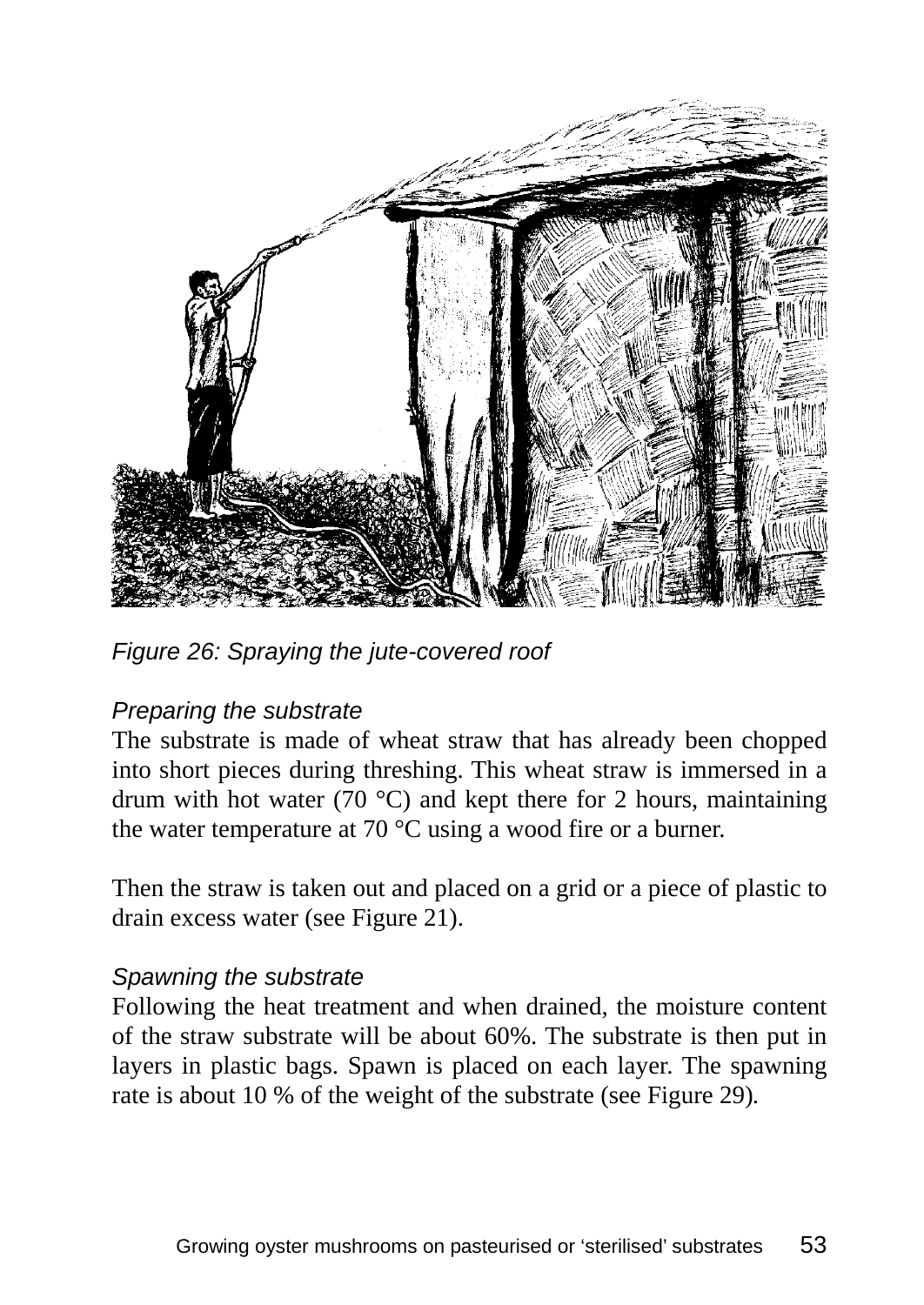*Figure 26: Spraying the jute-covered roof*

*Preparing the substrate*

The substrate is made of wheat straw that has already been chopped into short pieces during threshing. This wheat straw is immersed in a drum with hot water (70 °C) and kept there for 2 hours, maintaining the water temperature at 70 °C using a wood fire or a burner.

Then the straw is taken out and placed on a grid or a piece of plastic to drain excess water (see Figure 21).

*Spawning the substrate*

Following the heat treatment and when drained, the moisture content of the straw substrate will be about 60%. The substrate is then put in layers in plastic bags. Spawn is placed on each layer. The spawning rate is about 10 % of the weight of the substrate (see Figure 29).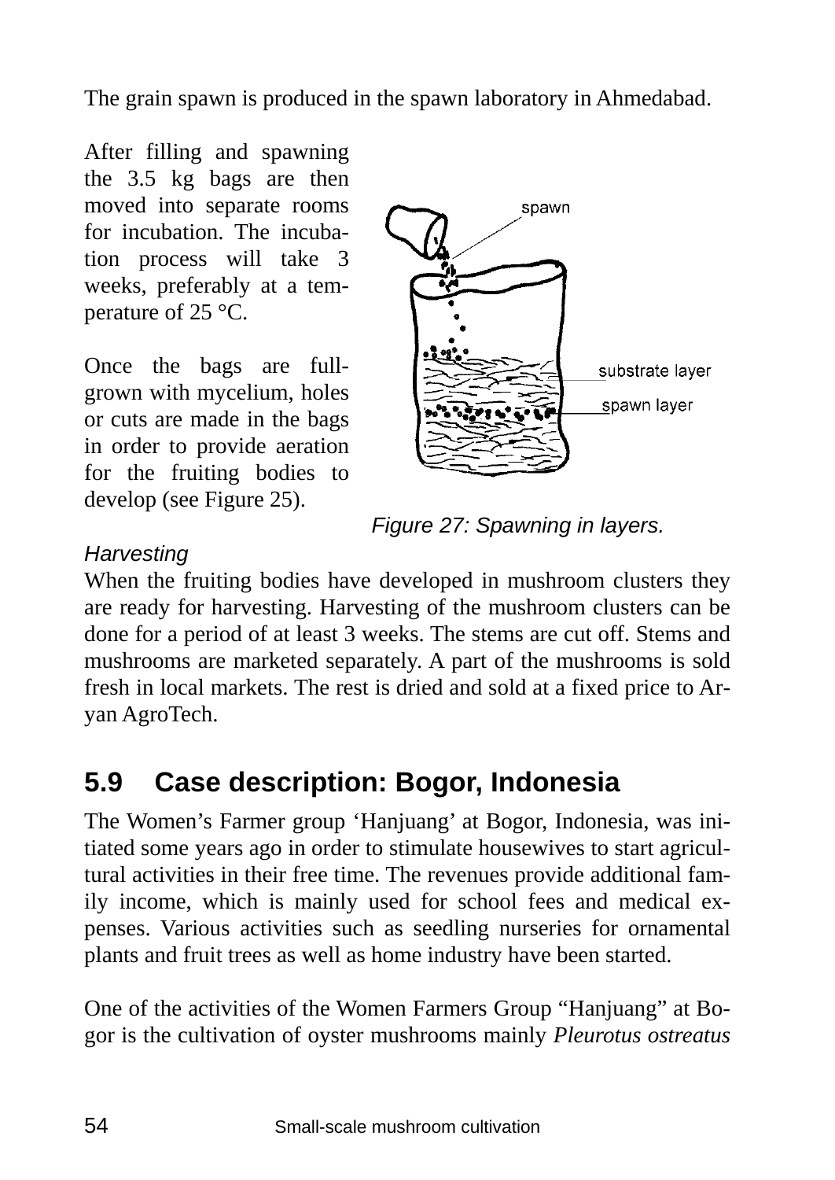The grain spawn is produced in the spawn laboratory in Ahmedabad.

After filling and spawning the 3.5 kg bags are then moved into separate rooms for incubation. The incubation process will take 3 weeks, preferably at a temperature of 25 °C.

Once the bags are full-grown with mycelium, holes or cuts are made in the bags in order to provide aeration for the fruiting bodies to develop (see Figure 25).

*Figure 27: Spawning in layers.*

*Harvesting*

When the fruiting bodies have developed in mushroom clusters they are ready for harvesting. Harvesting of the mushroom clusters can be done for a period of at least 3 weeks. The stems are cut off. Stems and mushrooms are marketed separately. A part of the mushrooms is sold fresh in local markets. The rest is dried and sold at a fixed price to Aryan AgroTech.

## 5.9 Case description: Bogor, Indonesia

The Women's Farmer group 'Hanjuang' at Bogor, Indonesia, was initiated some years ago in order to stimulate housewives to start agricultural activities in their free time. The revenues provide additional family income, which is mainly used for school fees and medical expenses. Various activities such as seedling nurseries for ornamental plants and fruit trees as well as home industry have been started.

One of the activities of the Women Farmers Group "Hanjuang" at Bogor is the cultivation of oyster mushrooms mainly *Pleurotus ostreatus*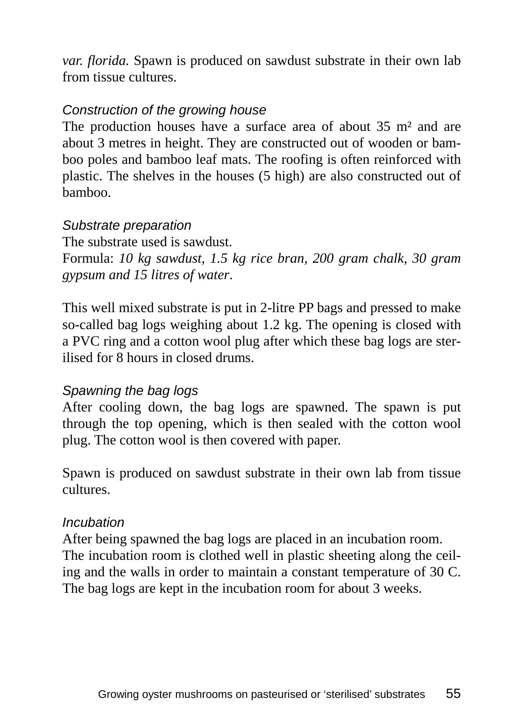*var. florida.* Spawn is produced on sawdust substrate in their own lab from tissue cultures.

### *Construction of the growing house*

The production houses have a surface area of about 35 m² and are about 3 metres in height. They are constructed out of wooden or bamboo poles and bamboo leaf mats. The roofing is often reinforced with plastic. The shelves in the houses (5 high) are also constructed out of bamboo.

### *Substrate preparation*

The substrate used is sawdust.
Formula: *10 kg sawdust, 1.5 kg rice bran, 200 gram chalk, 30 gram gypsum and 15 litres of water*.

This well mixed substrate is put in 2-litre PP bags and pressed to make so-called bag logs weighing about 1.2 kg. The opening is closed with a PVC ring and a cotton wool plug after which these bag logs are sterilised for 8 hours in closed drums.

### *Spawning the bag logs*

After cooling down, the bag logs are spawned. The spawn is put through the top opening, which is then sealed with the cotton wool plug. The cotton wool is then covered with paper.

Spawn is produced on sawdust substrate in their own lab from tissue cultures.

### *Incubation*

After being spawned the bag logs are placed in an incubation room.
The incubation room is clothed well in plastic sheeting along the ceiling and the walls in order to maintain a constant temperature of 30 C. The bag logs are kept in the incubation room for about 3 weeks.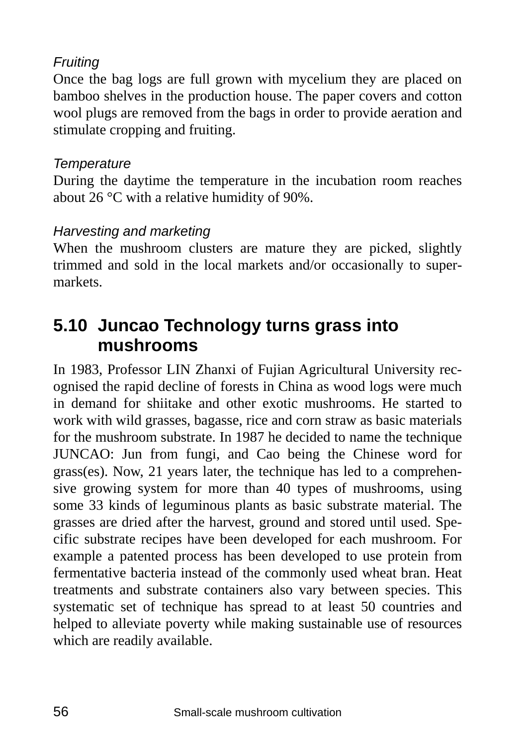*Fruiting*

Once the bag logs are full grown with mycelium they are placed on bamboo shelves in the production house. The paper covers and cotton wool plugs are removed from the bags in order to provide aeration and stimulate cropping and fruiting.

*Temperature*

During the daytime the temperature in the incubation room reaches about 26 °C with a relative humidity of 90%.

*Harvesting and marketing*

When the mushroom clusters are mature they are picked, slightly trimmed and sold in the local markets and/or occasionally to supermarkets.

## 5.10 Juncao Technology turns grass into mushrooms

In 1983, Professor LIN Zhanxi of Fujian Agricultural University recognised the rapid decline of forests in China as wood logs were much in demand for shiitake and other exotic mushrooms. He started to work with wild grasses, bagasse, rice and corn straw as basic materials for the mushroom substrate. In 1987 he decided to name the technique JUNCAO: Jun from fungi, and Cao being the Chinese word for grass(es). Now, 21 years later, the technique has led to a comprehensive growing system for more than 40 types of mushrooms, using some 33 kinds of leguminous plants as basic substrate material. The grasses are dried after the harvest, ground and stored until used. Specific substrate recipes have been developed for each mushroom. For example a patented process has been developed to use protein from fermentative bacteria instead of the commonly used wheat bran. Heat treatments and substrate containers also vary between species. This systematic set of technique has spread to at least 50 countries and helped to alleviate poverty while making sustainable use of resources which are readily available.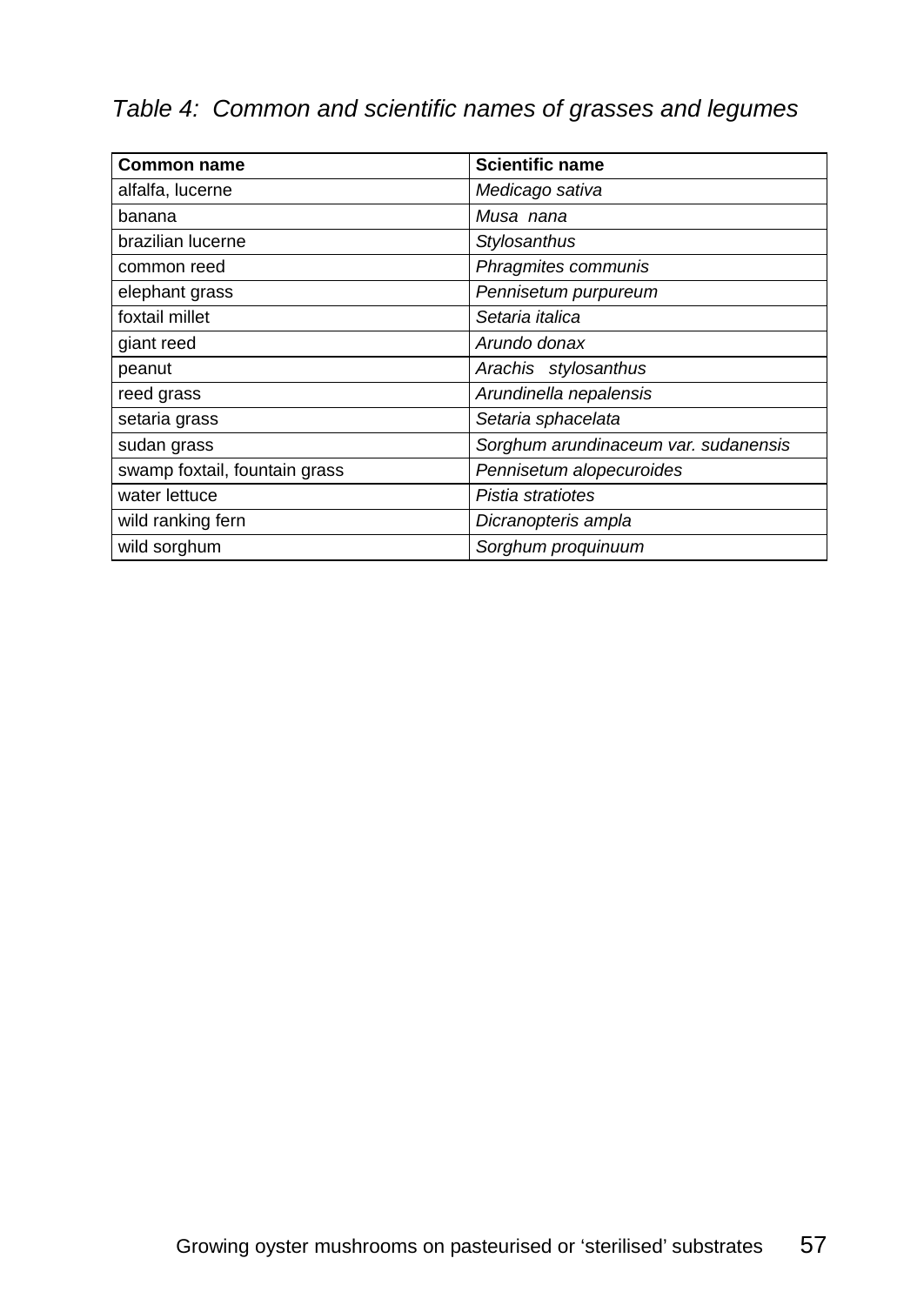*Table 4: Common and scientific names of grasses and legumes*

| **Common name** | **Scientific name** |
|---|---|
| alfalfa, lucerne | *Medicago sativa* |
| banana | *Musa nana* |
| brazilian lucerne | *Stylosanthus* |
| common reed | *Phragmites communis* |
| elephant grass | *Pennisetum purpureum* |
| foxtail millet | *Setaria italica* |
| giant reed | *Arundo donax* |
| peanut | *Arachis stylosanthus* |
| reed grass | *Arundinella nepalensis* |
| setaria grass | *Setaria sphacelata* |
| sudan grass | *Sorghum arundinaceum var. sudanensis* |
| swamp foxtail, fountain grass | *Pennisetum alopecuroides* |
| water lettuce | *Pistia stratiotes* |
| wild ranking fern | *Dicranopteris ampla* |
| wild sorghum | *Sorghum proquinuum* |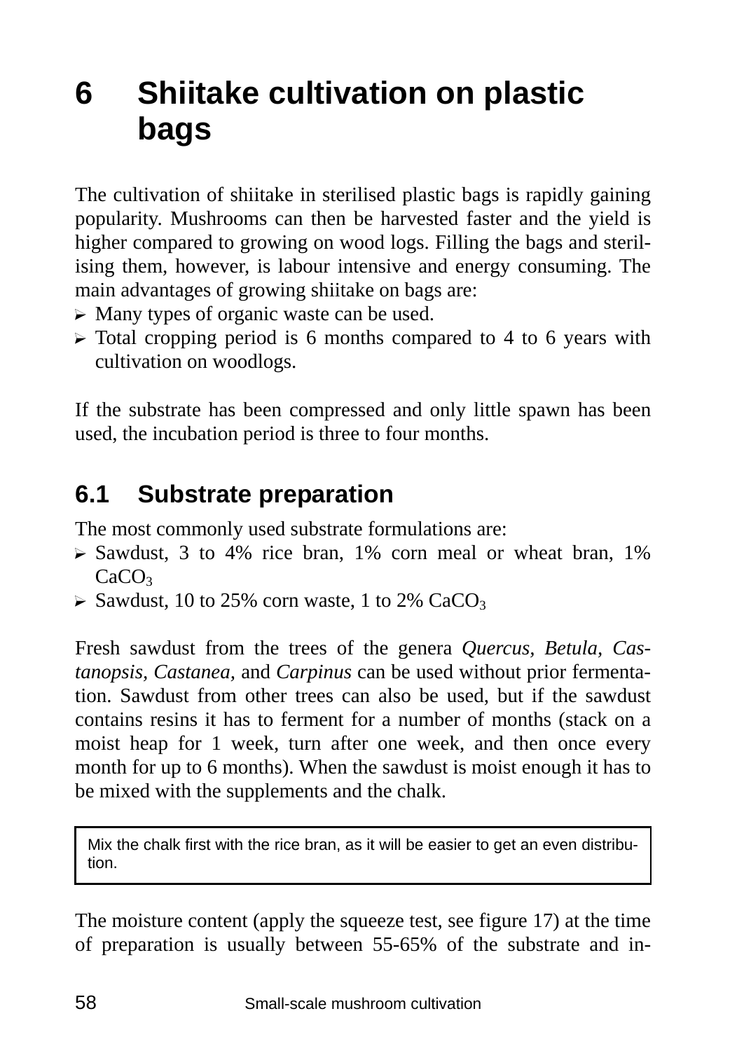# 6 Shiitake cultivation on plastic bags

The cultivation of shiitake in sterilised plastic bags is rapidly gaining popularity. Mushrooms can then be harvested faster and the yield is higher compared to growing on wood logs. Filling the bags and sterilising them, however, is labour intensive and energy consuming. The main advantages of growing shiitake on bags are:

- Many types of organic waste can be used.
- Total cropping period is 6 months compared to 4 to 6 years with cultivation on woodlogs.

If the substrate has been compressed and only little spawn has been used, the incubation period is three to four months.

## 6.1 Substrate preparation

The most commonly used substrate formulations are:

- Sawdust, 3 to 4% rice bran, 1% corn meal or wheat bran, 1% $CaCO_3$
- Sawdust, 10 to 25% corn waste, 1 to 2% $CaCO_3$

Fresh sawdust from the trees of the genera *Quercus*, *Betula*, *Castanopsis*, *Castanea*, and *Carpinus* can be used without prior fermentation. Sawdust from other trees can also be used, but if the sawdust contains resins it has to ferment for a number of months (stack on a moist heap for 1 week, turn after one week, and then once every month for up to 6 months). When the sawdust is moist enough it has to be mixed with the supplements and the chalk.

> Mix the chalk first with the rice bran, as it will be easier to get an even distribution.

The moisture content (apply the squeeze test, see figure 17) at the time of preparation is usually between 55-65% of the substrate and in-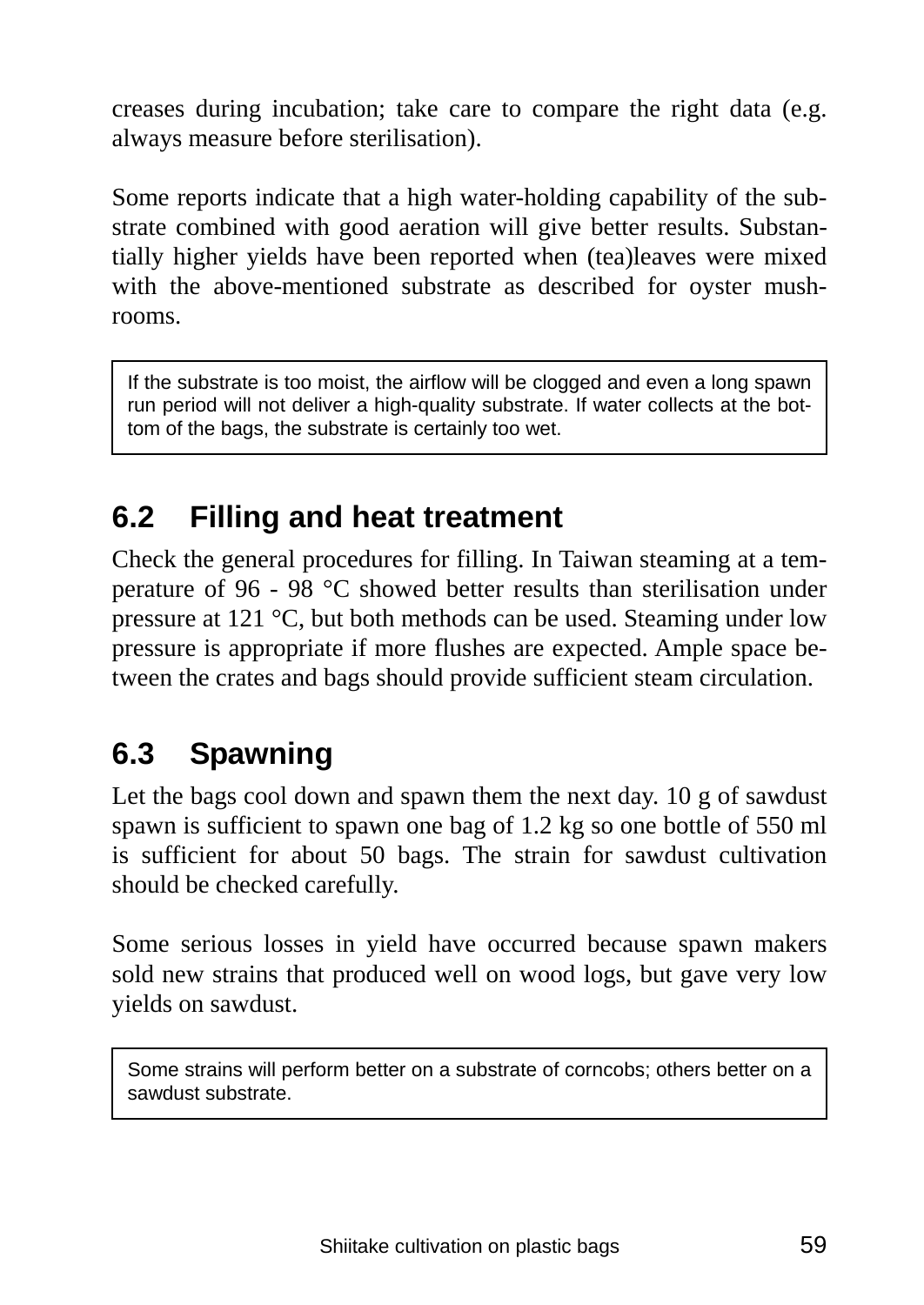creases during incubation; take care to compare the right data (e.g. always measure before sterilisation).

Some reports indicate that a high water-holding capability of the substrate combined with good aeration will give better results. Substantially higher yields have been reported when (tea)leaves were mixed with the above-mentioned substrate as described for oyster mushrooms.

> If the substrate is too moist, the airflow will be clogged and even a long spawn run period will not deliver a high-quality substrate. If water collects at the bottom of the bags, the substrate is certainly too wet.

## 6.2 Filling and heat treatment

Check the general procedures for filling. In Taiwan steaming at a temperature of 96 - 98 °C showed better results than sterilisation under pressure at 121 °C, but both methods can be used. Steaming under low pressure is appropriate if more flushes are expected. Ample space between the crates and bags should provide sufficient steam circulation.

## 6.3 Spawning

Let the bags cool down and spawn them the next day. 10 g of sawdust spawn is sufficient to spawn one bag of 1.2 kg so one bottle of 550 ml is sufficient for about 50 bags. The strain for sawdust cultivation should be checked carefully.

Some serious losses in yield have occurred because spawn makers sold new strains that produced well on wood logs, but gave very low yields on sawdust.

> Some strains will perform better on a substrate of corncobs; others better on a sawdust substrate.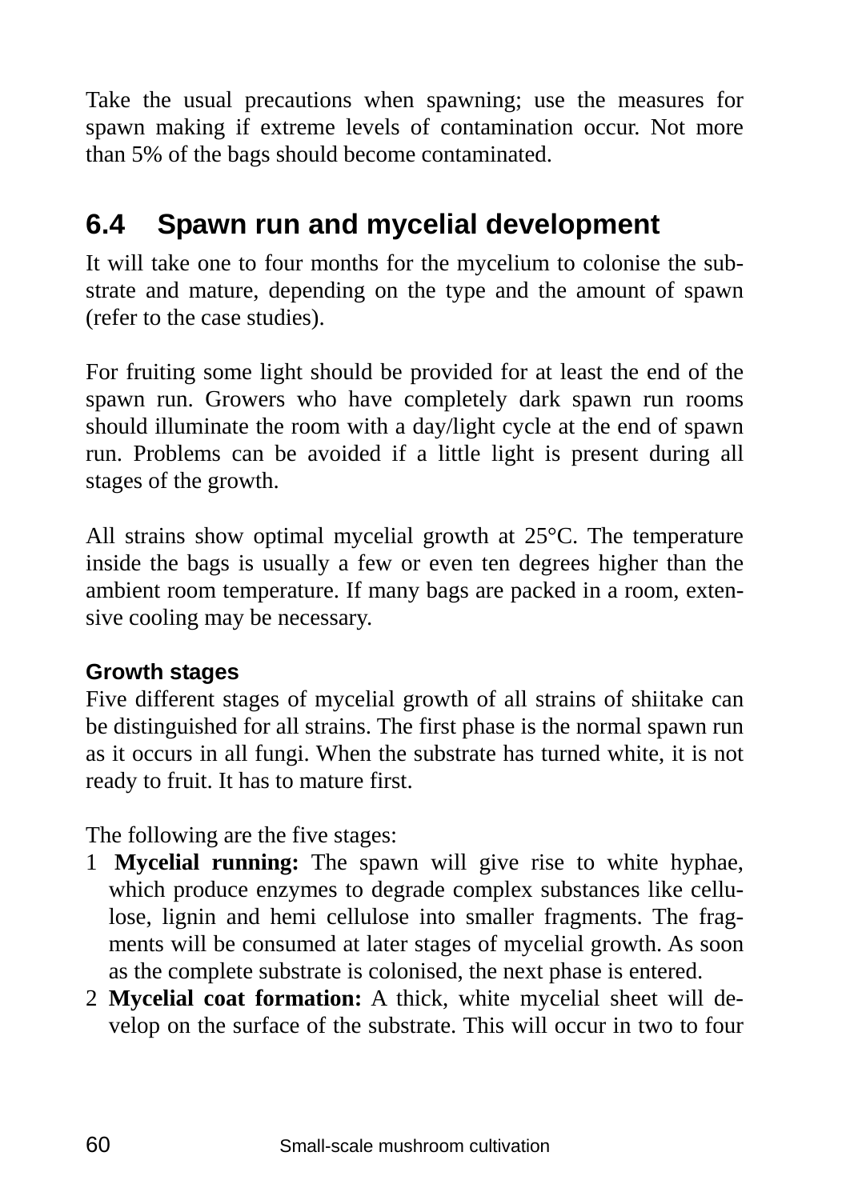Take the usual precautions when spawning; use the measures for spawn making if extreme levels of contamination occur. Not more than 5% of the bags should become contaminated.

## 6.4 Spawn run and mycelial development

It will take one to four months for the mycelium to colonise the substrate and mature, depending on the type and the amount of spawn (refer to the case studies).

For fruiting some light should be provided for at least the end of the spawn run. Growers who have completely dark spawn run rooms should illuminate the room with a day/light cycle at the end of spawn run. Problems can be avoided if a little light is present during all stages of the growth.

All strains show optimal mycelial growth at 25°C. The temperature inside the bags is usually a few or even ten degrees higher than the ambient room temperature. If many bags are packed in a room, extensive cooling may be necessary.

### Growth stages

Five different stages of mycelial growth of all strains of shiitake can be distinguished for all strains. The first phase is the normal spawn run as it occurs in all fungi. When the substrate has turned white, it is not ready to fruit. It has to mature first.

The following are the five stages:

1. **Mycelial running:** The spawn will give rise to white hyphae, which produce enzymes to degrade complex substances like cellulose, lignin and hemi cellulose into smaller fragments. The fragments will be consumed at later stages of mycelial growth. As soon as the complete substrate is colonised, the next phase is entered.
2. **Mycelial coat formation:** A thick, white mycelial sheet will develop on the surface of the substrate. This will occur in two to four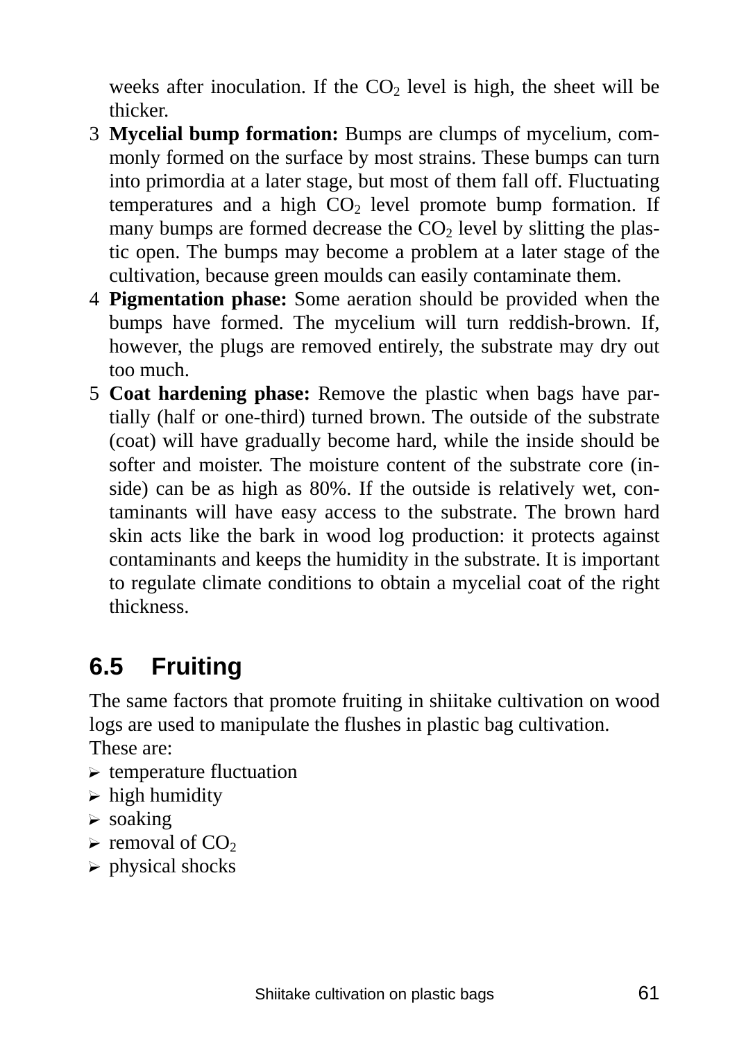weeks after inoculation. If the $CO_2$ level is high, the sheet will be thicker.

3. **Mycelial bump formation:** Bumps are clumps of mycelium, commonly formed on the surface by most strains. These bumps can turn into primordia at a later stage, but most of them fall off. Fluctuating temperatures and a high $CO_2$ level promote bump formation. If many bumps are formed decrease the $CO_2$ level by slitting the plastic open. The bumps may become a problem at a later stage of the cultivation, because green moulds can easily contaminate them.
4. **Pigmentation phase:** Some aeration should be provided when the bumps have formed. The mycelium will turn reddish-brown. If, however, the plugs are removed entirely, the substrate may dry out too much.
5. **Coat hardening phase:** Remove the plastic when bags have partially (half or one-third) turned brown. The outside of the substrate (coat) will have gradually become hard, while the inside should be softer and moister. The moisture content of the substrate core (inside) can be as high as 80%. If the outside is relatively wet, contaminants will have easy access to the substrate. The brown hard skin acts like the bark in wood log production: it protects against contaminants and keeps the humidity in the substrate. It is important to regulate climate conditions to obtain a mycelial coat of the right thickness.

## 6.5 Fruiting

The same factors that promote fruiting in shiitake cultivation on wood logs are used to manipulate the flushes in plastic bag cultivation.
These are:

- temperature fluctuation
- high humidity
- soaking
- removal of $CO_2$
- physical shocks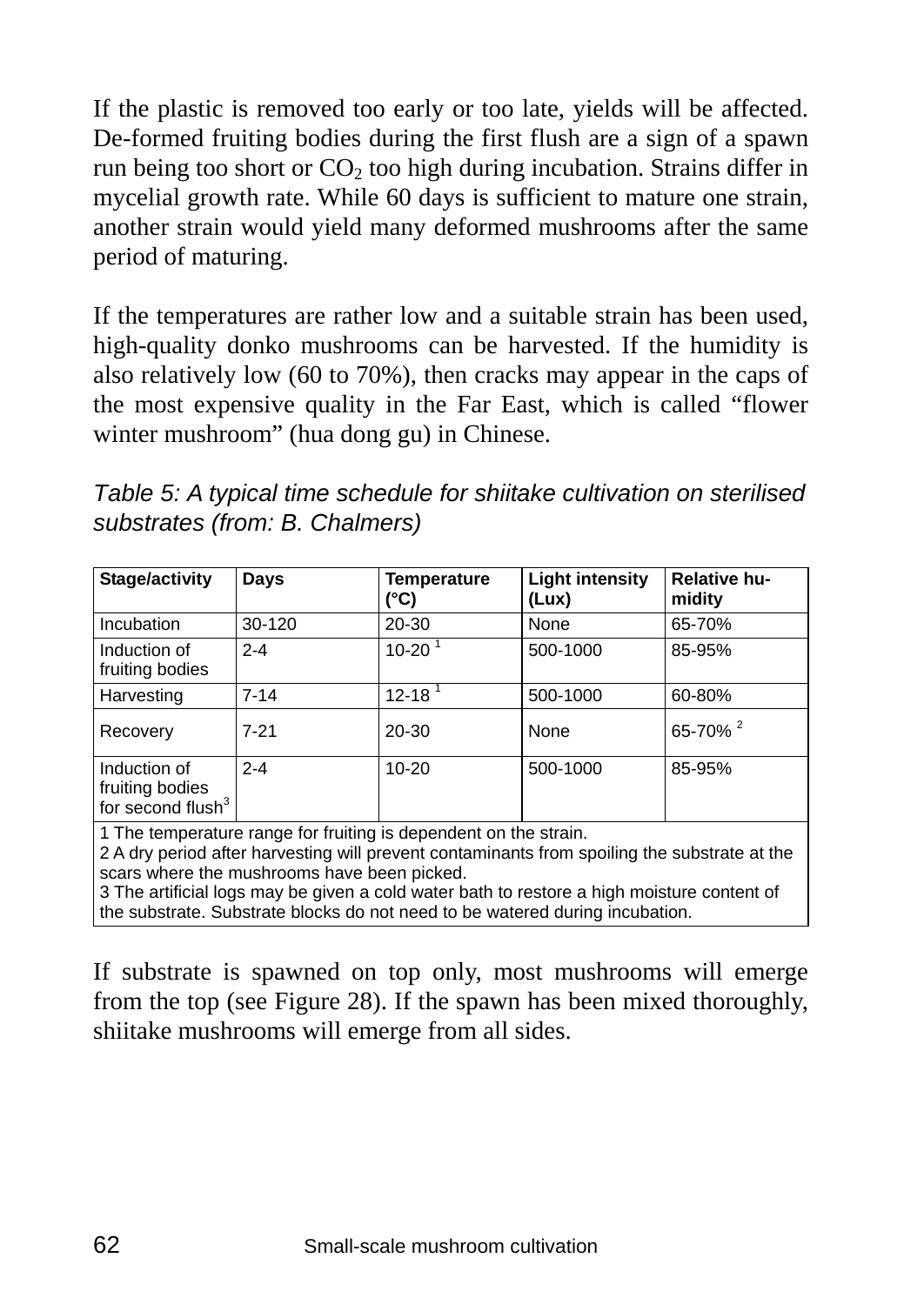If the plastic is removed too early or too late, yields will be affected. De-formed fruiting bodies during the first flush are a sign of a spawn run being too short or $CO_2$ too high during incubation. Strains differ in mycelial growth rate. While 60 days is sufficient to mature one strain, another strain would yield many deformed mushrooms after the same period of maturing.

If the temperatures are rather low and a suitable strain has been used, high-quality donko mushrooms can be harvested. If the humidity is also relatively low (60 to 70%), then cracks may appear in the caps of the most expensive quality in the Far East, which is called "flower winter mushroom" (hua dong gu) in Chinese.

*Table 5: A typical time schedule for shiitake cultivation on sterilised substrates (from: B. Chalmers)*

| Stage/activity | Days | Temperature (°C) | Light intensity (Lux) | Relative humidity |
|---|---|---|---|---|
| Incubation | 30-120 | 20-30 | None | 65-70% |
| Induction of fruiting bodies | 2-4 | 10-20 [1] | 500-1000 | 85-95% |
| Harvesting | 7-14 | 12-18 [1] | 500-1000 | 60-80% |
| Recovery | 7-21 | 20-30 | None | 65-70% [2] |
| Induction of fruiting bodies for second flush[3] | 2-4 | 10-20 | 500-1000 | 85-95% |

1 The temperature range for fruiting is dependent on the strain.
2 A dry period after harvesting will prevent contaminants from spoiling the substrate at the scars where the mushrooms have been picked.
3 The artificial logs may be given a cold water bath to restore a high moisture content of the substrate. Substrate blocks do not need to be watered during incubation.

If substrate is spawned on top only, most mushrooms will emerge from the top (see Figure 28). If the spawn has been mixed thoroughly, shiitake mushrooms will emerge from all sides.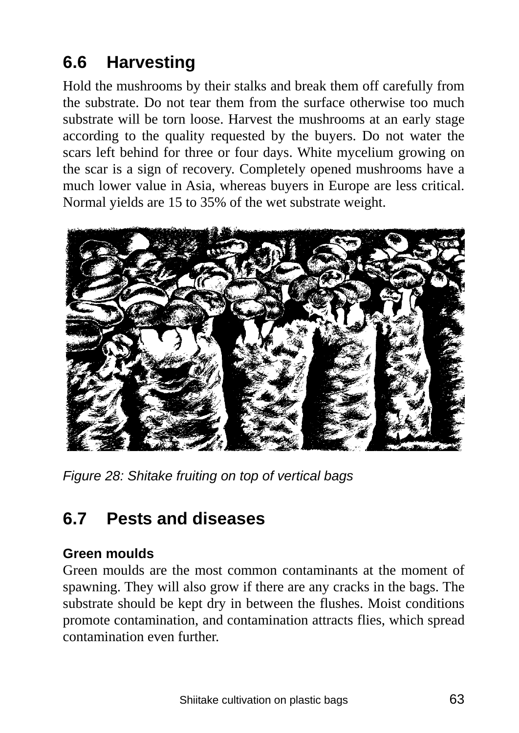## 6.6 Harvesting

Hold the mushrooms by their stalks and break them off carefully from the substrate. Do not tear them from the surface otherwise too much substrate will be torn loose. Harvest the mushrooms at an early stage according to the quality requested by the buyers. Do not water the scars left behind for three or four days. White mycelium growing on the scar is a sign of recovery. Completely opened mushrooms have a much lower value in Asia, whereas buyers in Europe are less critical. Normal yields are 15 to 35% of the wet substrate weight.

*Figure 28: Shitake fruiting on top of vertical bags*

## 6.7 Pests and diseases

**Green moulds**

Green moulds are the most common contaminants at the moment of spawning. They will also grow if there are any cracks in the bags. The substrate should be kept dry in between the flushes. Moist conditions promote contamination, and contamination attracts flies, which spread contamination even further.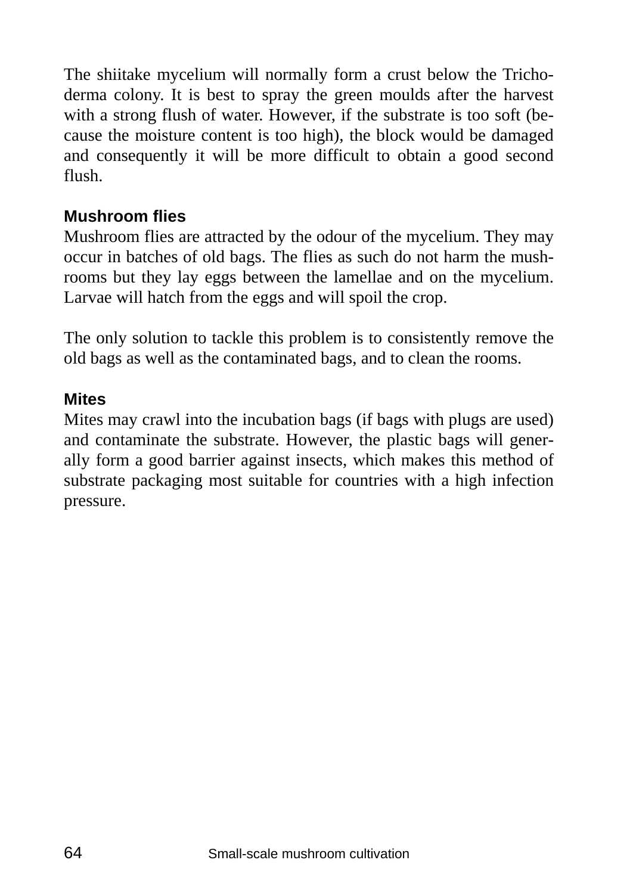The shiitake mycelium will normally form a crust below the Trichoderma colony. It is best to spray the green moulds after the harvest with a strong flush of water. However, if the substrate is too soft (because the moisture content is too high), the block would be damaged and consequently it will be more difficult to obtain a good second flush.

### Mushroom flies

Mushroom flies are attracted by the odour of the mycelium. They may occur in batches of old bags. The flies as such do not harm the mushrooms but they lay eggs between the lamellae and on the mycelium. Larvae will hatch from the eggs and will spoil the crop.

The only solution to tackle this problem is to consistently remove the old bags as well as the contaminated bags, and to clean the rooms.

### Mites

Mites may crawl into the incubation bags (if bags with plugs are used) and contaminate the substrate. However, the plastic bags will generally form a good barrier against insects, which makes this method of substrate packaging most suitable for countries with a high infection pressure.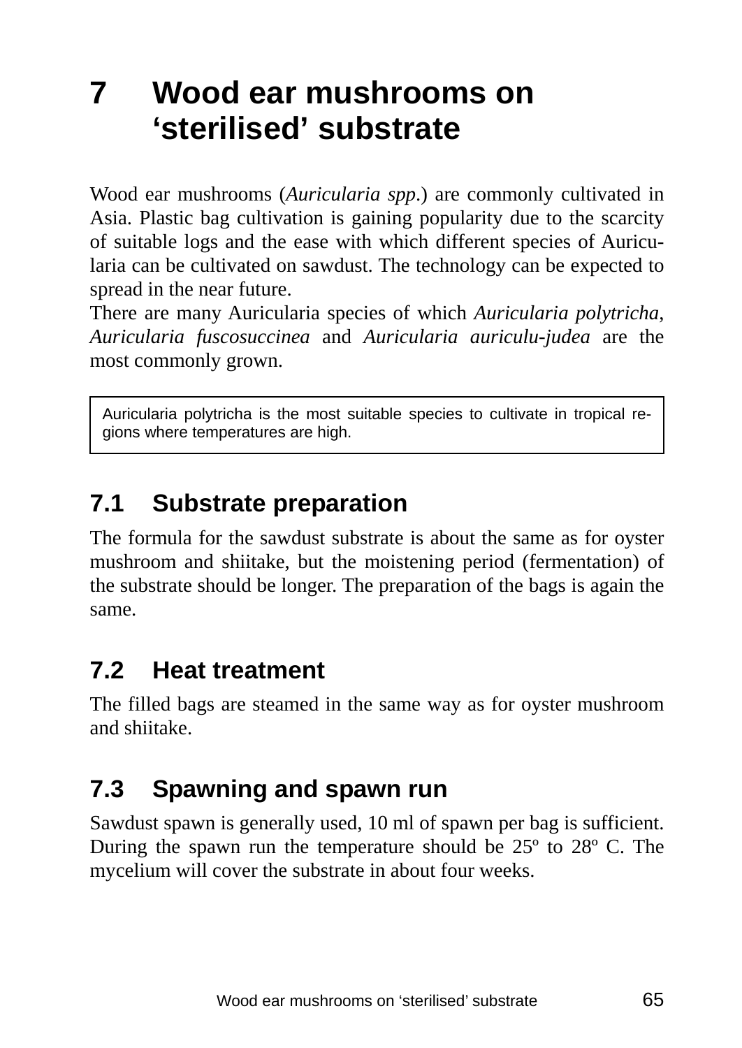# 7 Wood ear mushrooms on 'sterilised' substrate

Wood ear mushrooms (*Auricularia spp*.) are commonly cultivated in Asia. Plastic bag cultivation is gaining popularity due to the scarcity of suitable logs and the ease with which different species of Auricularia can be cultivated on sawdust. The technology can be expected to spread in the near future.

There are many Auricularia species of which *Auricularia polytricha*, *Auricularia fuscosuccinea* and *Auricularia auriculu-judea* are the most commonly grown.

> Auricularia polytricha is the most suitable species to cultivate in tropical regions where temperatures are high.

## 7.1 Substrate preparation

The formula for the sawdust substrate is about the same as for oyster mushroom and shiitake, but the moistening period (fermentation) of the substrate should be longer. The preparation of the bags is again the same.

## 7.2 Heat treatment

The filled bags are steamed in the same way as for oyster mushroom and shiitake.

## 7.3 Spawning and spawn run

Sawdust spawn is generally used, 10 ml of spawn per bag is sufficient. During the spawn run the temperature should be 25º to 28º C. The mycelium will cover the substrate in about four weeks.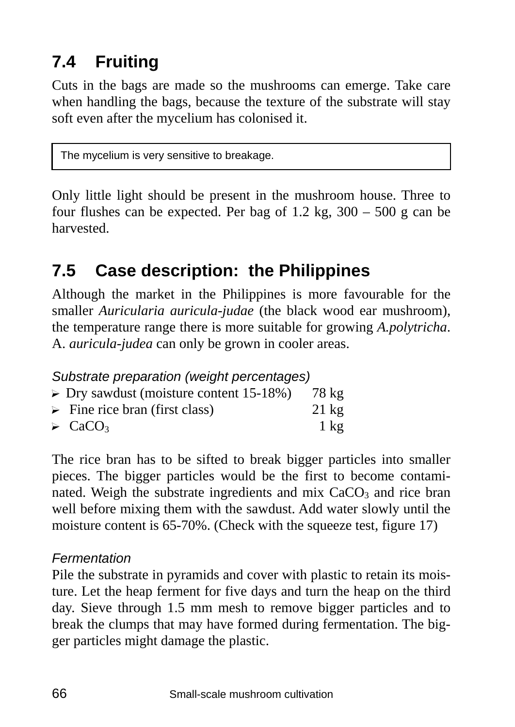## 7.4 Fruiting

Cuts in the bags are made so the mushrooms can emerge. Take care when handling the bags, because the texture of the substrate will stay soft even after the mycelium has colonised it.

> The mycelium is very sensitive to breakage.

Only little light should be present in the mushroom house. Three to four flushes can be expected. Per bag of 1.2 kg, 300 – 500 g can be harvested.

## 7.5 Case description: the Philippines

Although the market in the Philippines is more favourable for the smaller *Auricularia auricula-judae* (the black wood ear mushroom), the temperature range there is more suitable for growing *A.polytricha*. A. *auricula-judea* can only be grown in cooler areas.

*Substrate preparation (weight percentages)*

- Dry sawdust (moisture content 15-18%) 78 kg
- Fine rice bran (first class) 21 kg
- $CaCO_3$ 1 kg

The rice bran has to be sifted to break bigger particles into smaller pieces. The bigger particles would be the first to become contaminated. Weigh the substrate ingredients and mix $CaCO_3$ and rice bran well before mixing them with the sawdust. Add water slowly until the moisture content is 65-70%. (Check with the squeeze test, figure 17)

*Fermentation*

Pile the substrate in pyramids and cover with plastic to retain its moisture. Let the heap ferment for five days and turn the heap on the third day. Sieve through 1.5 mm mesh to remove bigger particles and to break the clumps that may have formed during fermentation. The bigger particles might damage the plastic.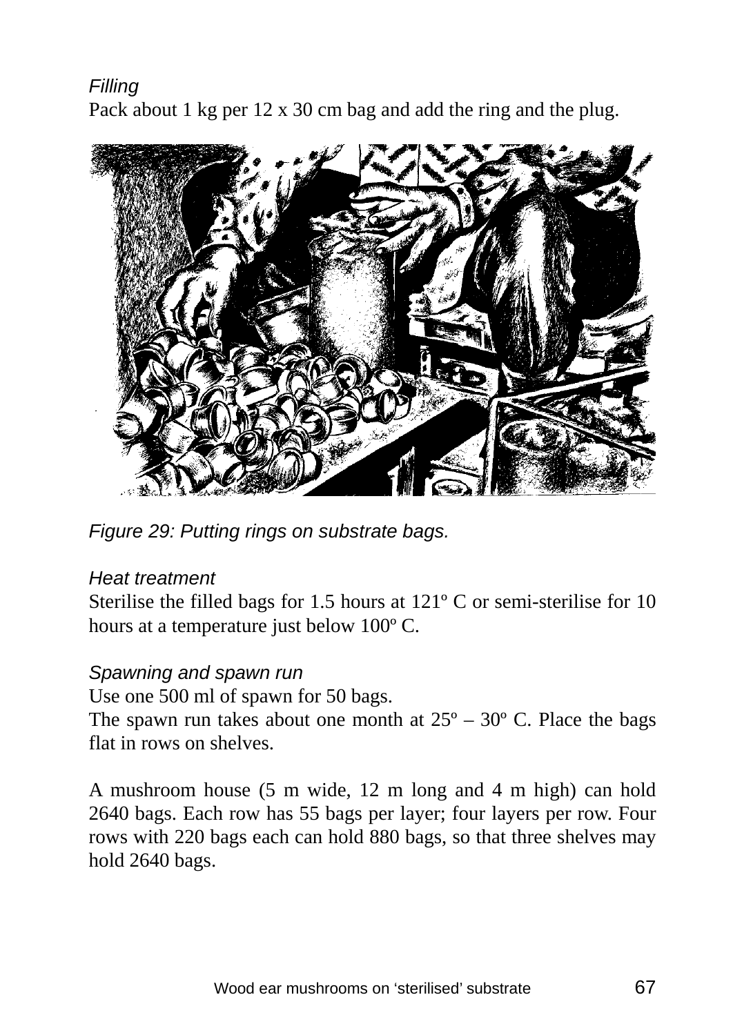*Filling*

Pack about 1 kg per 12 x 30 cm bag and add the ring and the plug.

*Figure 29: Putting rings on substrate bags.*

*Heat treatment*

Sterilise the filled bags for 1.5 hours at 121º C or semi-sterilise for 10 hours at a temperature just below 100º C.

*Spawning and spawn run*

Use one 500 ml of spawn for 50 bags.

The spawn run takes about one month at 25º – 30º C. Place the bags flat in rows on shelves.

A mushroom house (5 m wide, 12 m long and 4 m high) can hold 2640 bags. Each row has 55 bags per layer; four layers per row. Four rows with 220 bags each can hold 880 bags, so that three shelves may hold 2640 bags.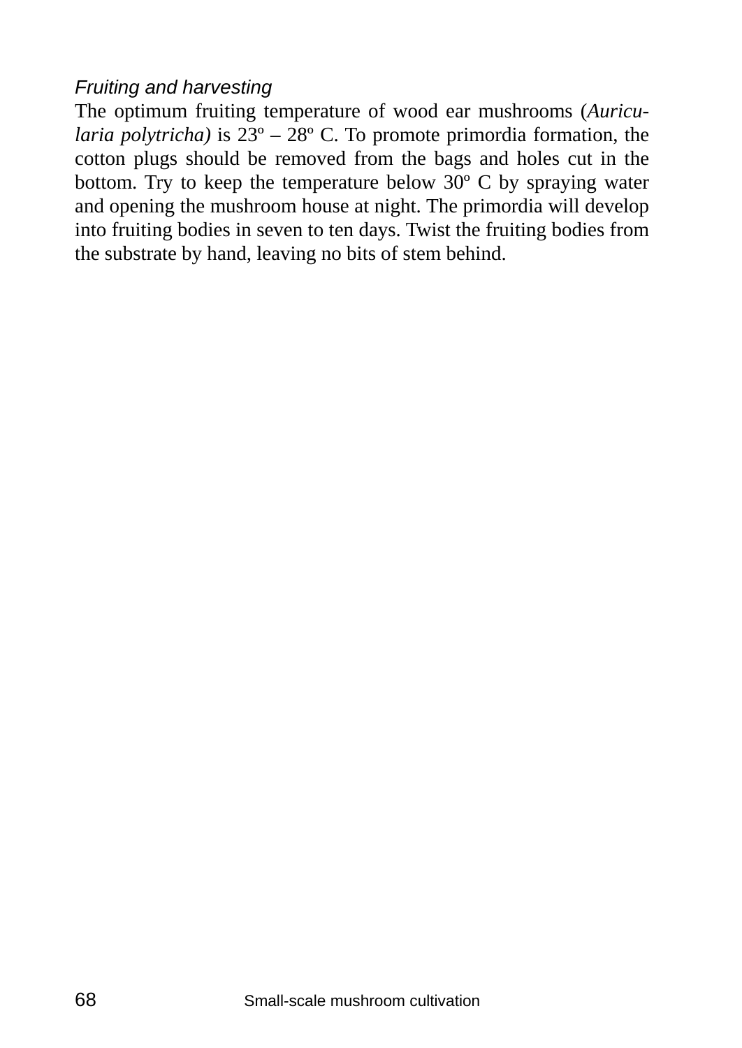*Fruiting and harvesting*

The optimum fruiting temperature of wood ear mushrooms (*Auricularia polytricha)* is 23º – 28º C. To promote primordia formation, the cotton plugs should be removed from the bags and holes cut in the bottom. Try to keep the temperature below 30º C by spraying water and opening the mushroom house at night. The primordia will develop into fruiting bodies in seven to ten days. Twist the fruiting bodies from the substrate by hand, leaving no bits of stem behind.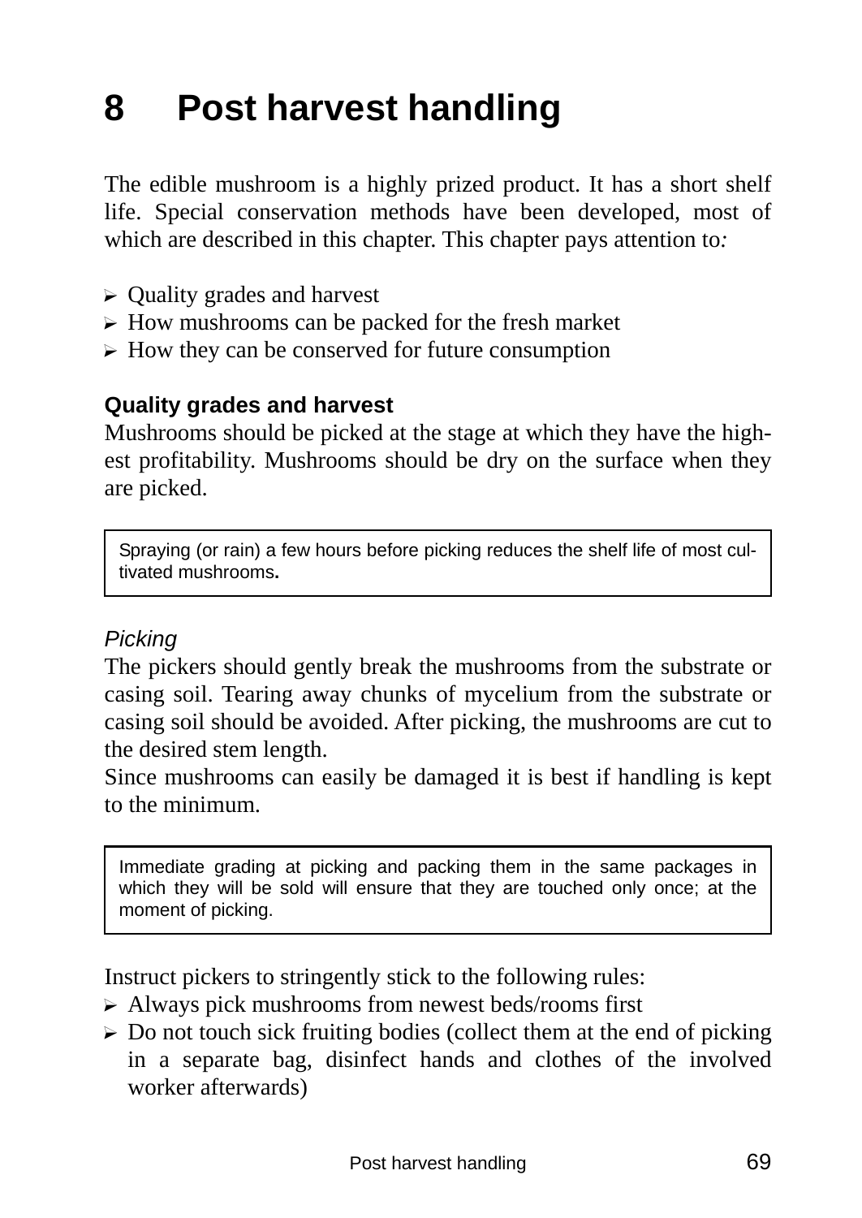# 8 Post harvest handling

The edible mushroom is a highly prized product. It has a short shelf life. Special conservation methods have been developed, most of which are described in this chapter. This chapter pays attention to:

- Quality grades and harvest
- How mushrooms can be packed for the fresh market
- How they can be conserved for future consumption

### Quality grades and harvest

Mushrooms should be picked at the stage at which they have the highest profitability. Mushrooms should be dry on the surface when they are picked.

> Spraying (or rain) a few hours before picking reduces the shelf life of most cultivated mushrooms.

*Picking*

The pickers should gently break the mushrooms from the substrate or casing soil. Tearing away chunks of mycelium from the substrate or casing soil should be avoided. After picking, the mushrooms are cut to the desired stem length.

Since mushrooms can easily be damaged it is best if handling is kept to the minimum.

> Immediate grading at picking and packing them in the same packages in which they will be sold will ensure that they are touched only once; at the moment of picking.

Instruct pickers to stringently stick to the following rules:

- Always pick mushrooms from newest beds/rooms first
- Do not touch sick fruiting bodies (collect them at the end of picking in a separate bag, disinfect hands and clothes of the involved worker afterwards)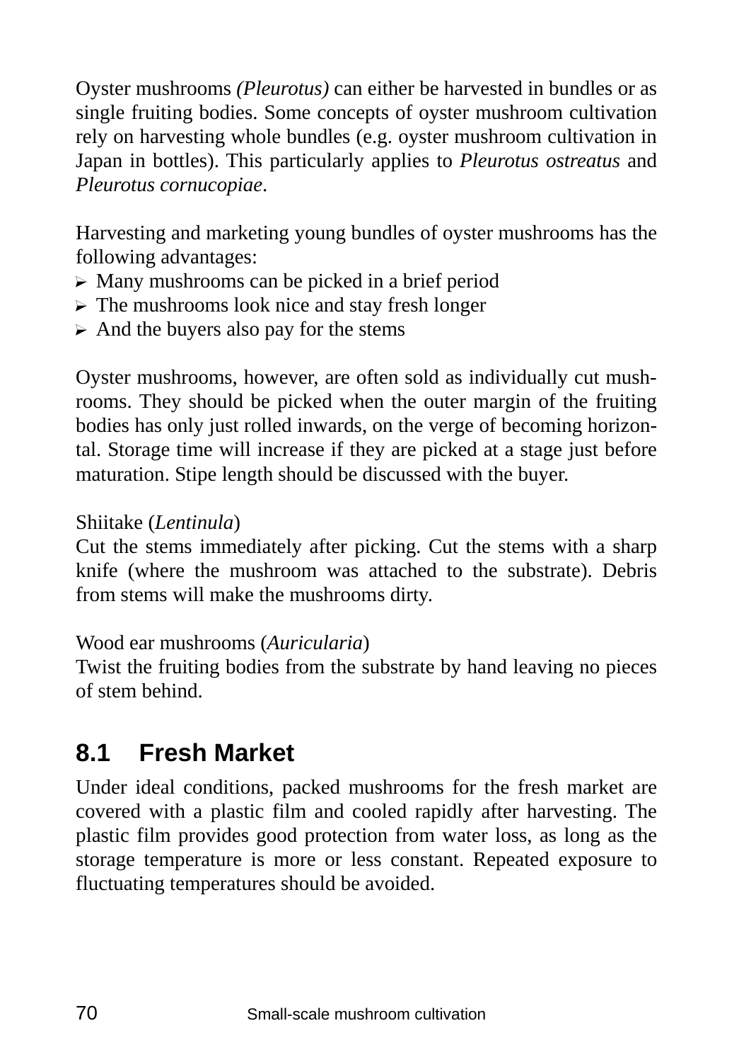Oyster mushrooms *(Pleurotus)* can either be harvested in bundles or as single fruiting bodies. Some concepts of oyster mushroom cultivation rely on harvesting whole bundles (e.g. oyster mushroom cultivation in Japan in bottles). This particularly applies to *Pleurotus ostreatus* and *Pleurotus cornucopiae*.

Harvesting and marketing young bundles of oyster mushrooms has the following advantages:

- Many mushrooms can be picked in a brief period
- The mushrooms look nice and stay fresh longer
- And the buyers also pay for the stems

Oyster mushrooms, however, are often sold as individually cut mushrooms. They should be picked when the outer margin of the fruiting bodies has only just rolled inwards, on the verge of becoming horizontal. Storage time will increase if they are picked at a stage just before maturation. Stipe length should be discussed with the buyer.

Shiitake (*Lentinula*)
Cut the stems immediately after picking. Cut the stems with a sharp knife (where the mushroom was attached to the substrate). Debris from stems will make the mushrooms dirty.

Wood ear mushrooms (*Auricularia*)
Twist the fruiting bodies from the substrate by hand leaving no pieces of stem behind.

## 8.1 Fresh Market

Under ideal conditions, packed mushrooms for the fresh market are covered with a plastic film and cooled rapidly after harvesting. The plastic film provides good protection from water loss, as long as the storage temperature is more or less constant. Repeated exposure to fluctuating temperatures should be avoided.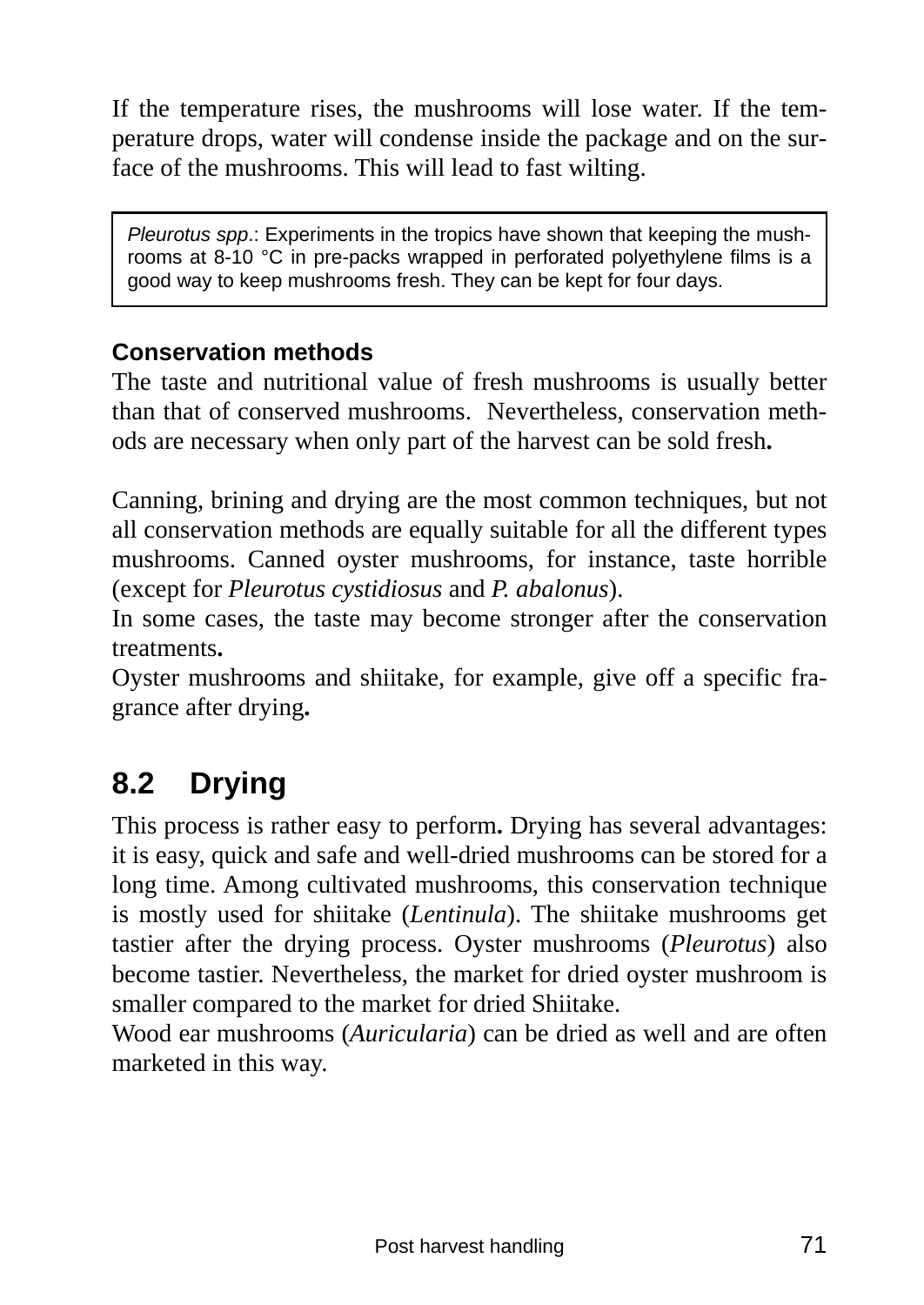If the temperature rises, the mushrooms will lose water. If the temperature drops, water will condense inside the package and on the surface of the mushrooms. This will lead to fast wilting.

> *Pleurotus spp*.: Experiments in the tropics have shown that keeping the mushrooms at 8-10 °C in pre-packs wrapped in perforated polyethylene films is a good way to keep mushrooms fresh. They can be kept for four days.

**Conservation methods**

The taste and nutritional value of fresh mushrooms is usually better than that of conserved mushrooms. Nevertheless, conservation methods are necessary when only part of the harvest can be sold fresh**.**

Canning, brining and drying are the most common techniques, but not all conservation methods are equally suitable for all the different types mushrooms. Canned oyster mushrooms, for instance, taste horrible (except for *Pleurotus cystidiosus* and *P. abalonus*).

In some cases, the taste may become stronger after the conservation treatments**.**

Oyster mushrooms and shiitake, for example, give off a specific fragrance after drying**.**

## 8.2 Drying

This process is rather easy to perform**.** Drying has several advantages: it is easy, quick and safe and well-dried mushrooms can be stored for a long time. Among cultivated mushrooms, this conservation technique is mostly used for shiitake (*Lentinula*). The shiitake mushrooms get tastier after the drying process. Oyster mushrooms (*Pleurotus*) also become tastier. Nevertheless, the market for dried oyster mushroom is smaller compared to the market for dried Shiitake.

Wood ear mushrooms (*Auricularia*) can be dried as well and are often marketed in this way.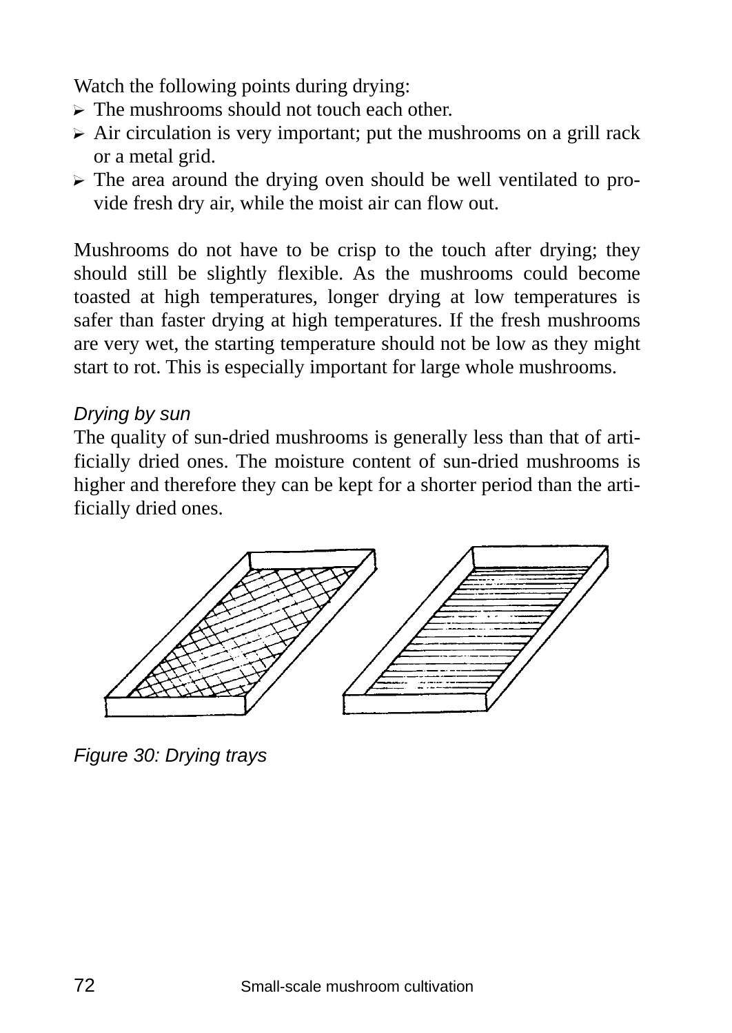Watch the following points during drying:

- The mushrooms should not touch each other.
- Air circulation is very important; put the mushrooms on a grill rack or a metal grid.
- The area around the drying oven should be well ventilated to provide fresh dry air, while the moist air can flow out.

Mushrooms do not have to be crisp to the touch after drying; they should still be slightly flexible. As the mushrooms could become toasted at high temperatures, longer drying at low temperatures is safer than faster drying at high temperatures. If the fresh mushrooms are very wet, the starting temperature should not be low as they might start to rot. This is especially important for large whole mushrooms.

*Drying by sun*

The quality of sun-dried mushrooms is generally less than that of artificially dried ones. The moisture content of sun-dried mushrooms is higher and therefore they can be kept for a shorter period than the artificially dried ones.

*Figure 30: Drying trays*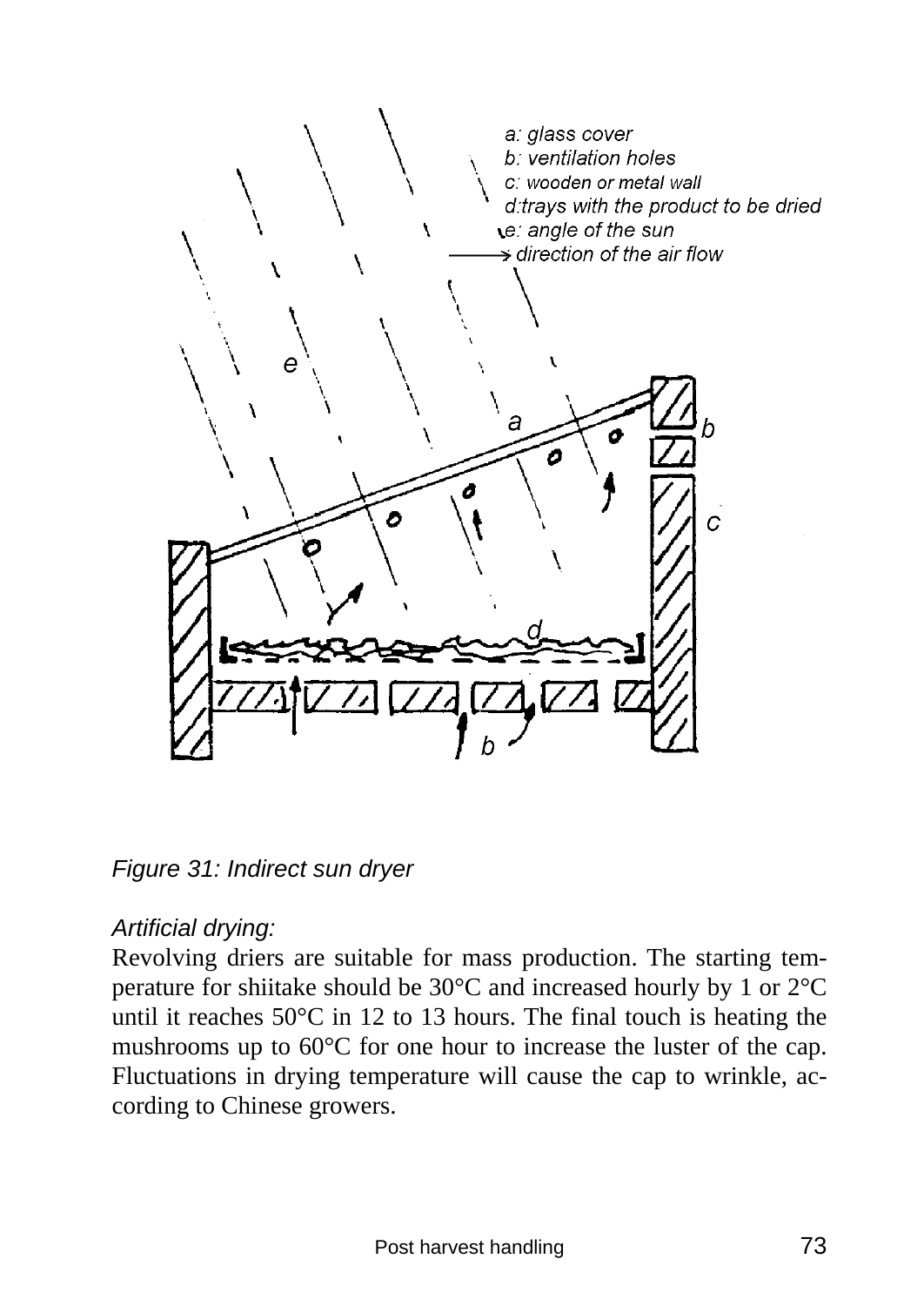a: glass cover
b: ventilation holes
c: wooden or metal wall
d: trays with the product to be dried
e: angle of the sun
→ direction of the air flow

*Figure 31: Indirect sun dryer*

*Artificial drying:*
Revolving driers are suitable for mass production. The starting temperature for shiitake should be 30°C and increased hourly by 1 or 2°C until it reaches 50°C in 12 to 13 hours. The final touch is heating the mushrooms up to 60°C for one hour to increase the luster of the cap. Fluctuations in drying temperature will cause the cap to wrinkle, according to Chinese growers.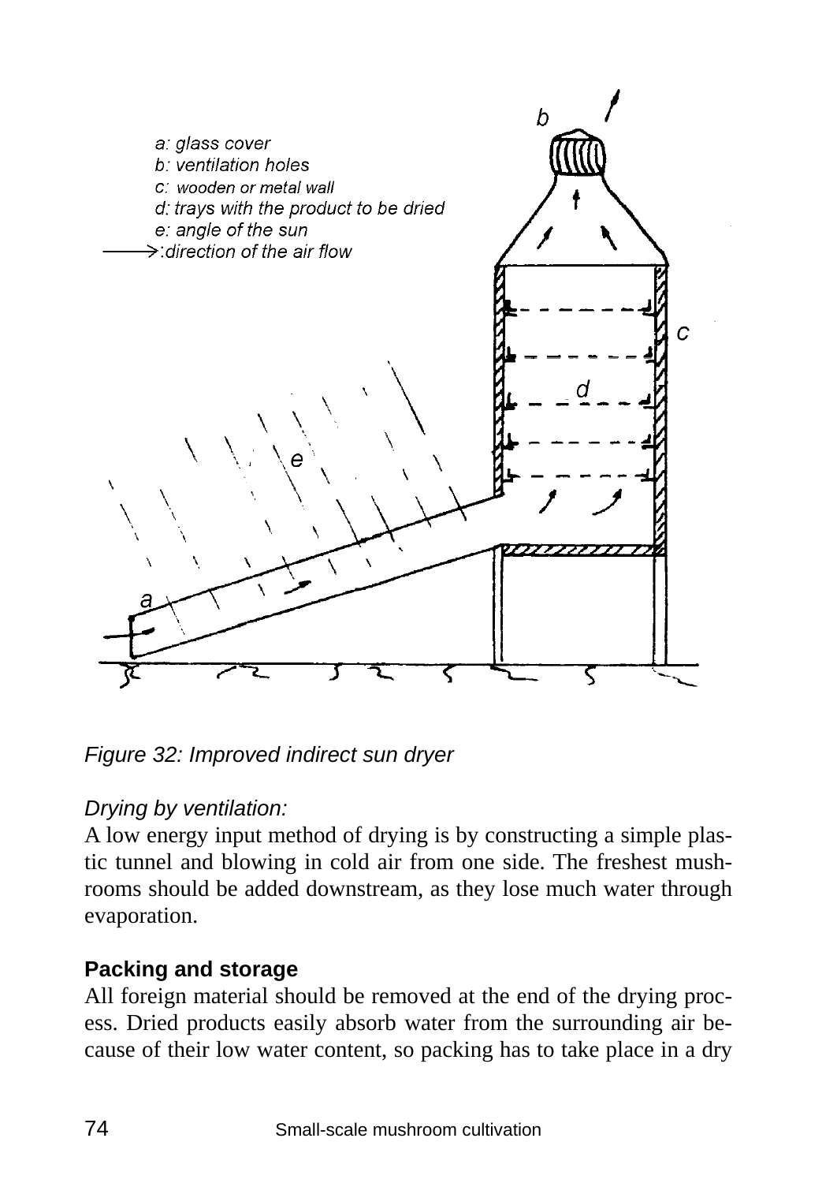a: glass cover
b: ventilation holes
c: wooden or metal wall
d: trays with the product to be dried
e: angle of the sun
⟶: direction of the air flow

*Figure 32: Improved indirect sun dryer*

*Drying by ventilation:*
A low energy input method of drying is by constructing a simple plastic tunnel and blowing in cold air from one side. The freshest mushrooms should be added downstream, as they lose much water through evaporation.

**Packing and storage**
All foreign material should be removed at the end of the drying process. Dried products easily absorb water from the surrounding air because of their low water content, so packing has to take place in a dry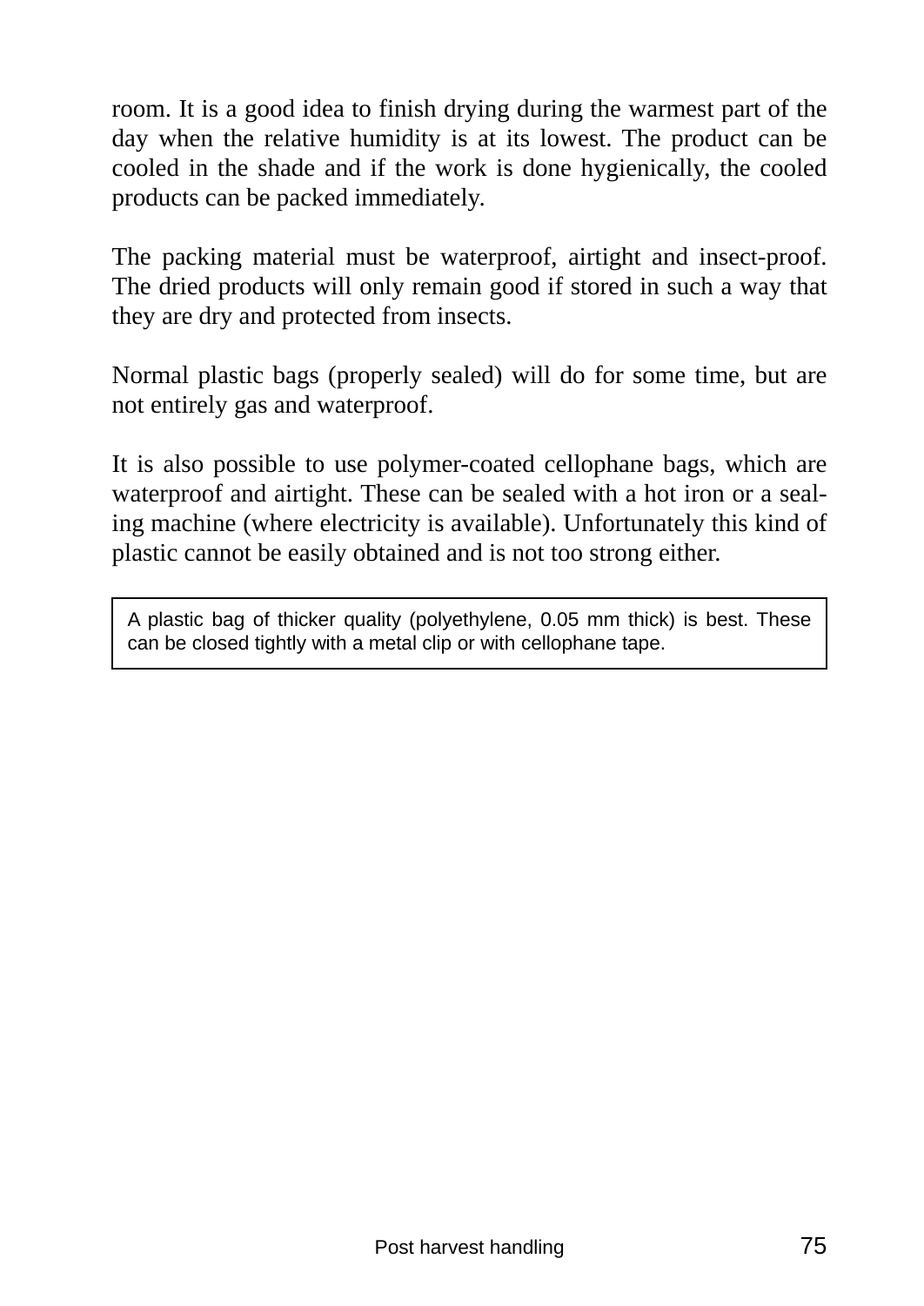room. It is a good idea to finish drying during the warmest part of the day when the relative humidity is at its lowest. The product can be cooled in the shade and if the work is done hygienically, the cooled products can be packed immediately.

The packing material must be waterproof, airtight and insect-proof. The dried products will only remain good if stored in such a way that they are dry and protected from insects.

Normal plastic bags (properly sealed) will do for some time, but are not entirely gas and waterproof.

It is also possible to use polymer-coated cellophane bags, which are waterproof and airtight. These can be sealed with a hot iron or a sealing machine (where electricity is available). Unfortunately this kind of plastic cannot be easily obtained and is not too strong either.

> A plastic bag of thicker quality (polyethylene, 0.05 mm thick) is best. These can be closed tightly with a metal clip or with cellophane tape.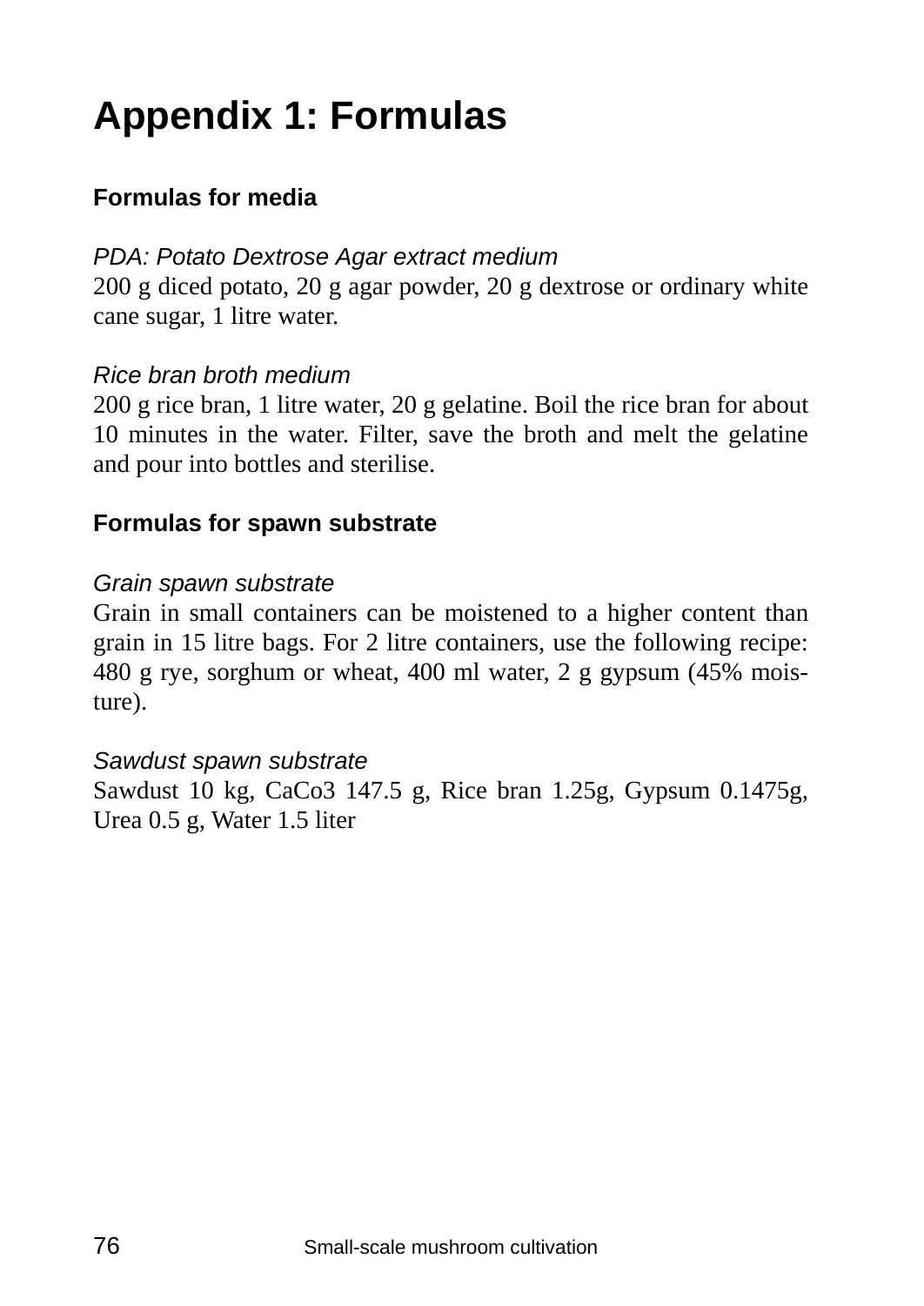# Appendix 1: Formulas

## Formulas for media

*PDA: Potato Dextrose Agar extract medium*
200 g diced potato, 20 g agar powder, 20 g dextrose or ordinary white cane sugar, 1 litre water.

*Rice bran broth medium*
200 g rice bran, 1 litre water, 20 g gelatine. Boil the rice bran for about 10 minutes in the water. Filter, save the broth and melt the gelatine and pour into bottles and sterilise.

## Formulas for spawn substrate

*Grain spawn substrate*
Grain in small containers can be moistened to a higher content than grain in 15 litre bags. For 2 litre containers, use the following recipe: 480 g rye, sorghum or wheat, 400 ml water, 2 g gypsum (45% moisture).

*Sawdust spawn substrate*
Sawdust 10 kg, CaCo3 147.5 g, Rice bran 1.25g, Gypsum 0.1475g, Urea 0.5 g, Water 1.5 liter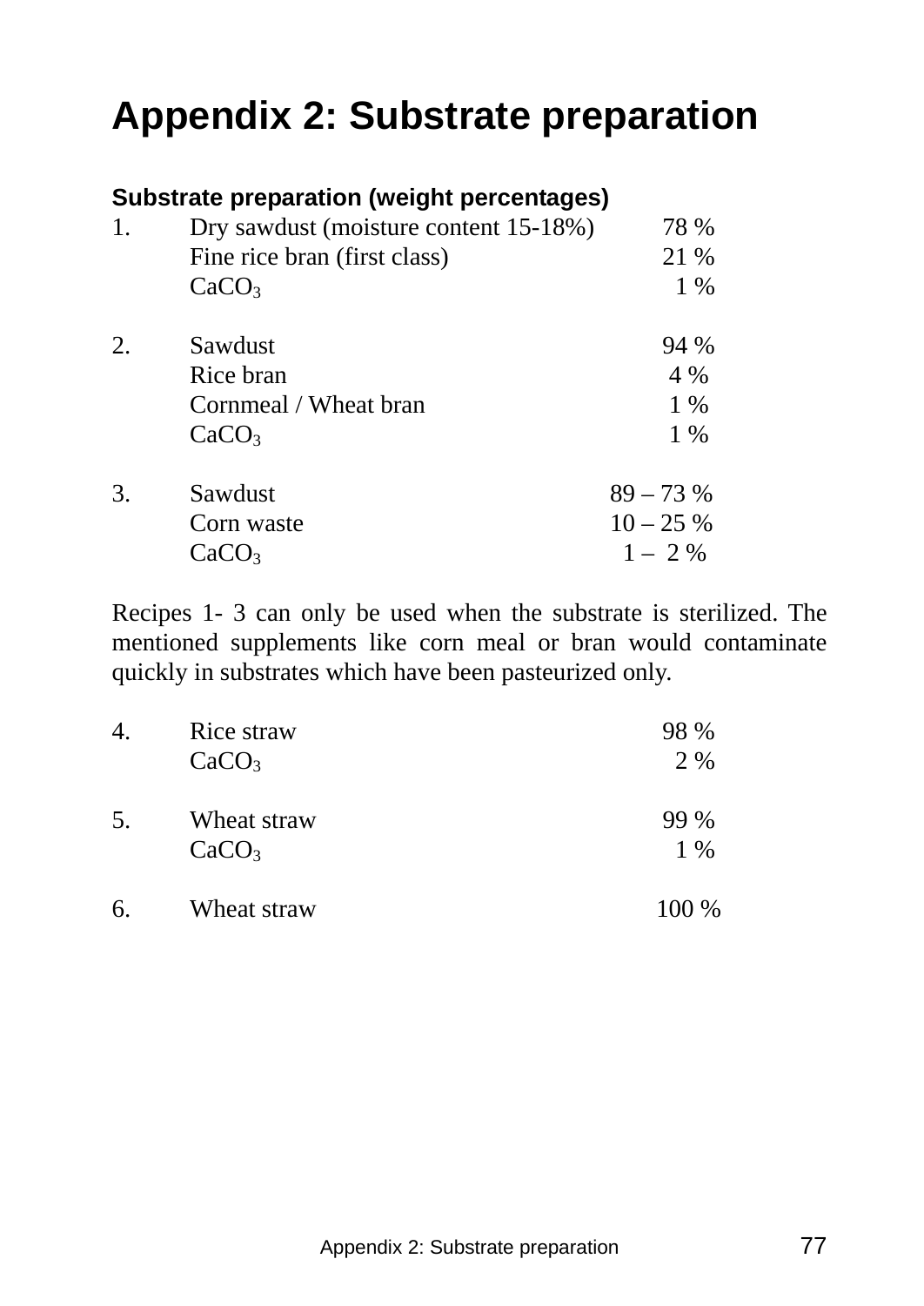# Appendix 2: Substrate preparation

**Substrate preparation (weight percentages)**

| | | |
|---|---|---|
| 1. | Dry sawdust (moisture content 15-18%) | 78 % |
| | Fine rice bran (first class) | 21 % |
| | $CaCO_3$ | 1 % |
| 2. | Sawdust | 94 % |
| | Rice bran | 4 % |
| | Cornmeal / Wheat bran | 1 % |
| | $CaCO_3$ | 1 % |
| 3. | Sawdust | 89 – 73 % |
| | Corn waste | 10 – 25 % |
| | $CaCO_3$ | 1 – 2 % |

Recipes 1- 3 can only be used when the substrate is sterilized. The mentioned supplements like corn meal or bran would contaminate quickly in substrates which have been pasteurized only.

| | | |
|---|---|---|
| 4. | Rice straw | 98 % |
| | $CaCO_3$ | 2 % |
| 5. | Wheat straw | 99 % |
| | $CaCO_3$ | 1 % |
| 6. | Wheat straw | 100 % |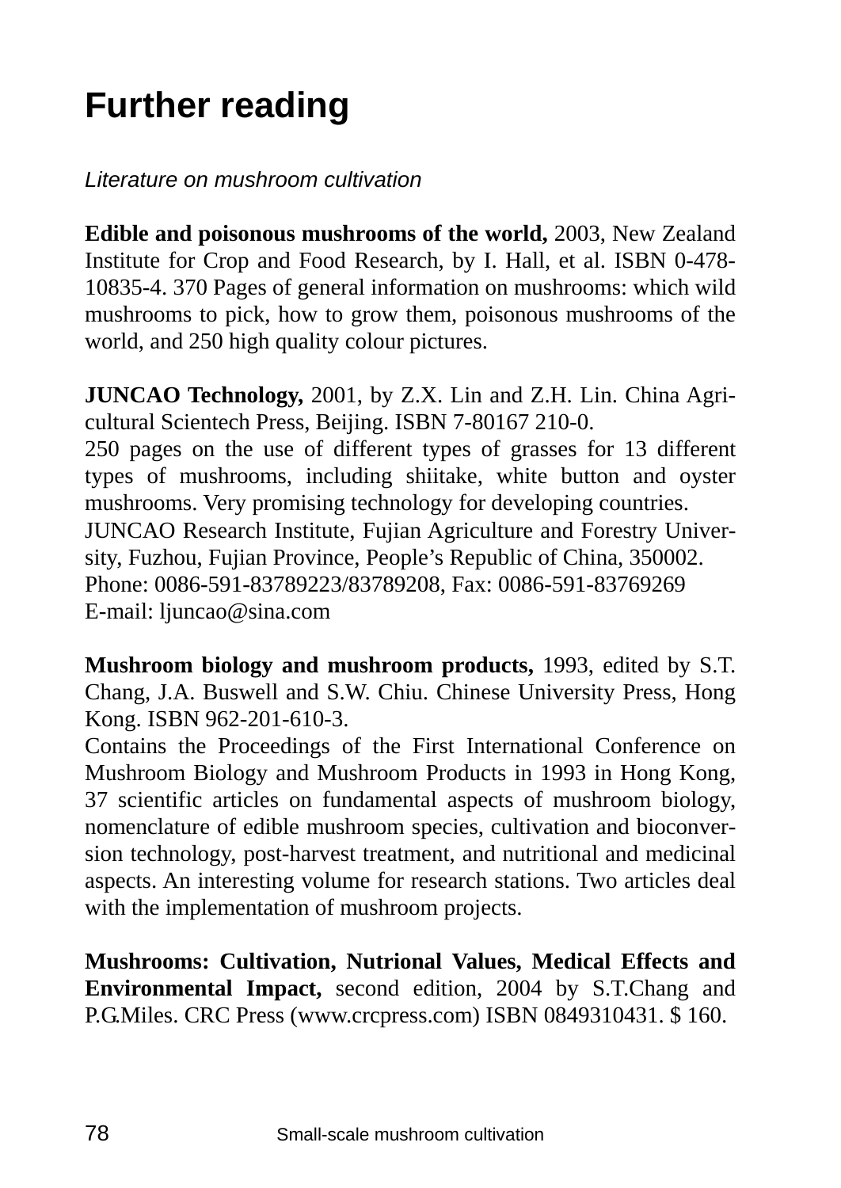# Further reading

*Literature on mushroom cultivation*

**Edible and poisonous mushrooms of the world,** 2003, New Zealand Institute for Crop and Food Research, by I. Hall, et al. ISBN 0-478-10835-4. 370 Pages of general information on mushrooms: which wild mushrooms to pick, how to grow them, poisonous mushrooms of the world, and 250 high quality colour pictures.

**JUNCAO Technology,** 2001, by Z.X. Lin and Z.H. Lin. China Agricultural Scientech Press, Beijing. ISBN 7-80167 210-0.
250 pages on the use of different types of grasses for 13 different types of mushrooms, including shiitake, white button and oyster mushrooms. Very promising technology for developing countries.
JUNCAO Research Institute, Fujian Agriculture and Forestry University, Fuzhou, Fujian Province, People's Republic of China, 350002.
Phone: 0086-591-83789223/83789208, Fax: 0086-591-83769269
E-mail: ljuncao@sina.com

**Mushroom biology and mushroom products,** 1993, edited by S.T. Chang, J.A. Buswell and S.W. Chiu. Chinese University Press, Hong Kong. ISBN 962-201-610-3.
Contains the Proceedings of the First International Conference on Mushroom Biology and Mushroom Products in 1993 in Hong Kong, 37 scientific articles on fundamental aspects of mushroom biology, nomenclature of edible mushroom species, cultivation and bioconversion technology, post-harvest treatment, and nutritional and medicinal aspects. An interesting volume for research stations. Two articles deal with the implementation of mushroom projects.

**Mushrooms: Cultivation, Nutrional Values, Medical Effects and Environmental Impact,** second edition, 2004 by S.T.Chang and P.G.Miles. CRC Press (www.crcpress.com) ISBN 0849310431. $ 160.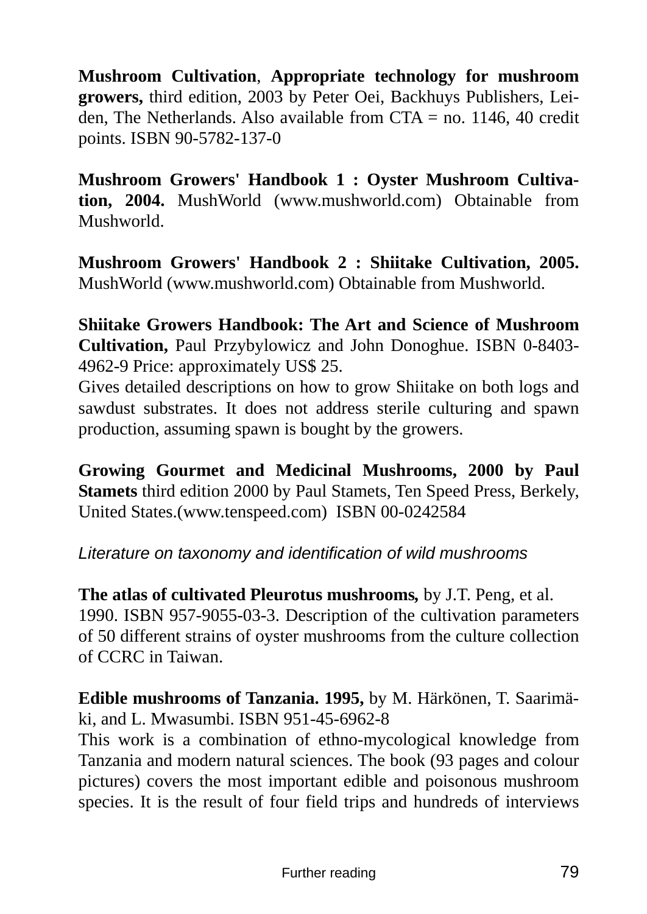**Mushroom Cultivation**, **Appropriate technology for mushroom growers,** third edition, 2003 by Peter Oei, Backhuys Publishers, Leiden, The Netherlands. Also available from CTA = no. 1146, 40 credit points. ISBN 90-5782-137-0

**Mushroom Growers' Handbook 1 : Oyster Mushroom Cultivation, 2004.** MushWorld (www.mushworld.com) Obtainable from Mushworld.

**Mushroom Growers' Handbook 2 : Shiitake Cultivation, 2005.** MushWorld (www.mushworld.com) Obtainable from Mushworld.

**Shiitake Growers Handbook: The Art and Science of Mushroom Cultivation,** Paul Przybylowicz and John Donoghue. ISBN 0-8403-4962-9 Price: approximately US$ 25.
Gives detailed descriptions on how to grow Shiitake on both logs and sawdust substrates. It does not address sterile culturing and spawn production, assuming spawn is bought by the growers.

**Growing Gourmet and Medicinal Mushrooms, 2000 by Paul Stamets** third edition 2000 by Paul Stamets, Ten Speed Press, Berkely, United States.(www.tenspeed.com) ISBN 00-0242584

*Literature on taxonomy and identification of wild mushrooms*

**The atlas of cultivated Pleurotus mushrooms,** by J.T. Peng, et al. 1990. ISBN 957-9055-03-3. Description of the cultivation parameters of 50 different strains of oyster mushrooms from the culture collection of CCRC in Taiwan.

**Edible mushrooms of Tanzania. 1995,** by M. Härkönen, T. Saarimäki, and L. Mwasumbi. ISBN 951-45-6962-8
This work is a combination of ethno-mycological knowledge from Tanzania and modern natural sciences. The book (93 pages and colour pictures) covers the most important edible and poisonous mushroom species. It is the result of four field trips and hundreds of interviews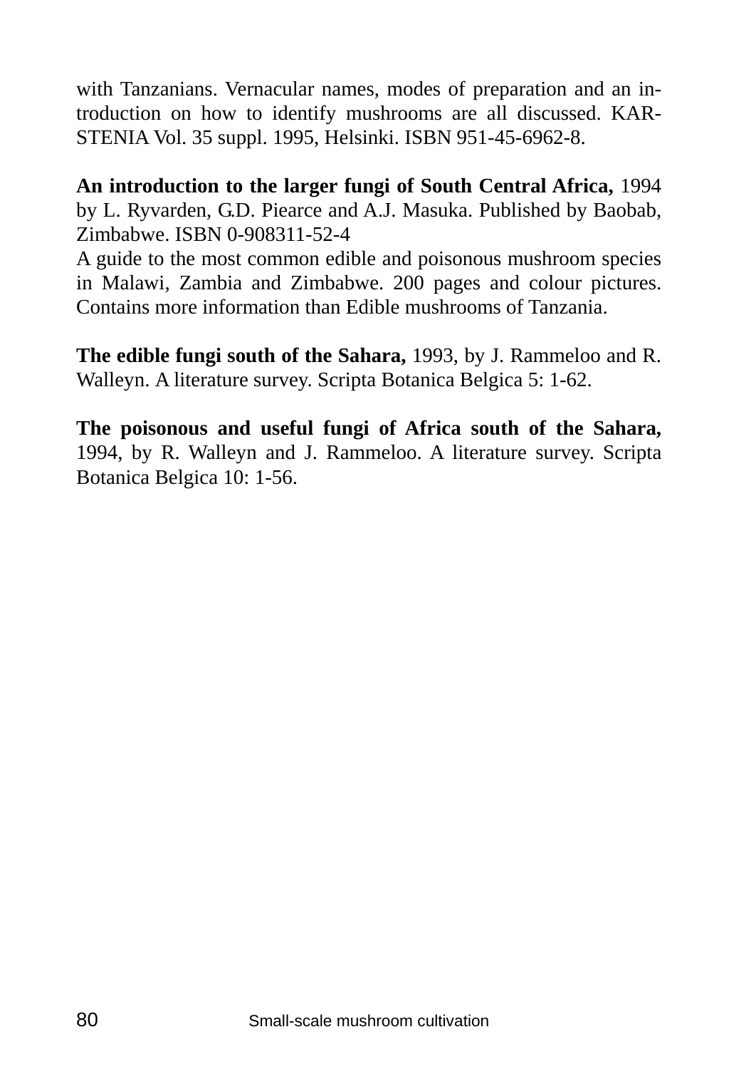with Tanzanians. Vernacular names, modes of preparation and an introduction on how to identify mushrooms are all discussed. KARSTENIA Vol. 35 suppl. 1995, Helsinki. ISBN 951-45-6962-8.

**An introduction to the larger fungi of South Central Africa,** 1994 by L. Ryvarden, G.D. Piearce and A.J. Masuka. Published by Baobab, Zimbabwe. ISBN 0-908311-52-4
A guide to the most common edible and poisonous mushroom species in Malawi, Zambia and Zimbabwe. 200 pages and colour pictures. Contains more information than Edible mushrooms of Tanzania.

**The edible fungi south of the Sahara,** 1993, by J. Rammeloo and R. Walleyn. A literature survey. Scripta Botanica Belgica 5: 1-62.

**The poisonous and useful fungi of Africa south of the Sahara,** 1994, by R. Walleyn and J. Rammeloo. A literature survey. Scripta Botanica Belgica 10: 1-56.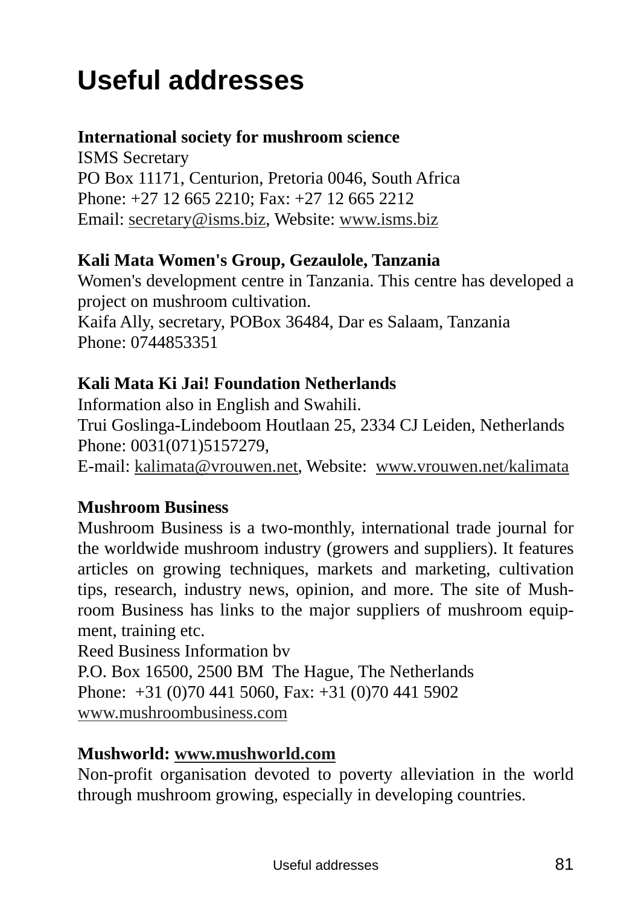# Useful addresses

**International society for mushroom science**
ISMS Secretary
PO Box 11171, Centurion, Pretoria 0046, South Africa
Phone: +27 12 665 2210; Fax: +27 12 665 2212
Email: secretary@isms.biz, Website: www.isms.biz

**Kali Mata Women's Group, Gezaulole, Tanzania**
Women's development centre in Tanzania. This centre has developed a project on mushroom cultivation.
Kaifa Ally, secretary, POBox 36484, Dar es Salaam, Tanzania
Phone: 0744853351

**Kali Mata Ki Jai! Foundation Netherlands**
Information also in English and Swahili.
Trui Goslinga-Lindeboom Houtlaan 25, 2334 CJ Leiden, Netherlands
Phone: 0031(071)5157279,
E-mail: kalimata@vrouwen.net, Website: www.vrouwen.net/kalimata

**Mushroom Business**
Mushroom Business is a two-monthly, international trade journal for the worldwide mushroom industry (growers and suppliers). It features articles on growing techniques, markets and marketing, cultivation tips, research, industry news, opinion, and more. The site of Mushroom Business has links to the major suppliers of mushroom equipment, training etc.
Reed Business Information bv
P.O. Box 16500, 2500 BM The Hague, The Netherlands
Phone: +31 (0)70 441 5060, Fax: +31 (0)70 441 5902
www.mushroombusiness.com

**Mushworld: www.mushworld.com**
Non-profit organisation devoted to poverty alleviation in the world through mushroom growing, especially in developing countries.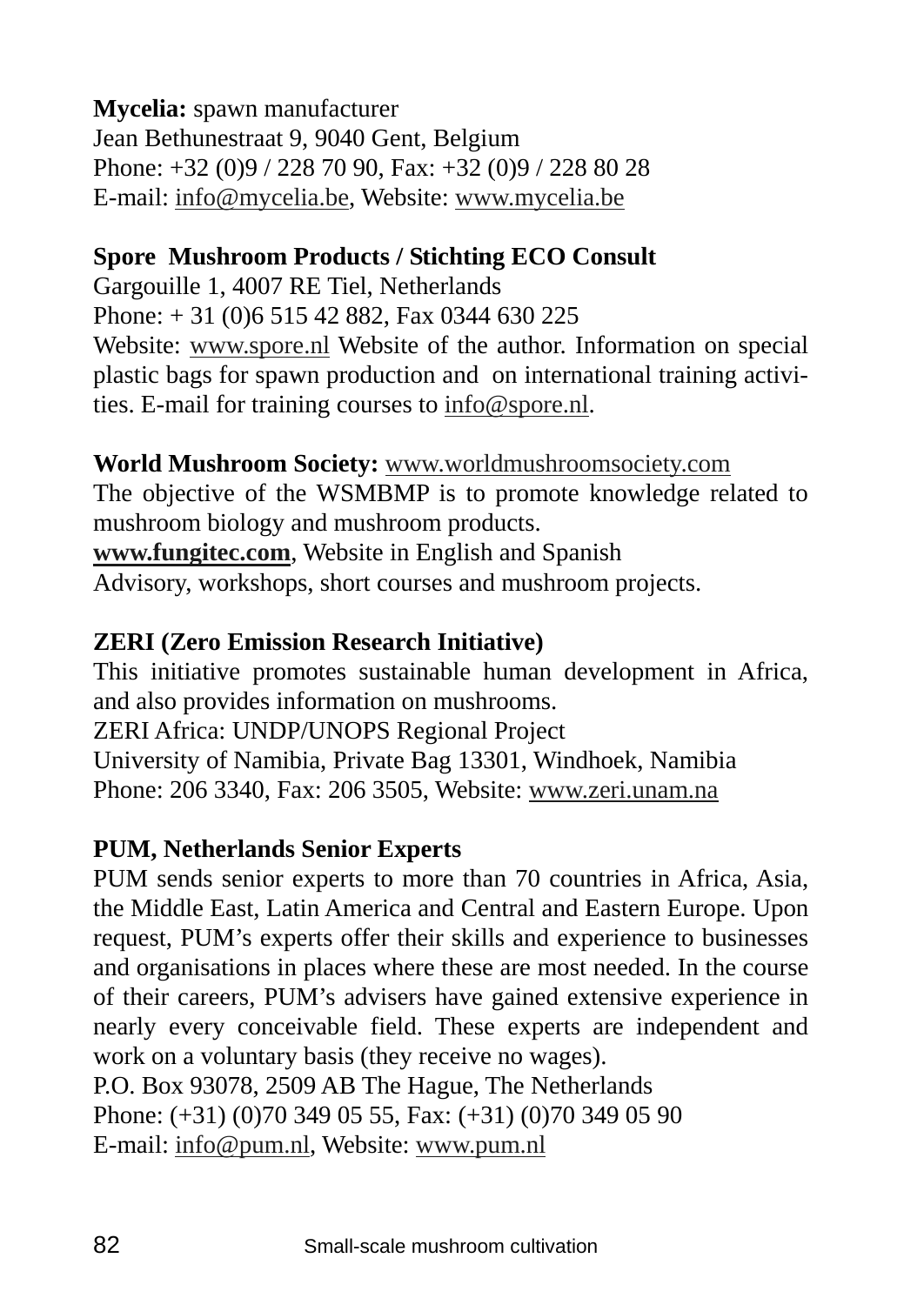**Mycelia:** spawn manufacturer
Jean Bethunestraat 9, 9040 Gent, Belgium
Phone: +32 (0)9 / 228 70 90, Fax: +32 (0)9 / 228 80 28
E-mail: info@mycelia.be, Website: www.mycelia.be

**Spore Mushroom Products / Stichting ECO Consult**
Gargouille 1, 4007 RE Tiel, Netherlands
Phone: + 31 (0)6 515 42 882, Fax 0344 630 225
Website: www.spore.nl Website of the author. Information on special plastic bags for spawn production and on international training activities. E-mail for training courses to info@spore.nl.

**World Mushroom Society:** www.worldmushroomsociety.com
The objective of the WSMBMP is to promote knowledge related to mushroom biology and mushroom products.
**www.fungitec.com**, Website in English and Spanish
Advisory, workshops, short courses and mushroom projects.

**ZERI (Zero Emission Research Initiative)**
This initiative promotes sustainable human development in Africa, and also provides information on mushrooms.
ZERI Africa: UNDP/UNOPS Regional Project
University of Namibia, Private Bag 13301, Windhoek, Namibia
Phone: 206 3340, Fax: 206 3505, Website: www.zeri.unam.na

**PUM, Netherlands Senior Experts**
PUM sends senior experts to more than 70 countries in Africa, Asia, the Middle East, Latin America and Central and Eastern Europe. Upon request, PUM's experts offer their skills and experience to businesses and organisations in places where these are most needed. In the course of their careers, PUM's advisers have gained extensive experience in nearly every conceivable field. These experts are independent and work on a voluntary basis (they receive no wages).
P.O. Box 93078, 2509 AB The Hague, The Netherlands
Phone: (+31) (0)70 349 05 55, Fax: (+31) (0)70 349 05 90
E-mail: info@pum.nl, Website: www.pum.nl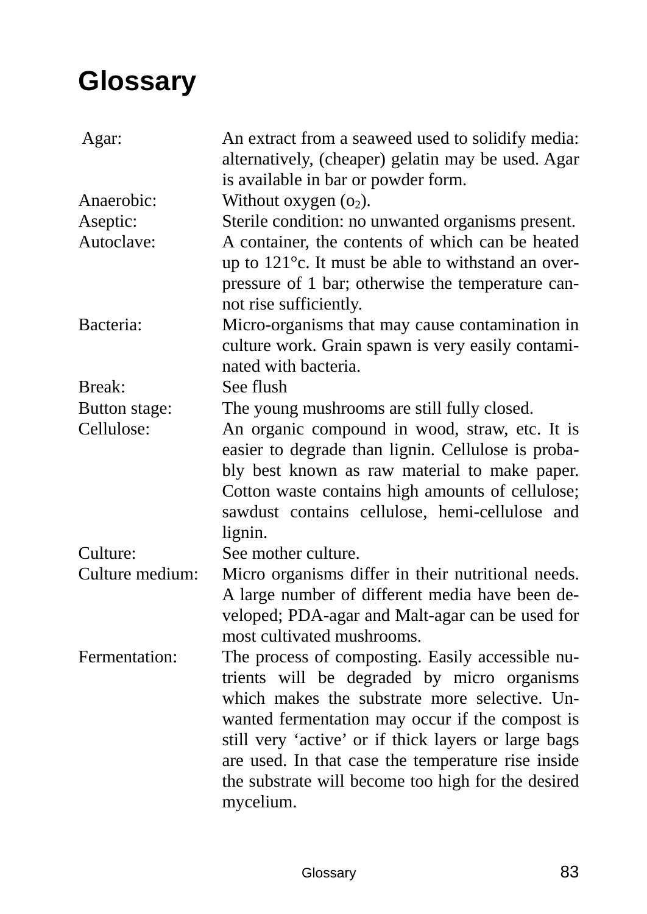# Glossary

| | |
|---|---|
| Agar: | An extract from a seaweed used to solidify media: alternatively, (cheaper) gelatin may be used. Agar is available in bar or powder form. |
| Anaerobic: | Without oxygen ($o_2$). |
| Aseptic: | Sterile condition: no unwanted organisms present. |
| Autoclave: | A container, the contents of which can be heated up to 121°c. It must be able to withstand an over-pressure of 1 bar; otherwise the temperature cannot rise sufficiently. |
| Bacteria: | Micro-organisms that may cause contamination in culture work. Grain spawn is very easily contaminated with bacteria. |
| Break: | See flush |
| Button stage: | The young mushrooms are still fully closed. |
| Cellulose: | An organic compound in wood, straw, etc. It is easier to degrade than lignin. Cellulose is probably best known as raw material to make paper. Cotton waste contains high amounts of cellulose; sawdust contains cellulose, hemi-cellulose and lignin. |
| Culture: | See mother culture. |
| Culture medium: | Micro organisms differ in their nutritional needs. A large number of different media have been developed; PDA-agar and Malt-agar can be used for most cultivated mushrooms. |
| Fermentation: | The process of composting. Easily accessible nutrients will be degraded by micro organisms which makes the substrate more selective. Unwanted fermentation may occur if the compost is still very 'active' or if thick layers or large bags are used. In that case the temperature rise inside the substrate will become too high for the desired mycelium. |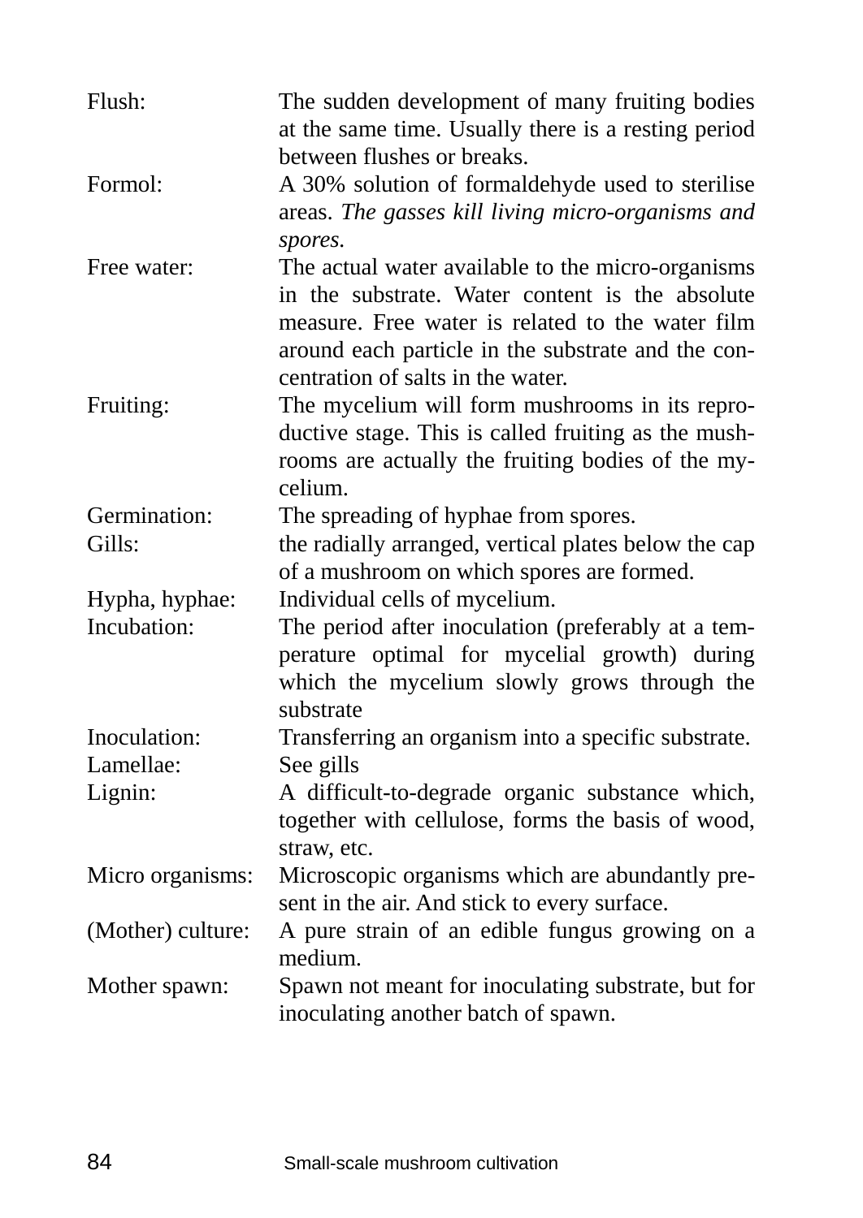Flush: The sudden development of many fruiting bodies at the same time. Usually there is a resting period between flushes or breaks.

Formol: A 30% solution of formaldehyde used to sterilise areas. *The gasses kill living micro-organisms and spores.*

Free water: The actual water available to the micro-organisms in the substrate. Water content is the absolute measure. Free water is related to the water film around each particle in the substrate and the concentration of salts in the water.

Fruiting: The mycelium will form mushrooms in its reproductive stage. This is called fruiting as the mushrooms are actually the fruiting bodies of the mycelium.

Germination: The spreading of hyphae from spores.

Gills: the radially arranged, vertical plates below the cap of a mushroom on which spores are formed.

Hypha, hyphae: Individual cells of mycelium.

Incubation: The period after inoculation (preferably at a temperature optimal for mycelial growth) during which the mycelium slowly grows through the substrate

Inoculation: Transferring an organism into a specific substrate.

Lamellae: See gills

Lignin: A difficult-to-degrade organic substance which, together with cellulose, forms the basis of wood, straw, etc.

Micro organisms: Microscopic organisms which are abundantly present in the air. And stick to every surface.

(Mother) culture: A pure strain of an edible fungus growing on a medium.

Mother spawn: Spawn not meant for inoculating substrate, but for inoculating another batch of spawn.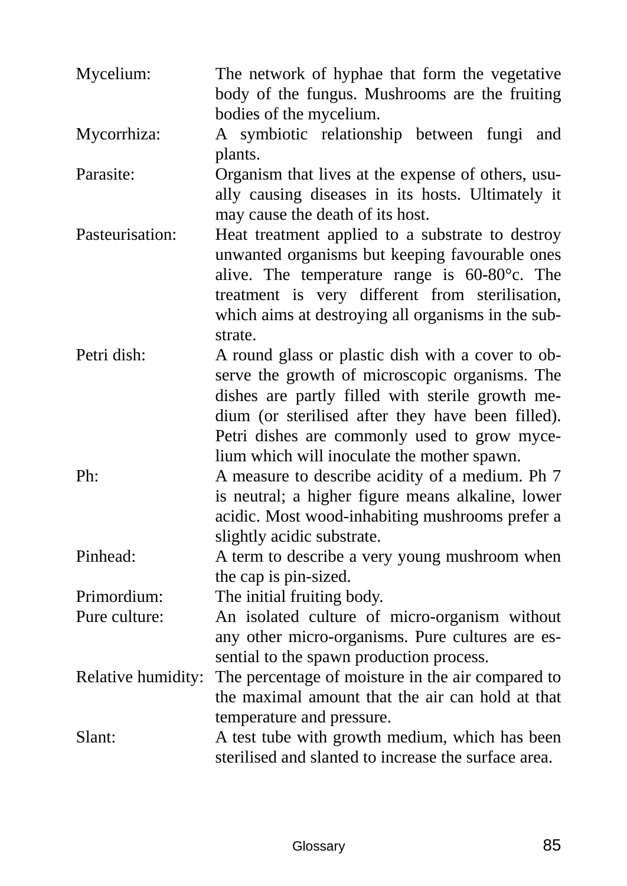**Mycelium:** The network of hyphae that form the vegetative body of the fungus. Mushrooms are the fruiting bodies of the mycelium.

**Mycorrhiza:** A symbiotic relationship between fungi and plants.

**Parasite:** Organism that lives at the expense of others, usually causing diseases in its hosts. Ultimately it may cause the death of its host.

**Pasteurisation:** Heat treatment applied to a substrate to destroy unwanted organisms but keeping favourable ones alive. The temperature range is 60-80°c. The treatment is very different from sterilisation, which aims at destroying all organisms in the substrate.

**Petri dish:** A round glass or plastic dish with a cover to observe the growth of microscopic organisms. The dishes are partly filled with sterile growth medium (or sterilised after they have been filled). Petri dishes are commonly used to grow mycelium which will inoculate the mother spawn.

**Ph:** A measure to describe acidity of a medium. Ph 7 is neutral; a higher figure means alkaline, lower acidic. Most wood-inhabiting mushrooms prefer a slightly acidic substrate.

**Pinhead:** A term to describe a very young mushroom when the cap is pin-sized.

**Primordium:** The initial fruiting body.

**Pure culture:** An isolated culture of micro-organism without any other micro-organisms. Pure cultures are essential to the spawn production process.

**Relative humidity:** The percentage of moisture in the air compared to the maximal amount that the air can hold at that temperature and pressure.

**Slant:** A test tube with growth medium, which has been sterilised and slanted to increase the surface area.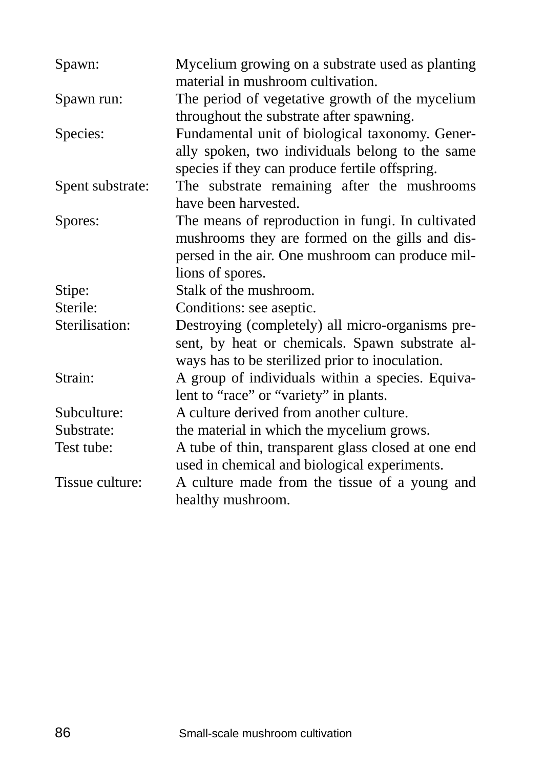| | |
|---|---|
| Spawn: | Mycelium growing on a substrate used as planting material in mushroom cultivation. |
| Spawn run: | The period of vegetative growth of the mycelium throughout the substrate after spawning. |
| Species: | Fundamental unit of biological taxonomy. Generally spoken, two individuals belong to the same species if they can produce fertile offspring. |
| Spent substrate: | The substrate remaining after the mushrooms have been harvested. |
| Spores: | The means of reproduction in fungi. In cultivated mushrooms they are formed on the gills and dispersed in the air. One mushroom can produce millions of spores. |
| Stipe: | Stalk of the mushroom. |
| Sterile: | Conditions: see aseptic. |
| Sterilisation: | Destroying (completely) all micro-organisms present, by heat or chemicals. Spawn substrate always has to be sterilized prior to inoculation. |
| Strain: | A group of individuals within a species. Equivalent to “race” or “variety” in plants. |
| Subculture: | A culture derived from another culture. |
| Substrate: | the material in which the mycelium grows. |
| Test tube: | A tube of thin, transparent glass closed at one end used in chemical and biological experiments. |
| Tissue culture: | A culture made from the tissue of a young and healthy mushroom. |